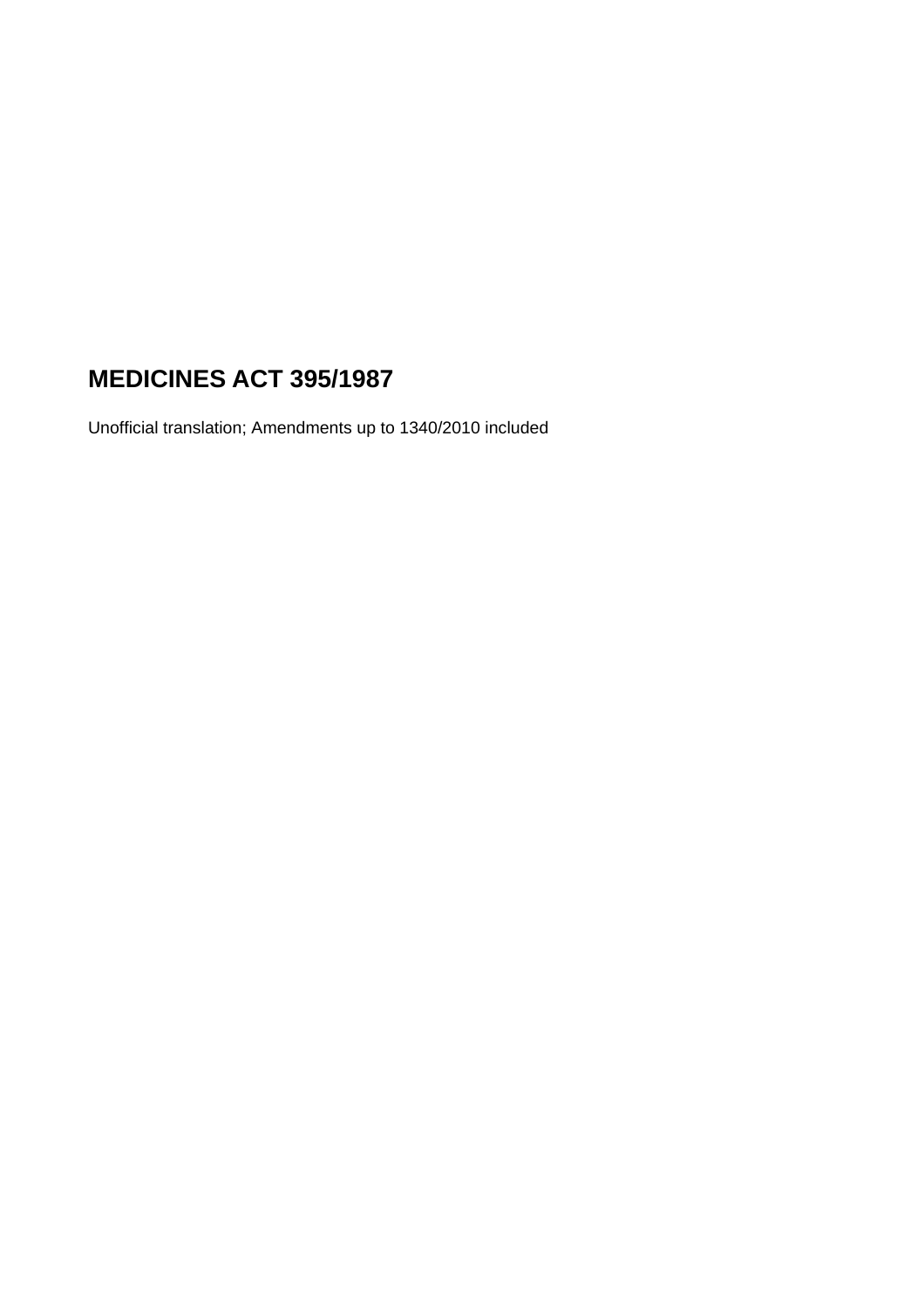# MEDICINES ACT 395/1987

Unofficial translation; Amendments up to 1340/2010 included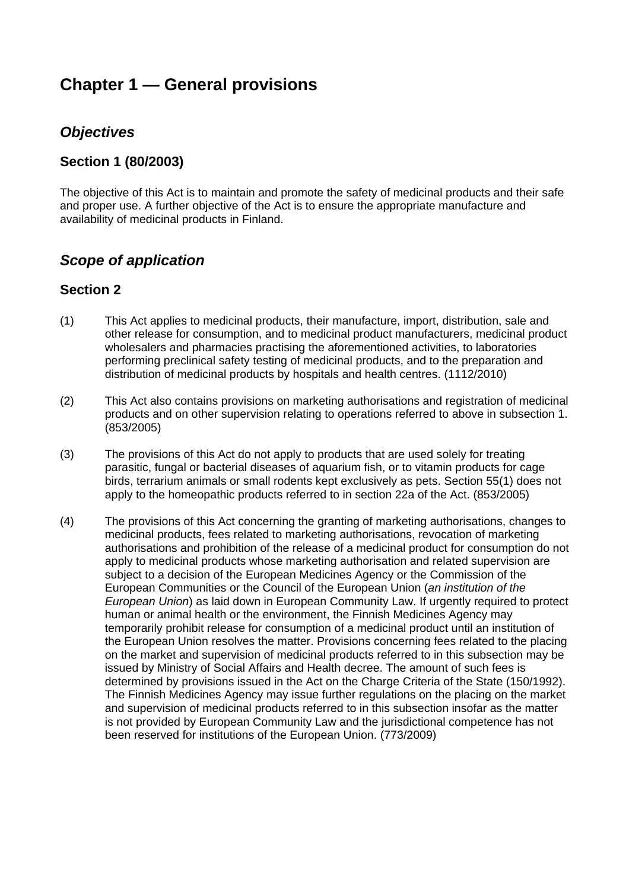# Chapter 1 — General provisions

## *Objectives*

### Section 1 (80/2003)

The objective of this Act is to maintain and promote the safety of medicinal products and their safe and proper use. A further objective of the Act is to ensure the appropriate manufacture and availability of medicinal products in Finland.

## *Scope of application*

### Section 2

(1) This Act applies to medicinal products, their manufacture, import, distribution, sale and other release for consumption, and to medicinal product manufacturers, medicinal product wholesalers and pharmacies practising the aforementioned activities, to laboratories performing preclinical safety testing of medicinal products, and to the preparation and distribution of medicinal products by hospitals and health centres. (1112/2010)

(2) This Act also contains provisions on marketing authorisations and registration of medicinal products and on other supervision relating to operations referred to above in subsection 1. (853/2005)

(3) The provisions of this Act do not apply to products that are used solely for treating parasitic, fungal or bacterial diseases of aquarium fish, or to vitamin products for cage birds, terrarium animals or small rodents kept exclusively as pets. Section 55(1) does not apply to the homeopathic products referred to in section 22a of the Act. (853/2005)

(4) The provisions of this Act concerning the granting of marketing authorisations, changes to medicinal products, fees related to marketing authorisations, revocation of marketing authorisations and prohibition of the release of a medicinal product for consumption do not apply to medicinal products whose marketing authorisation and related supervision are subject to a decision of the European Medicines Agency or the Commission of the European Communities or the Council of the European Union (*an institution of the European Union*) as laid down in European Community Law. If urgently required to protect human or animal health or the environment, the Finnish Medicines Agency may temporarily prohibit release for consumption of a medicinal product until an institution of the European Union resolves the matter. Provisions concerning fees related to the placing on the market and supervision of medicinal products referred to in this subsection may be issued by Ministry of Social Affairs and Health decree. The amount of such fees is determined by provisions issued in the Act on the Charge Criteria of the State (150/1992). The Finnish Medicines Agency may issue further regulations on the placing on the market and supervision of medicinal products referred to in this subsection insofar as the matter is not provided by European Community Law and the jurisdictional competence has not been reserved for institutions of the European Union. (773/2009)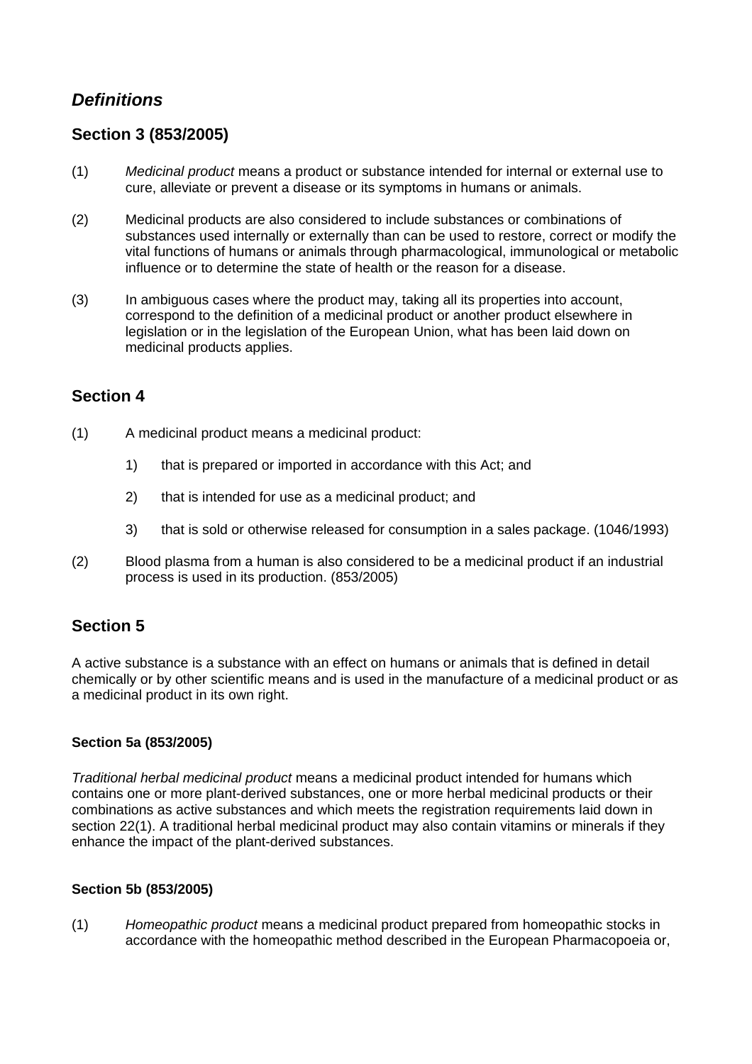## *Definitions*

## Section 3 (853/2005)

(1) *Medicinal product* means a product or substance intended for internal or external use to cure, alleviate or prevent a disease or its symptoms in humans or animals.

(2) Medicinal products are also considered to include substances or combinations of substances used internally or externally than can be used to restore, correct or modify the vital functions of humans or animals through pharmacological, immunological or metabolic influence or to determine the state of health or the reason for a disease.

(3) In ambiguous cases where the product may, taking all its properties into account, correspond to the definition of a medicinal product or another product elsewhere in legislation or in the legislation of the European Union, what has been laid down on medicinal products applies.

## Section 4

(1) A medicinal product means a medicinal product:

1) that is prepared or imported in accordance with this Act; and

2) that is intended for use as a medicinal product; and

3) that is sold or otherwise released for consumption in a sales package. (1046/1993)

(2) Blood plasma from a human is also considered to be a medicinal product if an industrial process is used in its production. (853/2005)

## Section 5

A active substance is a substance with an effect on humans or animals that is defined in detail chemically or by other scientific means and is used in the manufacture of a medicinal product or as a medicinal product in its own right.

### Section 5a (853/2005)

*Traditional herbal medicinal product* means a medicinal product intended for humans which contains one or more plant-derived substances, one or more herbal medicinal products or their combinations as active substances and which meets the registration requirements laid down in section 22(1). A traditional herbal medicinal product may also contain vitamins or minerals if they enhance the impact of the plant-derived substances.

### Section 5b (853/2005)

(1) *Homeopathic product* means a medicinal product prepared from homeopathic stocks in accordance with the homeopathic method described in the European Pharmacopoeia or,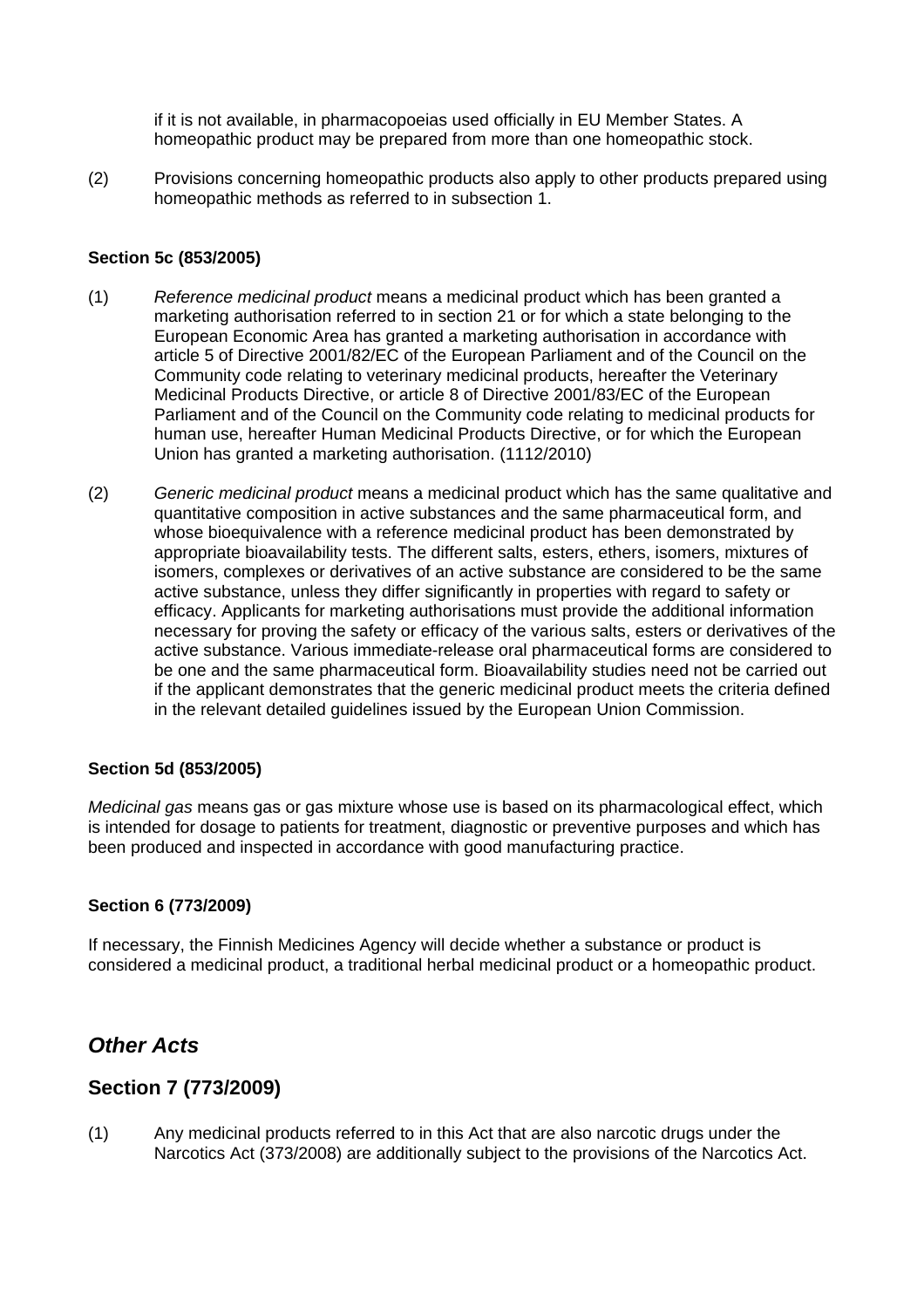if it is not available, in pharmacopoeias used officially in EU Member States. A homeopathic product may be prepared from more than one homeopathic stock.

(2) Provisions concerning homeopathic products also apply to other products prepared using homeopathic methods as referred to in subsection 1.

#### Section 5c (853/2005)

(1) *Reference medicinal product* means a medicinal product which has been granted a marketing authorisation referred to in section 21 or for which a state belonging to the European Economic Area has granted a marketing authorisation in accordance with article 5 of Directive 2001/82/EC of the European Parliament and of the Council on the Community code relating to veterinary medicinal products, hereafter the Veterinary Medicinal Products Directive, or article 8 of Directive 2001/83/EC of the European Parliament and of the Council on the Community code relating to medicinal products for human use, hereafter Human Medicinal Products Directive, or for which the European Union has granted a marketing authorisation. (1112/2010)

(2) *Generic medicinal product* means a medicinal product which has the same qualitative and quantitative composition in active substances and the same pharmaceutical form, and whose bioequivalence with a reference medicinal product has been demonstrated by appropriate bioavailability tests. The different salts, esters, ethers, isomers, mixtures of isomers, complexes or derivatives of an active substance are considered to be the same active substance, unless they differ significantly in properties with regard to safety or efficacy. Applicants for marketing authorisations must provide the additional information necessary for proving the safety or efficacy of the various salts, esters or derivatives of the active substance. Various immediate-release oral pharmaceutical forms are considered to be one and the same pharmaceutical form. Bioavailability studies need not be carried out if the applicant demonstrates that the generic medicinal product meets the criteria defined in the relevant detailed guidelines issued by the European Union Commission.

#### Section 5d (853/2005)

*Medicinal gas* means gas or gas mixture whose use is based on its pharmacological effect, which is intended for dosage to patients for treatment, diagnostic or preventive purposes and which has been produced and inspected in accordance with good manufacturing practice.

#### Section 6 (773/2009)

If necessary, the Finnish Medicines Agency will decide whether a substance or product is considered a medicinal product, a traditional herbal medicinal product or a homeopathic product.

## *Other Acts*

## Section 7 (773/2009)

(1) Any medicinal products referred to in this Act that are also narcotic drugs under the Narcotics Act (373/2008) are additionally subject to the provisions of the Narcotics Act.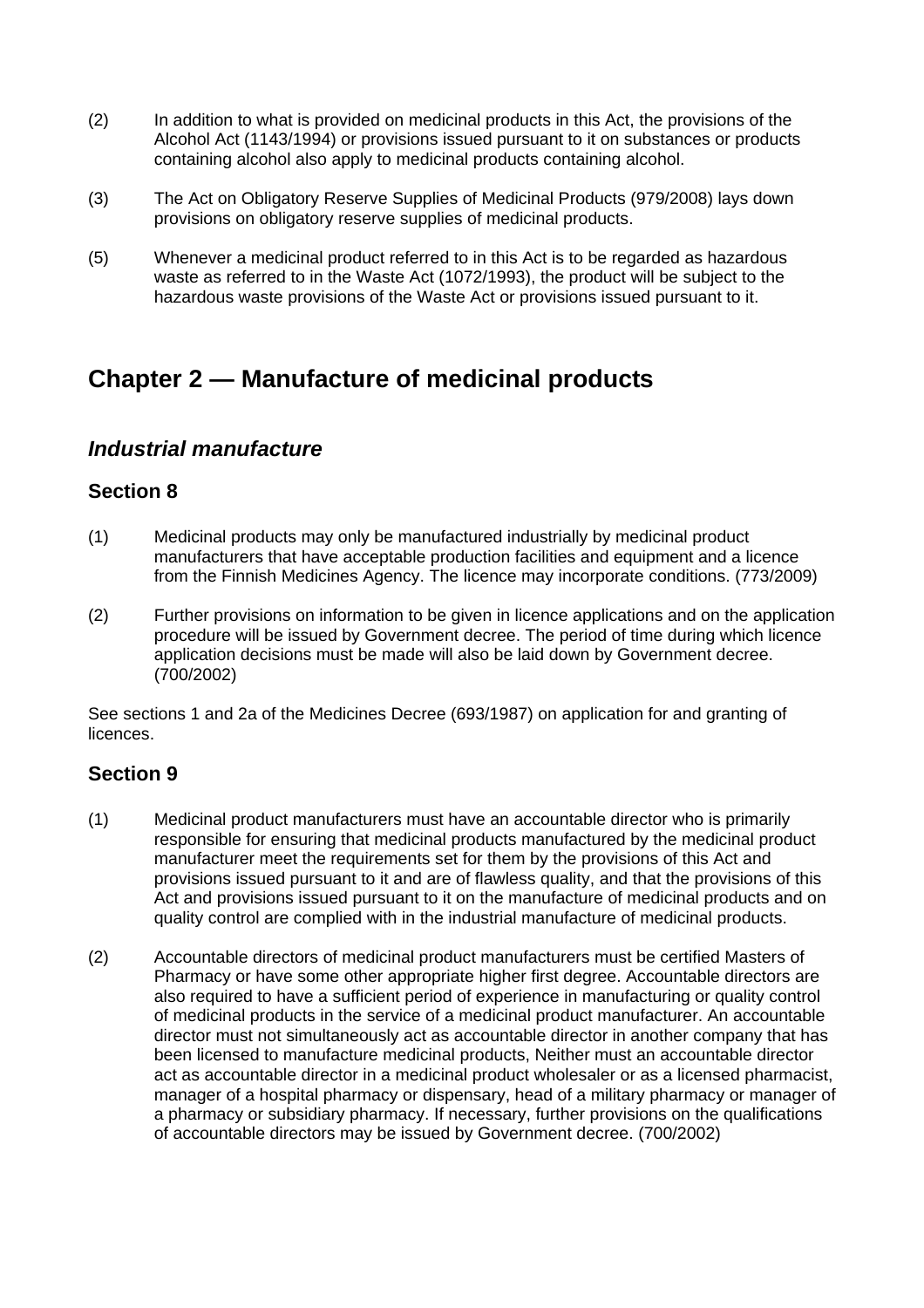(2) In addition to what is provided on medicinal products in this Act, the provisions of the Alcohol Act (1143/1994) or provisions issued pursuant to it on substances or products containing alcohol also apply to medicinal products containing alcohol.

(3) The Act on Obligatory Reserve Supplies of Medicinal Products (979/2008) lays down provisions on obligatory reserve supplies of medicinal products.

(5) Whenever a medicinal product referred to in this Act is to be regarded as hazardous waste as referred to in the Waste Act (1072/1993), the product will be subject to the hazardous waste provisions of the Waste Act or provisions issued pursuant to it.

## Chapter 2 — Manufacture of medicinal products

### *Industrial manufacture*

### Section 8

(1) Medicinal products may only be manufactured industrially by medicinal product manufacturers that have acceptable production facilities and equipment and a licence from the Finnish Medicines Agency. The licence may incorporate conditions. (773/2009)

(2) Further provisions on information to be given in licence applications and on the application procedure will be issued by Government decree. The period of time during which licence application decisions must be made will also be laid down by Government decree. (700/2002)

See sections 1 and 2a of the Medicines Decree (693/1987) on application for and granting of licences.

### Section 9

(1) Medicinal product manufacturers must have an accountable director who is primarily responsible for ensuring that medicinal products manufactured by the medicinal product manufacturer meet the requirements set for them by the provisions of this Act and provisions issued pursuant to it and are of flawless quality, and that the provisions of this Act and provisions issued pursuant to it on the manufacture of medicinal products and on quality control are complied with in the industrial manufacture of medicinal products.

(2) Accountable directors of medicinal product manufacturers must be certified Masters of Pharmacy or have some other appropriate higher first degree. Accountable directors are also required to have a sufficient period of experience in manufacturing or quality control of medicinal products in the service of a medicinal product manufacturer. An accountable director must not simultaneously act as accountable director in another company that has been licensed to manufacture medicinal products, Neither must an accountable director act as accountable director in a medicinal product wholesaler or as a licensed pharmacist, manager of a hospital pharmacy or dispensary, head of a military pharmacy or manager of a pharmacy or subsidiary pharmacy. If necessary, further provisions on the qualifications of accountable directors may be issued by Government decree. (700/2002)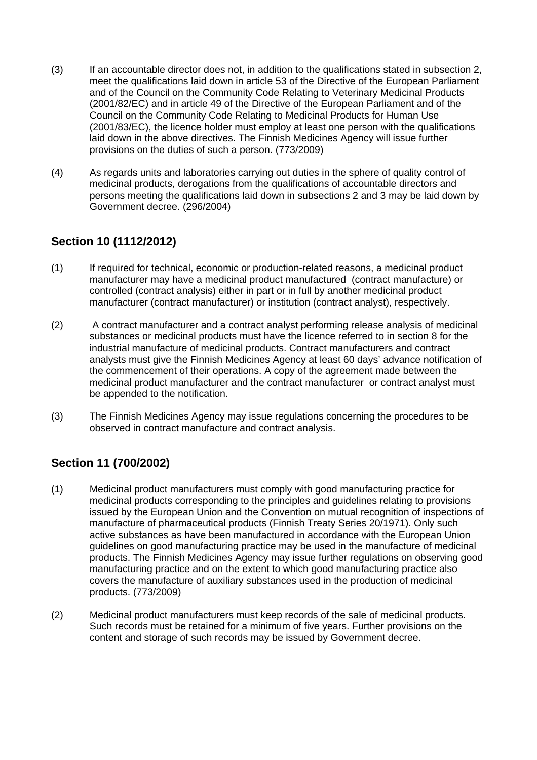(3) If an accountable director does not, in addition to the qualifications stated in subsection 2, meet the qualifications laid down in article 53 of the Directive of the European Parliament and of the Council on the Community Code Relating to Veterinary Medicinal Products (2001/82/EC) and in article 49 of the Directive of the European Parliament and of the Council on the Community Code Relating to Medicinal Products for Human Use (2001/83/EC), the licence holder must employ at least one person with the qualifications laid down in the above directives. The Finnish Medicines Agency will issue further provisions on the duties of such a person. (773/2009)

(4) As regards units and laboratories carrying out duties in the sphere of quality control of medicinal products, derogations from the qualifications of accountable directors and persons meeting the qualifications laid down in subsections 2 and 3 may be laid down by Government decree. (296/2004)

## Section 10 (1112/2012)

(1) If required for technical, economic or production-related reasons, a medicinal product manufacturer may have a medicinal product manufactured (contract manufacture) or controlled (contract analysis) either in part or in full by another medicinal product manufacturer (contract manufacturer) or institution (contract analyst), respectively.

(2) A contract manufacturer and a contract analyst performing release analysis of medicinal substances or medicinal products must have the licence referred to in section 8 for the industrial manufacture of medicinal products. Contract manufacturers and contract analysts must give the Finnish Medicines Agency at least 60 days' advance notification of the commencement of their operations. A copy of the agreement made between the medicinal product manufacturer and the contract manufacturer or contract analyst must be appended to the notification.

(3) The Finnish Medicines Agency may issue regulations concerning the procedures to be observed in contract manufacture and contract analysis.

## Section 11 (700/2002)

(1) Medicinal product manufacturers must comply with good manufacturing practice for medicinal products corresponding to the principles and guidelines relating to provisions issued by the European Union and the Convention on mutual recognition of inspections of manufacture of pharmaceutical products (Finnish Treaty Series 20/1971). Only such active substances as have been manufactured in accordance with the European Union guidelines on good manufacturing practice may be used in the manufacture of medicinal products. The Finnish Medicines Agency may issue further regulations on observing good manufacturing practice and on the extent to which good manufacturing practice also covers the manufacture of auxiliary substances used in the production of medicinal products. (773/2009)

(2) Medicinal product manufacturers must keep records of the sale of medicinal products. Such records must be retained for a minimum of five years. Further provisions on the content and storage of such records may be issued by Government decree.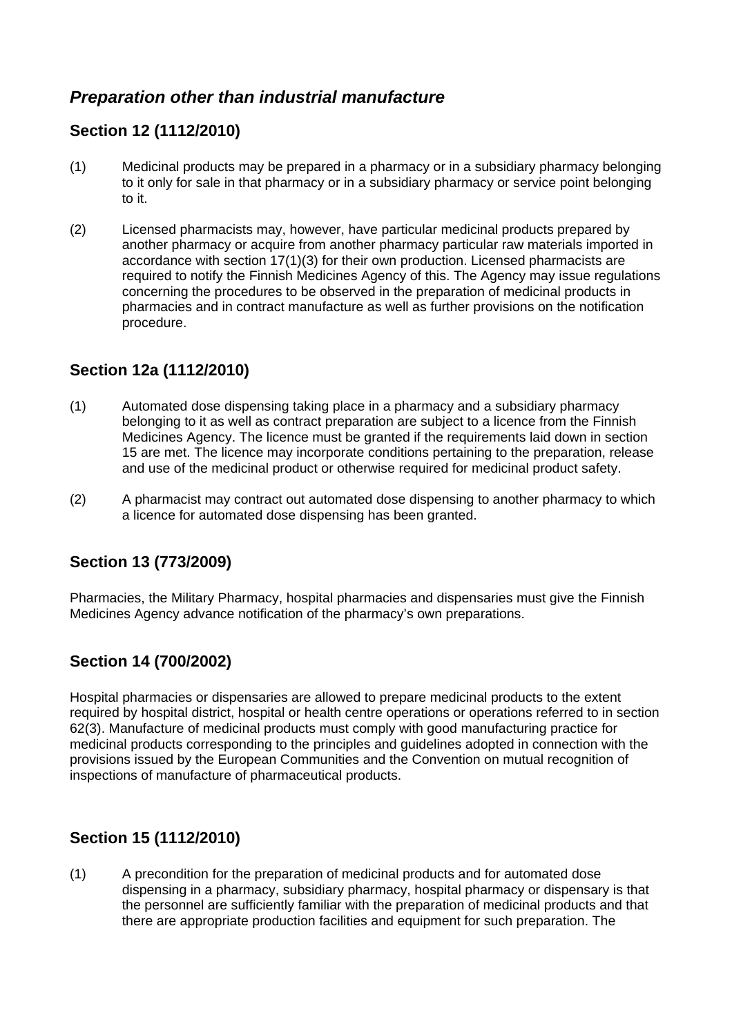## *Preparation other than industrial manufacture*

### Section 12 (1112/2010)

(1) Medicinal products may be prepared in a pharmacy or in a subsidiary pharmacy belonging to it only for sale in that pharmacy or in a subsidiary pharmacy or service point belonging to it.

(2) Licensed pharmacists may, however, have particular medicinal products prepared by another pharmacy or acquire from another pharmacy particular raw materials imported in accordance with section 17(1)(3) for their own production. Licensed pharmacists are required to notify the Finnish Medicines Agency of this. The Agency may issue regulations concerning the procedures to be observed in the preparation of medicinal products in pharmacies and in contract manufacture as well as further provisions on the notification procedure.

### Section 12a (1112/2010)

(1) Automated dose dispensing taking place in a pharmacy and a subsidiary pharmacy belonging to it as well as contract preparation are subject to a licence from the Finnish Medicines Agency. The licence must be granted if the requirements laid down in section 15 are met. The licence may incorporate conditions pertaining to the preparation, release and use of the medicinal product or otherwise required for medicinal product safety.

(2) A pharmacist may contract out automated dose dispensing to another pharmacy to which a licence for automated dose dispensing has been granted.

### Section 13 (773/2009)

Pharmacies, the Military Pharmacy, hospital pharmacies and dispensaries must give the Finnish Medicines Agency advance notification of the pharmacy's own preparations.

### Section 14 (700/2002)

Hospital pharmacies or dispensaries are allowed to prepare medicinal products to the extent required by hospital district, hospital or health centre operations or operations referred to in section 62(3). Manufacture of medicinal products must comply with good manufacturing practice for medicinal products corresponding to the principles and guidelines adopted in connection with the provisions issued by the European Communities and the Convention on mutual recognition of inspections of manufacture of pharmaceutical products.

### Section 15 (1112/2010)

(1) A precondition for the preparation of medicinal products and for automated dose dispensing in a pharmacy, subsidiary pharmacy, hospital pharmacy or dispensary is that the personnel are sufficiently familiar with the preparation of medicinal products and that there are appropriate production facilities and equipment for such preparation. The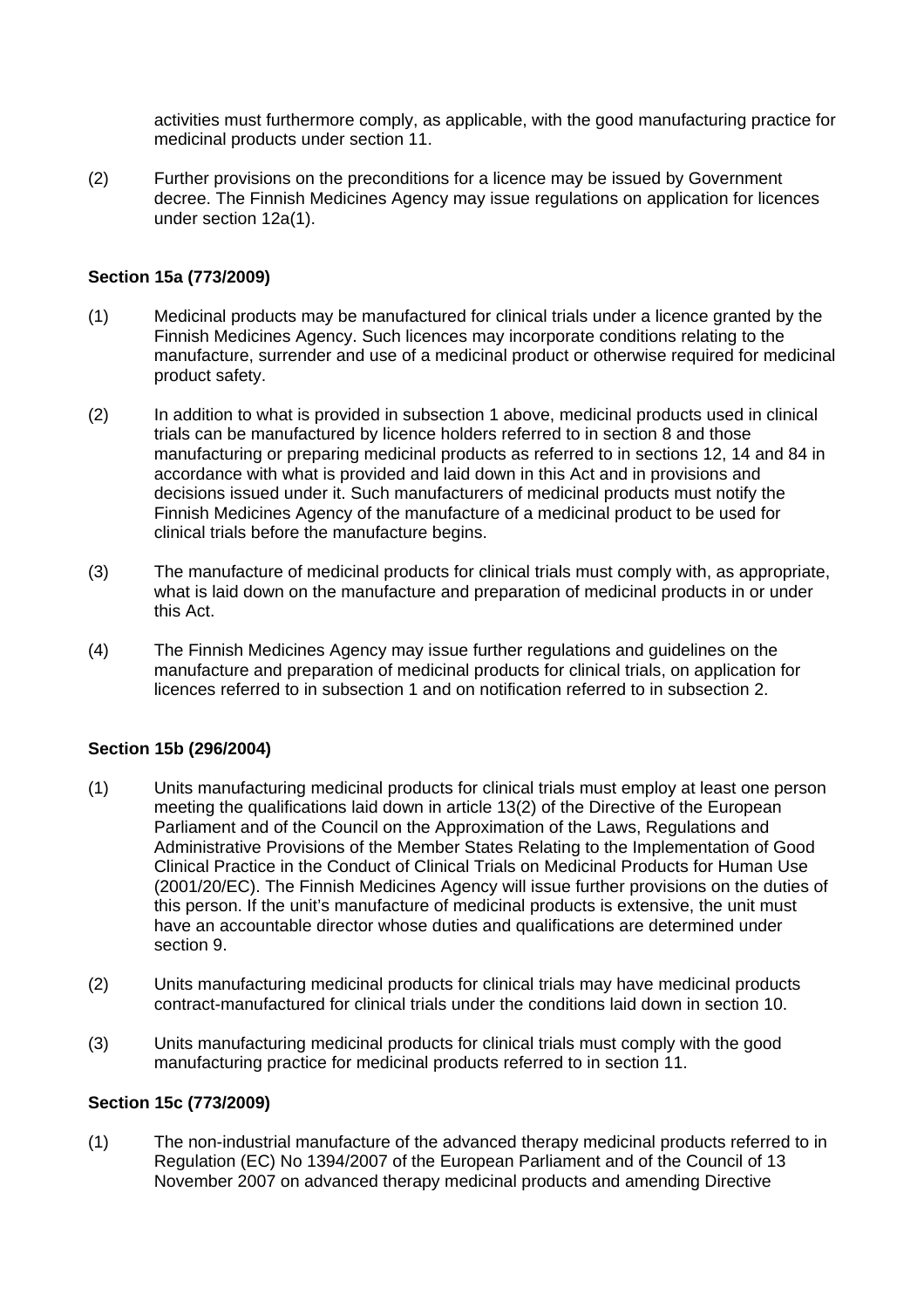activities must furthermore comply, as applicable, with the good manufacturing practice for medicinal products under section 11.

(2) Further provisions on the preconditions for a licence may be issued by Government decree. The Finnish Medicines Agency may issue regulations on application for licences under section 12a(1).

**Section 15a (773/2009)**

(1) Medicinal products may be manufactured for clinical trials under a licence granted by the Finnish Medicines Agency. Such licences may incorporate conditions relating to the manufacture, surrender and use of a medicinal product or otherwise required for medicinal product safety.

(2) In addition to what is provided in subsection 1 above, medicinal products used in clinical trials can be manufactured by licence holders referred to in section 8 and those manufacturing or preparing medicinal products as referred to in sections 12, 14 and 84 in accordance with what is provided and laid down in this Act and in provisions and decisions issued under it. Such manufacturers of medicinal products must notify the Finnish Medicines Agency of the manufacture of a medicinal product to be used for clinical trials before the manufacture begins.

(3) The manufacture of medicinal products for clinical trials must comply with, as appropriate, what is laid down on the manufacture and preparation of medicinal products in or under this Act.

(4) The Finnish Medicines Agency may issue further regulations and guidelines on the manufacture and preparation of medicinal products for clinical trials, on application for licences referred to in subsection 1 and on notification referred to in subsection 2.

**Section 15b (296/2004)**

(1) Units manufacturing medicinal products for clinical trials must employ at least one person meeting the qualifications laid down in article 13(2) of the Directive of the European Parliament and of the Council on the Approximation of the Laws, Regulations and Administrative Provisions of the Member States Relating to the Implementation of Good Clinical Practice in the Conduct of Clinical Trials on Medicinal Products for Human Use (2001/20/EC). The Finnish Medicines Agency will issue further provisions on the duties of this person. If the unit's manufacture of medicinal products is extensive, the unit must have an accountable director whose duties and qualifications are determined under section 9.

(2) Units manufacturing medicinal products for clinical trials may have medicinal products contract-manufactured for clinical trials under the conditions laid down in section 10.

(3) Units manufacturing medicinal products for clinical trials must comply with the good manufacturing practice for medicinal products referred to in section 11.

**Section 15c (773/2009)**

(1) The non-industrial manufacture of the advanced therapy medicinal products referred to in Regulation (EC) No 1394/2007 of the European Parliament and of the Council of 13 November 2007 on advanced therapy medicinal products and amending Directive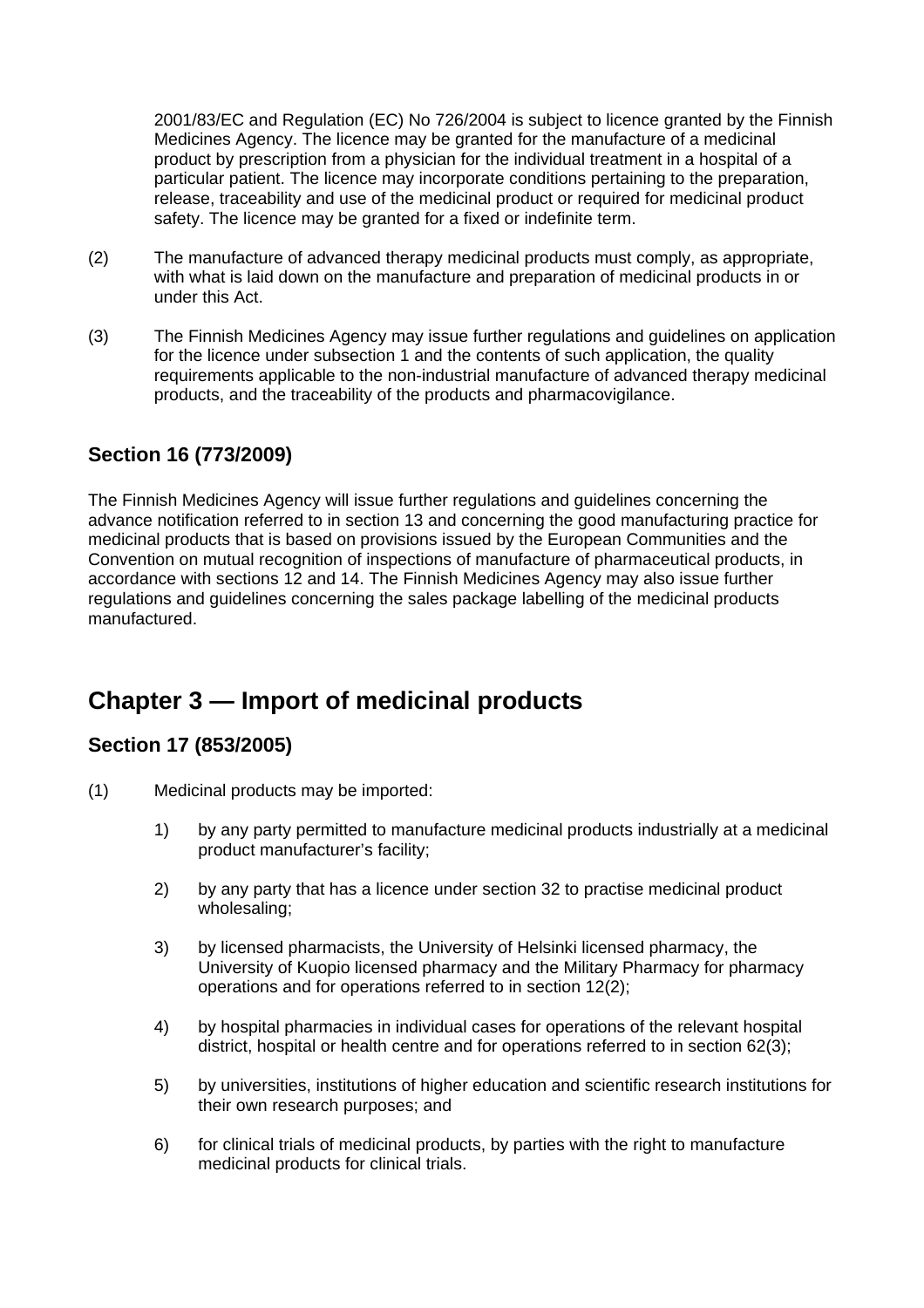2001/83/EC and Regulation (EC) No 726/2004 is subject to licence granted by the Finnish Medicines Agency. The licence may be granted for the manufacture of a medicinal product by prescription from a physician for the individual treatment in a hospital of a particular patient. The licence may incorporate conditions pertaining to the preparation, release, traceability and use of the medicinal product or required for medicinal product safety. The licence may be granted for a fixed or indefinite term.

(2) The manufacture of advanced therapy medicinal products must comply, as appropriate, with what is laid down on the manufacture and preparation of medicinal products in or under this Act.

(3) The Finnish Medicines Agency may issue further regulations and guidelines on application for the licence under subsection 1 and the contents of such application, the quality requirements applicable to the non-industrial manufacture of advanced therapy medicinal products, and the traceability of the products and pharmacovigilance.

### Section 16 (773/2009)

The Finnish Medicines Agency will issue further regulations and guidelines concerning the advance notification referred to in section 13 and concerning the good manufacturing practice for medicinal products that is based on provisions issued by the European Communities and the Convention on mutual recognition of inspections of manufacture of pharmaceutical products, in accordance with sections 12 and 14. The Finnish Medicines Agency may also issue further regulations and guidelines concerning the sales package labelling of the medicinal products manufactured.

## Chapter 3 — Import of medicinal products

### Section 17 (853/2005)

(1) Medicinal products may be imported:

1) by any party permitted to manufacture medicinal products industrially at a medicinal product manufacturer's facility;

2) by any party that has a licence under section 32 to practise medicinal product wholesaling;

3) by licensed pharmacists, the University of Helsinki licensed pharmacy, the University of Kuopio licensed pharmacy and the Military Pharmacy for pharmacy operations and for operations referred to in section 12(2);

4) by hospital pharmacies in individual cases for operations of the relevant hospital district, hospital or health centre and for operations referred to in section 62(3);

5) by universities, institutions of higher education and scientific research institutions for their own research purposes; and

6) for clinical trials of medicinal products, by parties with the right to manufacture medicinal products for clinical trials.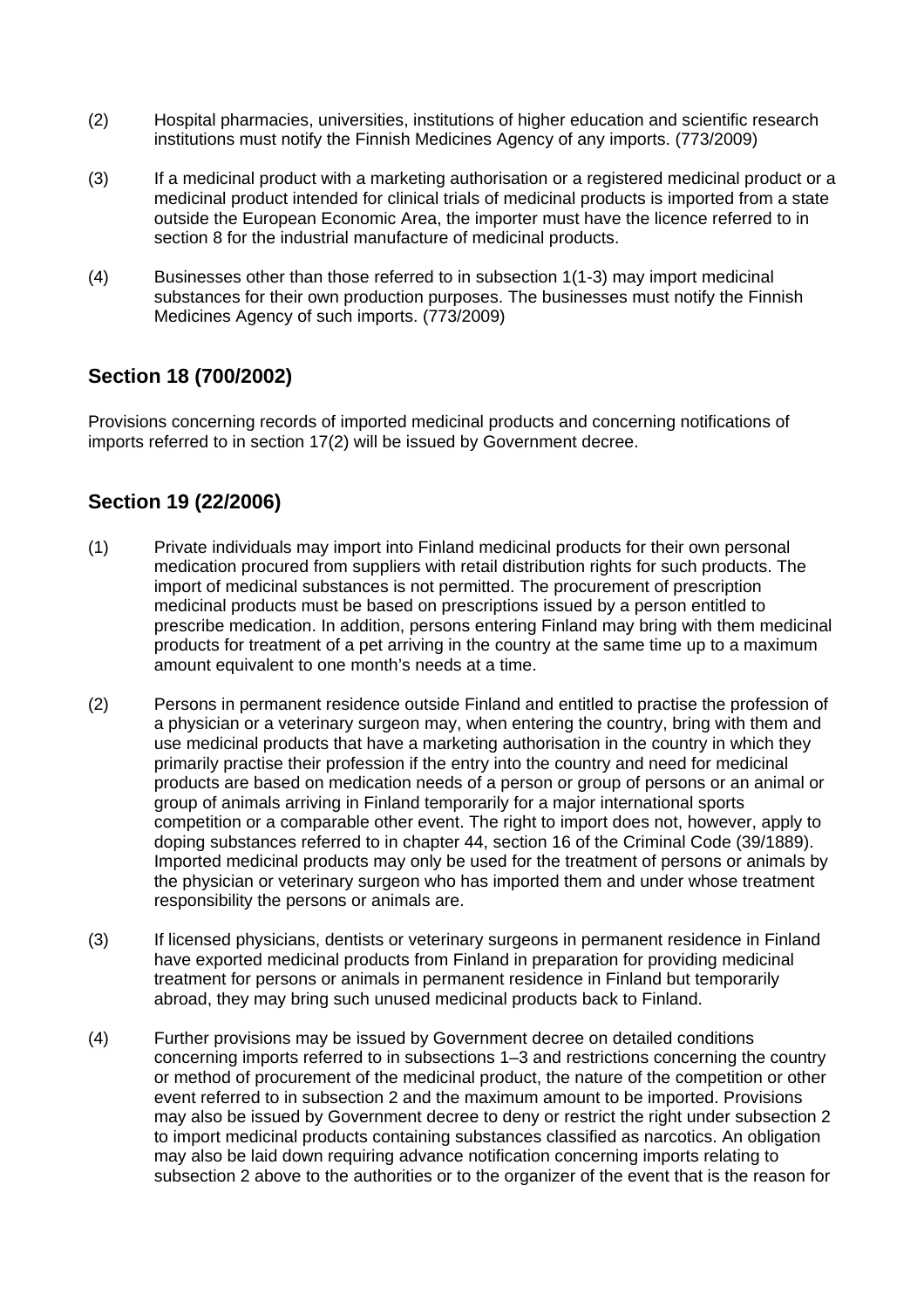(2) Hospital pharmacies, universities, institutions of higher education and scientific research institutions must notify the Finnish Medicines Agency of any imports. (773/2009)

(3) If a medicinal product with a marketing authorisation or a registered medicinal product or a medicinal product intended for clinical trials of medicinal products is imported from a state outside the European Economic Area, the importer must have the licence referred to in section 8 for the industrial manufacture of medicinal products.

(4) Businesses other than those referred to in subsection 1(1-3) may import medicinal substances for their own production purposes. The businesses must notify the Finnish Medicines Agency of such imports. (773/2009)

## Section 18 (700/2002)

Provisions concerning records of imported medicinal products and concerning notifications of imports referred to in section 17(2) will be issued by Government decree.

## Section 19 (22/2006)

(1) Private individuals may import into Finland medicinal products for their own personal medication procured from suppliers with retail distribution rights for such products. The import of medicinal substances is not permitted. The procurement of prescription medicinal products must be based on prescriptions issued by a person entitled to prescribe medication. In addition, persons entering Finland may bring with them medicinal products for treatment of a pet arriving in the country at the same time up to a maximum amount equivalent to one month's needs at a time.

(2) Persons in permanent residence outside Finland and entitled to practise the profession of a physician or a veterinary surgeon may, when entering the country, bring with them and use medicinal products that have a marketing authorisation in the country in which they primarily practise their profession if the entry into the country and need for medicinal products are based on medication needs of a person or group of persons or an animal or group of animals arriving in Finland temporarily for a major international sports competition or a comparable other event. The right to import does not, however, apply to doping substances referred to in chapter 44, section 16 of the Criminal Code (39/1889). Imported medicinal products may only be used for the treatment of persons or animals by the physician or veterinary surgeon who has imported them and under whose treatment responsibility the persons or animals are.

(3) If licensed physicians, dentists or veterinary surgeons in permanent residence in Finland have exported medicinal products from Finland in preparation for providing medicinal treatment for persons or animals in permanent residence in Finland but temporarily abroad, they may bring such unused medicinal products back to Finland.

(4) Further provisions may be issued by Government decree on detailed conditions concerning imports referred to in subsections 1–3 and restrictions concerning the country or method of procurement of the medicinal product, the nature of the competition or other event referred to in subsection 2 and the maximum amount to be imported. Provisions may also be issued by Government decree to deny or restrict the right under subsection 2 to import medicinal products containing substances classified as narcotics. An obligation may also be laid down requiring advance notification concerning imports relating to subsection 2 above to the authorities or to the organizer of the event that is the reason for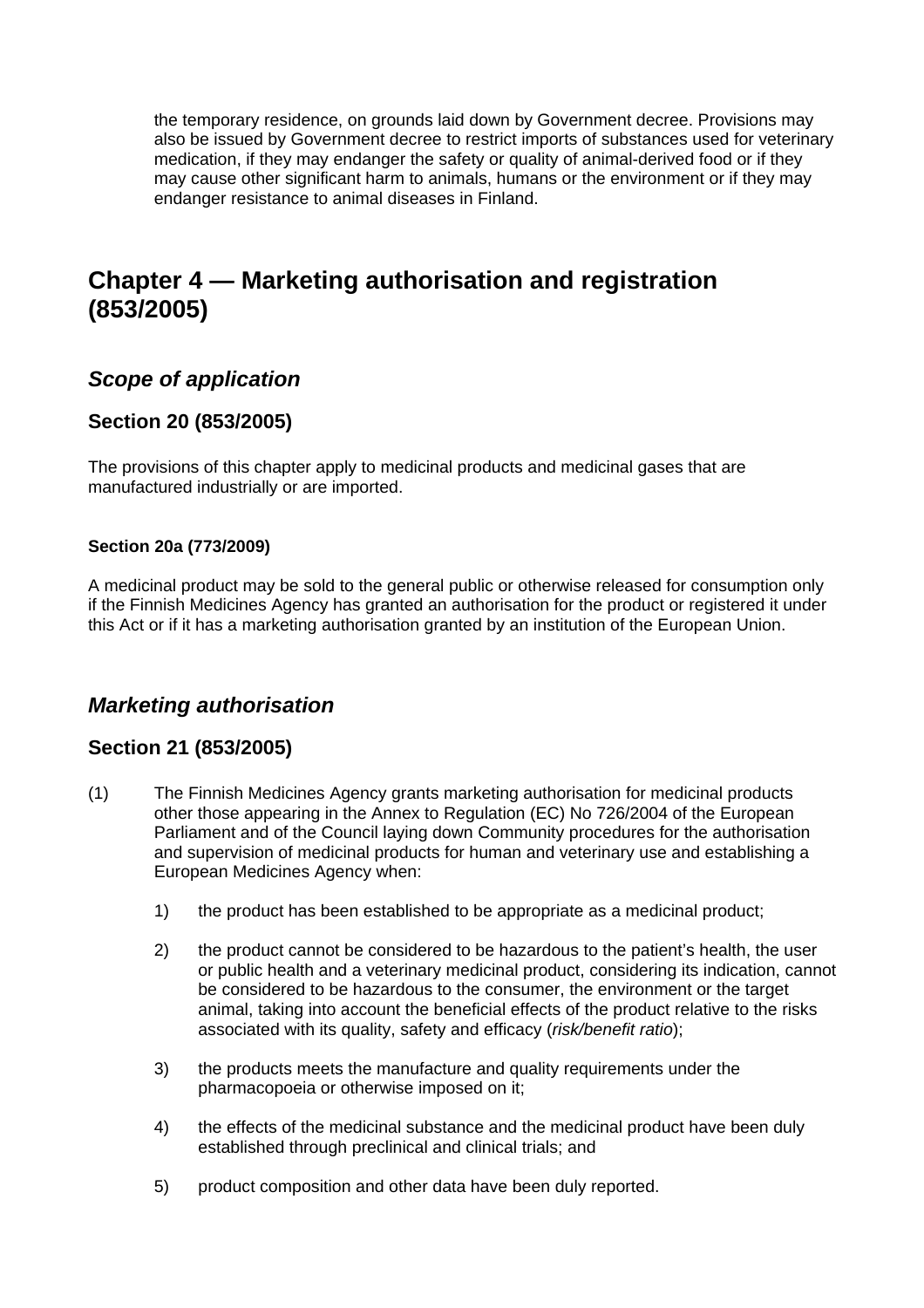the temporary residence, on grounds laid down by Government decree. Provisions may also be issued by Government decree to restrict imports of substances used for veterinary medication, if they may endanger the safety or quality of animal-derived food or if they may cause other significant harm to animals, humans or the environment or if they may endanger resistance to animal diseases in Finland.

## Chapter 4 — Marketing authorisation and registration (853/2005)

### *Scope of application*

### Section 20 (853/2005)

The provisions of this chapter apply to medicinal products and medicinal gases that are manufactured industrially or are imported.

#### Section 20a (773/2009)

A medicinal product may be sold to the general public or otherwise released for consumption only if the Finnish Medicines Agency has granted an authorisation for the product or registered it under this Act or if it has a marketing authorisation granted by an institution of the European Union.

### *Marketing authorisation*

### Section 21 (853/2005)

(1) The Finnish Medicines Agency grants marketing authorisation for medicinal products other those appearing in the Annex to Regulation (EC) No 726/2004 of the European Parliament and of the Council laying down Community procedures for the authorisation and supervision of medicinal products for human and veterinary use and establishing a European Medicines Agency when:

1) the product has been established to be appropriate as a medicinal product;

2) the product cannot be considered to be hazardous to the patient's health, the user or public health and a veterinary medicinal product, considering its indication, cannot be considered to be hazardous to the consumer, the environment or the target animal, taking into account the beneficial effects of the product relative to the risks associated with its quality, safety and efficacy (*risk/benefit ratio*);

3) the products meets the manufacture and quality requirements under the pharmacopoeia or otherwise imposed on it;

4) the effects of the medicinal substance and the medicinal product have been duly established through preclinical and clinical trials; and

5) product composition and other data have been duly reported.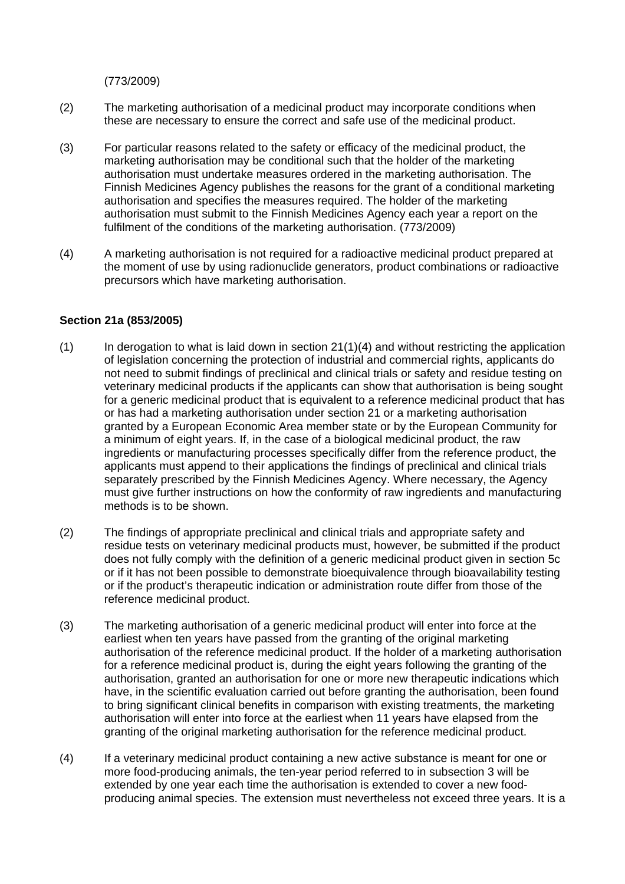(773/2009)

(2) The marketing authorisation of a medicinal product may incorporate conditions when these are necessary to ensure the correct and safe use of the medicinal product.

(3) For particular reasons related to the safety or efficacy of the medicinal product, the marketing authorisation may be conditional such that the holder of the marketing authorisation must undertake measures ordered in the marketing authorisation. The Finnish Medicines Agency publishes the reasons for the grant of a conditional marketing authorisation and specifies the measures required. The holder of the marketing authorisation must submit to the Finnish Medicines Agency each year a report on the fulfilment of the conditions of the marketing authorisation. (773/2009)

(4) A marketing authorisation is not required for a radioactive medicinal product prepared at the moment of use by using radionuclide generators, product combinations or radioactive precursors which have marketing authorisation.

**Section 21a (853/2005)**

(1) In derogation to what is laid down in section 21(1)(4) and without restricting the application of legislation concerning the protection of industrial and commercial rights, applicants do not need to submit findings of preclinical and clinical trials or safety and residue testing on veterinary medicinal products if the applicants can show that authorisation is being sought for a generic medicinal product that is equivalent to a reference medicinal product that has or has had a marketing authorisation under section 21 or a marketing authorisation granted by a European Economic Area member state or by the European Community for a minimum of eight years. If, in the case of a biological medicinal product, the raw ingredients or manufacturing processes specifically differ from the reference product, the applicants must append to their applications the findings of preclinical and clinical trials separately prescribed by the Finnish Medicines Agency. Where necessary, the Agency must give further instructions on how the conformity of raw ingredients and manufacturing methods is to be shown.

(2) The findings of appropriate preclinical and clinical trials and appropriate safety and residue tests on veterinary medicinal products must, however, be submitted if the product does not fully comply with the definition of a generic medicinal product given in section 5c or if it has not been possible to demonstrate bioequivalence through bioavailability testing or if the product's therapeutic indication or administration route differ from those of the reference medicinal product.

(3) The marketing authorisation of a generic medicinal product will enter into force at the earliest when ten years have passed from the granting of the original marketing authorisation of the reference medicinal product. If the holder of a marketing authorisation for a reference medicinal product is, during the eight years following the granting of the authorisation, granted an authorisation for one or more new therapeutic indications which have, in the scientific evaluation carried out before granting the authorisation, been found to bring significant clinical benefits in comparison with existing treatments, the marketing authorisation will enter into force at the earliest when 11 years have elapsed from the granting of the original marketing authorisation for the reference medicinal product.

(4) If a veterinary medicinal product containing a new active substance is meant for one or more food-producing animals, the ten-year period referred to in subsection 3 will be extended by one year each time the authorisation is extended to cover a new food-producing animal species. The extension must nevertheless not exceed three years. It is a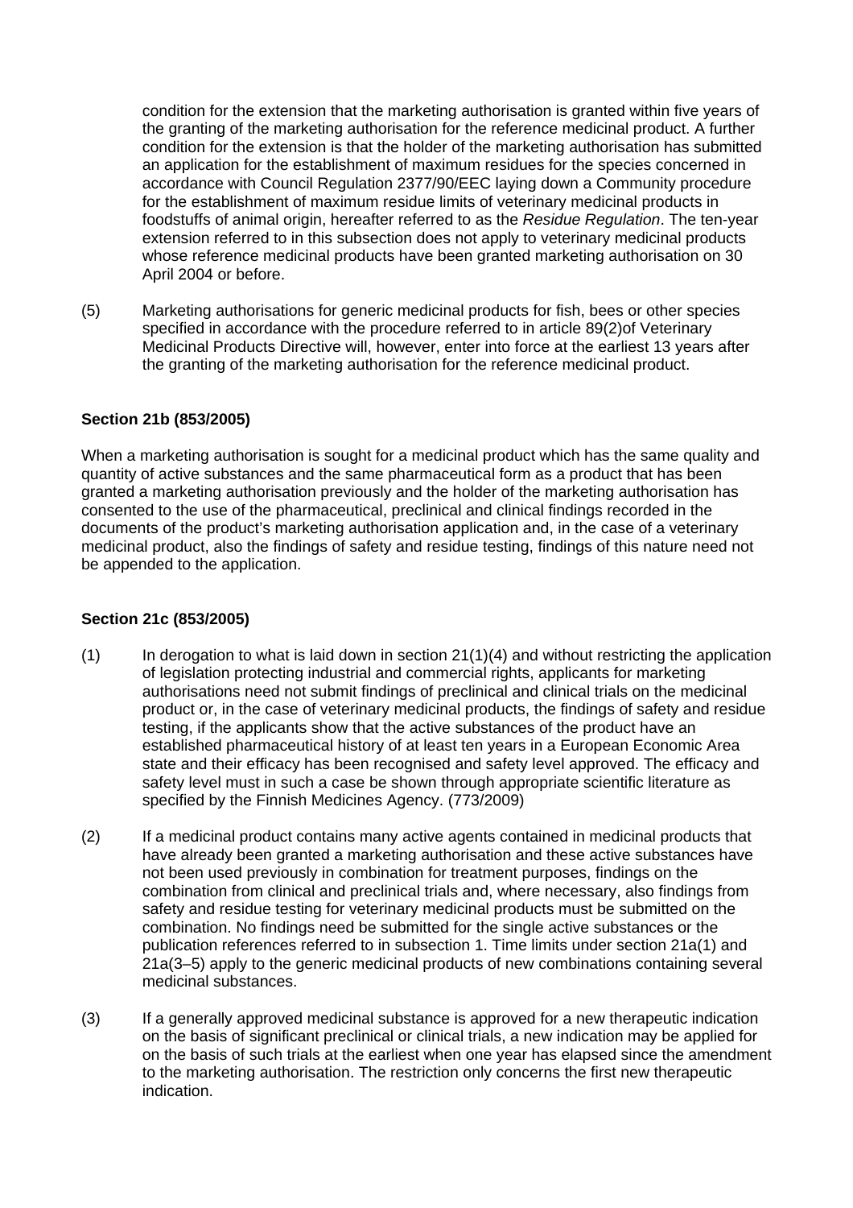condition for the extension that the marketing authorisation is granted within five years of the granting of the marketing authorisation for the reference medicinal product. A further condition for the extension is that the holder of the marketing authorisation has submitted an application for the establishment of maximum residues for the species concerned in accordance with Council Regulation 2377/90/EEC laying down a Community procedure for the establishment of maximum residue limits of veterinary medicinal products in foodstuffs of animal origin, hereafter referred to as the *Residue Regulation*. The ten-year extension referred to in this subsection does not apply to veterinary medicinal products whose reference medicinal products have been granted marketing authorisation on 30 April 2004 or before.

(5) Marketing authorisations for generic medicinal products for fish, bees or other species specified in accordance with the procedure referred to in article 89(2)of Veterinary Medicinal Products Directive will, however, enter into force at the earliest 13 years after the granting of the marketing authorisation for the reference medicinal product.

**Section 21b (853/2005)**

When a marketing authorisation is sought for a medicinal product which has the same quality and quantity of active substances and the same pharmaceutical form as a product that has been granted a marketing authorisation previously and the holder of the marketing authorisation has consented to the use of the pharmaceutical, preclinical and clinical findings recorded in the documents of the product's marketing authorisation application and, in the case of a veterinary medicinal product, also the findings of safety and residue testing, findings of this nature need not be appended to the application.

**Section 21c (853/2005)**

(1) In derogation to what is laid down in section 21(1)(4) and without restricting the application of legislation protecting industrial and commercial rights, applicants for marketing authorisations need not submit findings of preclinical and clinical trials on the medicinal product or, in the case of veterinary medicinal products, the findings of safety and residue testing, if the applicants show that the active substances of the product have an established pharmaceutical history of at least ten years in a European Economic Area state and their efficacy has been recognised and safety level approved. The efficacy and safety level must in such a case be shown through appropriate scientific literature as specified by the Finnish Medicines Agency. (773/2009)

(2) If a medicinal product contains many active agents contained in medicinal products that have already been granted a marketing authorisation and these active substances have not been used previously in combination for treatment purposes, findings on the combination from clinical and preclinical trials and, where necessary, also findings from safety and residue testing for veterinary medicinal products must be submitted on the combination. No findings need be submitted for the single active substances or the publication references referred to in subsection 1. Time limits under section 21a(1) and 21a(3–5) apply to the generic medicinal products of new combinations containing several medicinal substances.

(3) If a generally approved medicinal substance is approved for a new therapeutic indication on the basis of significant preclinical or clinical trials, a new indication may be applied for on the basis of such trials at the earliest when one year has elapsed since the amendment to the marketing authorisation. The restriction only concerns the first new therapeutic indication.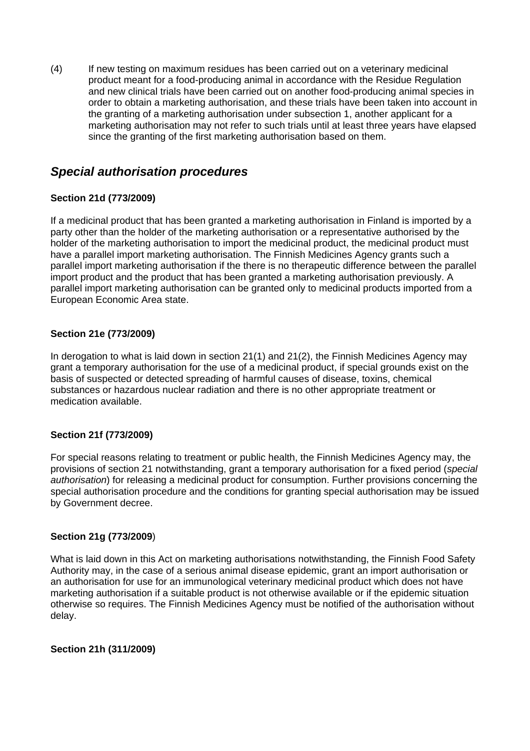(4) If new testing on maximum residues has been carried out on a veterinary medicinal product meant for a food-producing animal in accordance with the Residue Regulation and new clinical trials have been carried out on another food-producing animal species in order to obtain a marketing authorisation, and these trials have been taken into account in the granting of a marketing authorisation under subsection 1, another applicant for a marketing authorisation may not refer to such trials until at least three years have elapsed since the granting of the first marketing authorisation based on them.

## *Special authorisation procedures*

**Section 21d (773/2009)**

If a medicinal product that has been granted a marketing authorisation in Finland is imported by a party other than the holder of the marketing authorisation or a representative authorised by the holder of the marketing authorisation to import the medicinal product, the medicinal product must have a parallel import marketing authorisation. The Finnish Medicines Agency grants such a parallel import marketing authorisation if the there is no therapeutic difference between the parallel import product and the product that has been granted a marketing authorisation previously. A parallel import marketing authorisation can be granted only to medicinal products imported from a European Economic Area state.

**Section 21e (773/2009)**

In derogation to what is laid down in section 21(1) and 21(2), the Finnish Medicines Agency may grant a temporary authorisation for the use of a medicinal product, if special grounds exist on the basis of suspected or detected spreading of harmful causes of disease, toxins, chemical substances or hazardous nuclear radiation and there is no other appropriate treatment or medication available.

**Section 21f (773/2009)**

For special reasons relating to treatment or public health, the Finnish Medicines Agency may, the provisions of section 21 notwithstanding, grant a temporary authorisation for a fixed period (*special authorisation*) for releasing a medicinal product for consumption. Further provisions concerning the special authorisation procedure and the conditions for granting special authorisation may be issued by Government decree.

**Section 21g (773/2009)**

What is laid down in this Act on marketing authorisations notwithstanding, the Finnish Food Safety Authority may, in the case of a serious animal disease epidemic, grant an import authorisation or an authorisation for use for an immunological veterinary medicinal product which does not have marketing authorisation if a suitable product is not otherwise available or if the epidemic situation otherwise so requires. The Finnish Medicines Agency must be notified of the authorisation without delay.

**Section 21h (311/2009)**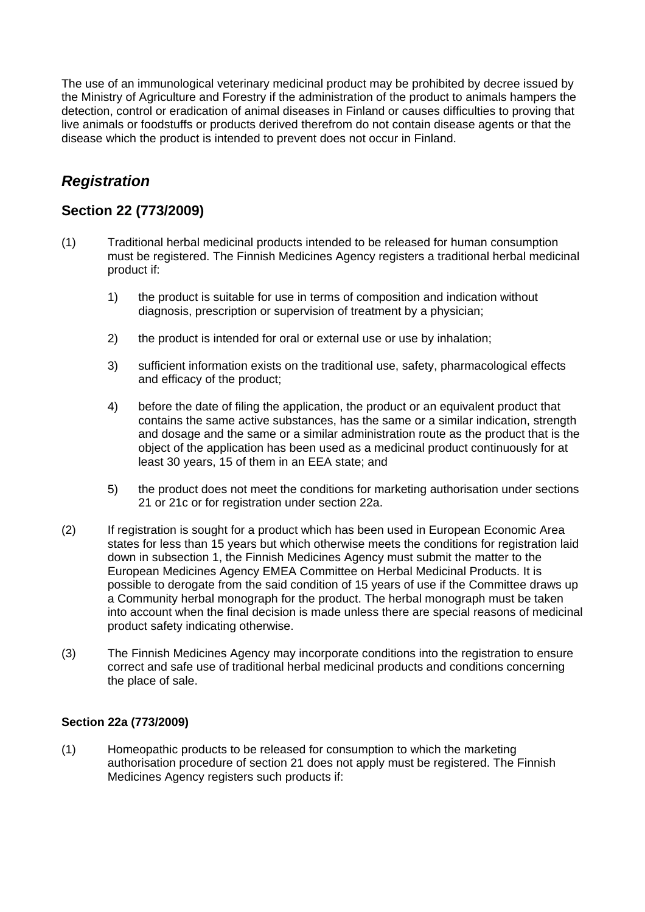The use of an immunological veterinary medicinal product may be prohibited by decree issued by the Ministry of Agriculture and Forestry if the administration of the product to animals hampers the detection, control or eradication of animal diseases in Finland or causes difficulties to proving that live animals or foodstuffs or products derived therefrom do not contain disease agents or that the disease which the product is intended to prevent does not occur in Finland.

## *Registration*

### Section 22 (773/2009)

(1) Traditional herbal medicinal products intended to be released for human consumption must be registered. The Finnish Medicines Agency registers a traditional herbal medicinal product if:

1) the product is suitable for use in terms of composition and indication without diagnosis, prescription or supervision of treatment by a physician;

2) the product is intended for oral or external use or use by inhalation;

3) sufficient information exists on the traditional use, safety, pharmacological effects and efficacy of the product;

4) before the date of filing the application, the product or an equivalent product that contains the same active substances, has the same or a similar indication, strength and dosage and the same or a similar administration route as the product that is the object of the application has been used as a medicinal product continuously for at least 30 years, 15 of them in an EEA state; and

5) the product does not meet the conditions for marketing authorisation under sections 21 or 21c or for registration under section 22a.

(2) If registration is sought for a product which has been used in European Economic Area states for less than 15 years but which otherwise meets the conditions for registration laid down in subsection 1, the Finnish Medicines Agency must submit the matter to the European Medicines Agency EMEA Committee on Herbal Medicinal Products. It is possible to derogate from the said condition of 15 years of use if the Committee draws up a Community herbal monograph for the product. The herbal monograph must be taken into account when the final decision is made unless there are special reasons of medicinal product safety indicating otherwise.

(3) The Finnish Medicines Agency may incorporate conditions into the registration to ensure correct and safe use of traditional herbal medicinal products and conditions concerning the place of sale.

#### Section 22a (773/2009)

(1) Homeopathic products to be released for consumption to which the marketing authorisation procedure of section 21 does not apply must be registered. The Finnish Medicines Agency registers such products if: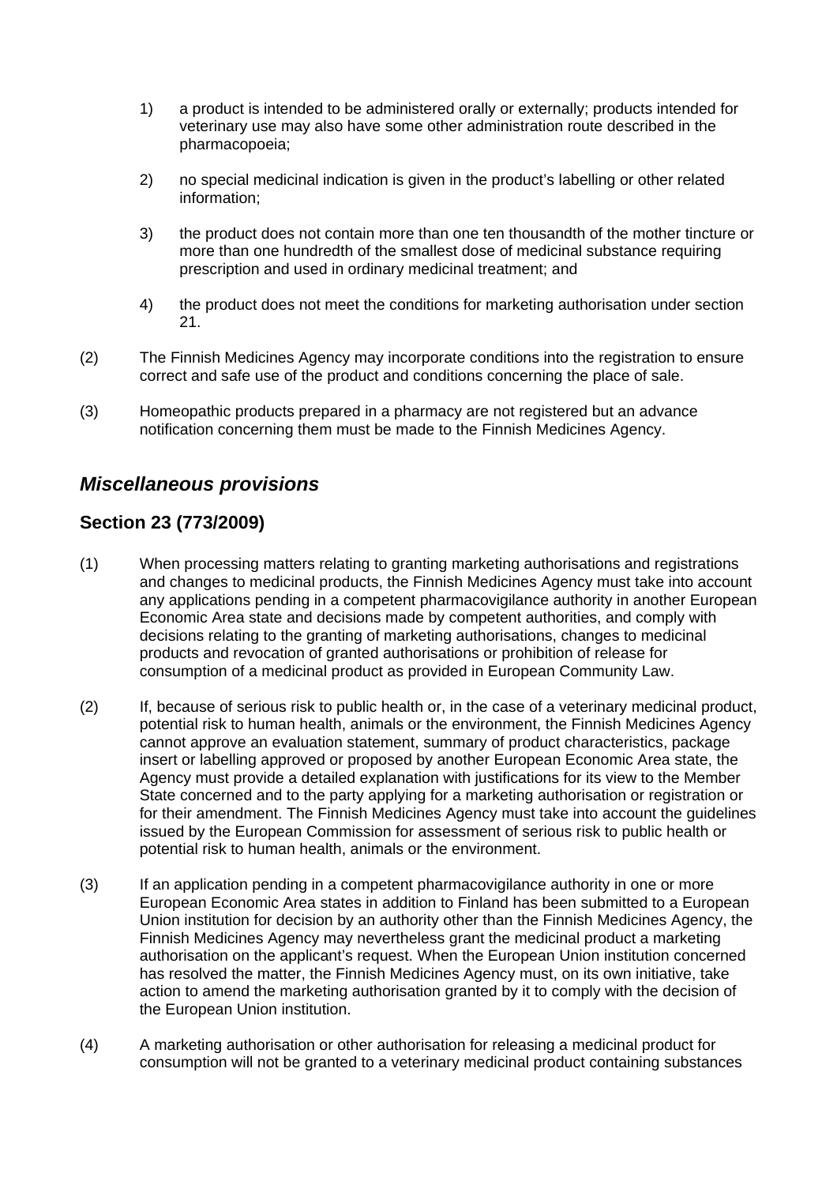1) a product is intended to be administered orally or externally; products intended for veterinary use may also have some other administration route described in the pharmacopoeia;

2) no special medicinal indication is given in the product's labelling or other related information;

3) the product does not contain more than one ten thousandth of the mother tincture or more than one hundredth of the smallest dose of medicinal substance requiring prescription and used in ordinary medicinal treatment; and

4) the product does not meet the conditions for marketing authorisation under section 21.

(2) The Finnish Medicines Agency may incorporate conditions into the registration to ensure correct and safe use of the product and conditions concerning the place of sale.

(3) Homeopathic products prepared in a pharmacy are not registered but an advance notification concerning them must be made to the Finnish Medicines Agency.

## *Miscellaneous provisions*

### Section 23 (773/2009)

(1) When processing matters relating to granting marketing authorisations and registrations and changes to medicinal products, the Finnish Medicines Agency must take into account any applications pending in a competent pharmacovigilance authority in another European Economic Area state and decisions made by competent authorities, and comply with decisions relating to the granting of marketing authorisations, changes to medicinal products and revocation of granted authorisations or prohibition of release for consumption of a medicinal product as provided in European Community Law.

(2) If, because of serious risk to public health or, in the case of a veterinary medicinal product, potential risk to human health, animals or the environment, the Finnish Medicines Agency cannot approve an evaluation statement, summary of product characteristics, package insert or labelling approved or proposed by another European Economic Area state, the Agency must provide a detailed explanation with justifications for its view to the Member State concerned and to the party applying for a marketing authorisation or registration or for their amendment. The Finnish Medicines Agency must take into account the guidelines issued by the European Commission for assessment of serious risk to public health or potential risk to human health, animals or the environment.

(3) If an application pending in a competent pharmacovigilance authority in one or more European Economic Area states in addition to Finland has been submitted to a European Union institution for decision by an authority other than the Finnish Medicines Agency, the Finnish Medicines Agency may nevertheless grant the medicinal product a marketing authorisation on the applicant's request. When the European Union institution concerned has resolved the matter, the Finnish Medicines Agency must, on its own initiative, take action to amend the marketing authorisation granted by it to comply with the decision of the European Union institution.

(4) A marketing authorisation or other authorisation for releasing a medicinal product for consumption will not be granted to a veterinary medicinal product containing substances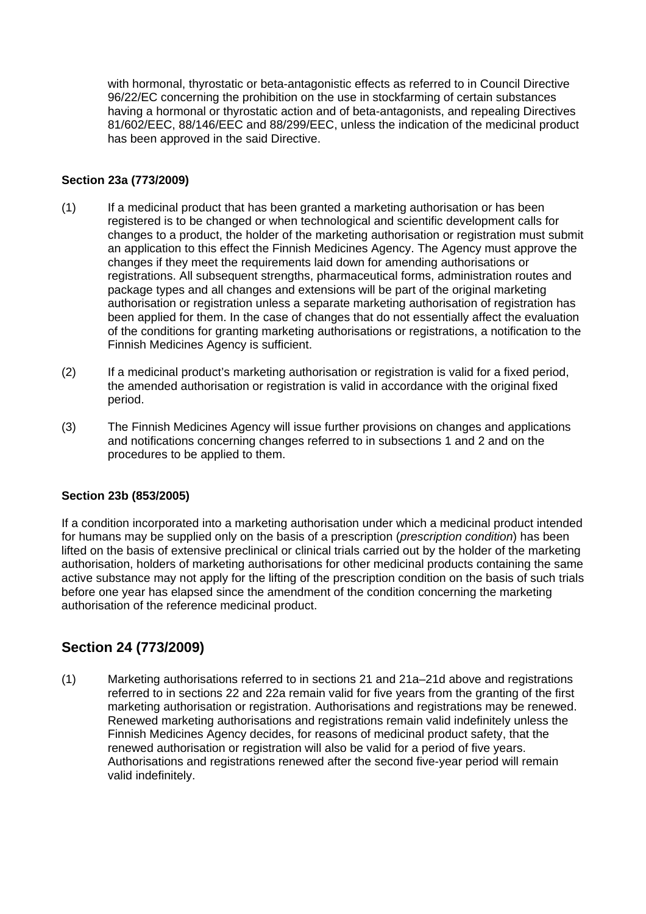with hormonal, thyrostatic or beta-antagonistic effects as referred to in Council Directive 96/22/EC concerning the prohibition on the use in stockfarming of certain substances having a hormonal or thyrostatic action and of beta-antagonists, and repealing Directives 81/602/EEC, 88/146/EEC and 88/299/EEC, unless the indication of the medicinal product has been approved in the said Directive.

**Section 23a (773/2009)**

(1) If a medicinal product that has been granted a marketing authorisation or has been registered is to be changed or when technological and scientific development calls for changes to a product, the holder of the marketing authorisation or registration must submit an application to this effect the Finnish Medicines Agency. The Agency must approve the changes if they meet the requirements laid down for amending authorisations or registrations. All subsequent strengths, pharmaceutical forms, administration routes and package types and all changes and extensions will be part of the original marketing authorisation or registration unless a separate marketing authorisation of registration has been applied for them. In the case of changes that do not essentially affect the evaluation of the conditions for granting marketing authorisations or registrations, a notification to the Finnish Medicines Agency is sufficient.

(2) If a medicinal product's marketing authorisation or registration is valid for a fixed period, the amended authorisation or registration is valid in accordance with the original fixed period.

(3) The Finnish Medicines Agency will issue further provisions on changes and applications and notifications concerning changes referred to in subsections 1 and 2 and on the procedures to be applied to them.

**Section 23b (853/2005)**

If a condition incorporated into a marketing authorisation under which a medicinal product intended for humans may be supplied only on the basis of a prescription (*prescription condition*) has been lifted on the basis of extensive preclinical or clinical trials carried out by the holder of the marketing authorisation, holders of marketing authorisations for other medicinal products containing the same active substance may not apply for the lifting of the prescription condition on the basis of such trials before one year has elapsed since the amendment of the condition concerning the marketing authorisation of the reference medicinal product.

## Section 24 (773/2009)

(1) Marketing authorisations referred to in sections 21 and 21a–21d above and registrations referred to in sections 22 and 22a remain valid for five years from the granting of the first marketing authorisation or registration. Authorisations and registrations may be renewed. Renewed marketing authorisations and registrations remain valid indefinitely unless the Finnish Medicines Agency decides, for reasons of medicinal product safety, that the renewed authorisation or registration will also be valid for a period of five years. Authorisations and registrations renewed after the second five-year period will remain valid indefinitely.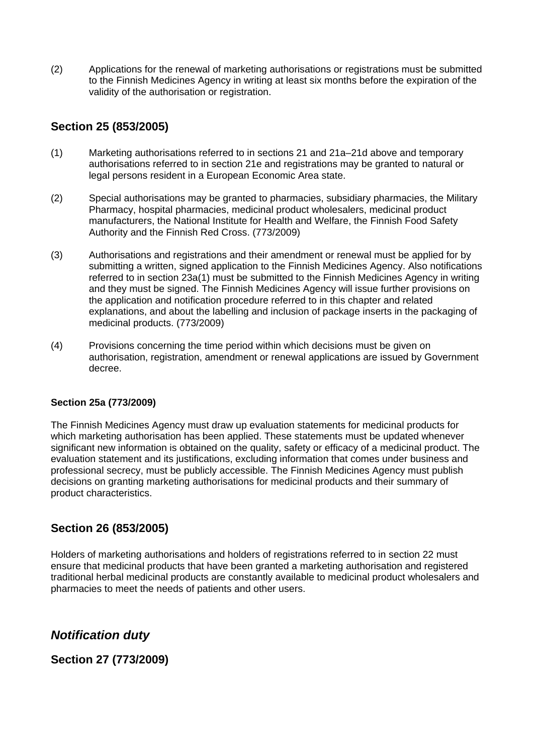(2) Applications for the renewal of marketing authorisations or registrations must be submitted to the Finnish Medicines Agency in writing at least six months before the expiration of the validity of the authorisation or registration.

## Section 25 (853/2005)

(1) Marketing authorisations referred to in sections 21 and 21a–21d above and temporary authorisations referred to in section 21e and registrations may be granted to natural or legal persons resident in a European Economic Area state.

(2) Special authorisations may be granted to pharmacies, subsidiary pharmacies, the Military Pharmacy, hospital pharmacies, medicinal product wholesalers, medicinal product manufacturers, the National Institute for Health and Welfare, the Finnish Food Safety Authority and the Finnish Red Cross. (773/2009)

(3) Authorisations and registrations and their amendment or renewal must be applied for by submitting a written, signed application to the Finnish Medicines Agency. Also notifications referred to in section 23a(1) must be submitted to the Finnish Medicines Agency in writing and they must be signed. The Finnish Medicines Agency will issue further provisions on the application and notification procedure referred to in this chapter and related explanations, and about the labelling and inclusion of package inserts in the packaging of medicinal products. (773/2009)

(4) Provisions concerning the time period within which decisions must be given on authorisation, registration, amendment or renewal applications are issued by Government decree.

### Section 25a (773/2009)

The Finnish Medicines Agency must draw up evaluation statements for medicinal products for which marketing authorisation has been applied. These statements must be updated whenever significant new information is obtained on the quality, safety or efficacy of a medicinal product. The evaluation statement and its justifications, excluding information that comes under business and professional secrecy, must be publicly accessible. The Finnish Medicines Agency must publish decisions on granting marketing authorisations for medicinal products and their summary of product characteristics.

## Section 26 (853/2005)

Holders of marketing authorisations and holders of registrations referred to in section 22 must ensure that medicinal products that have been granted a marketing authorisation and registered traditional herbal medicinal products are constantly available to medicinal product wholesalers and pharmacies to meet the needs of patients and other users.

## *Notification duty*

## Section 27 (773/2009)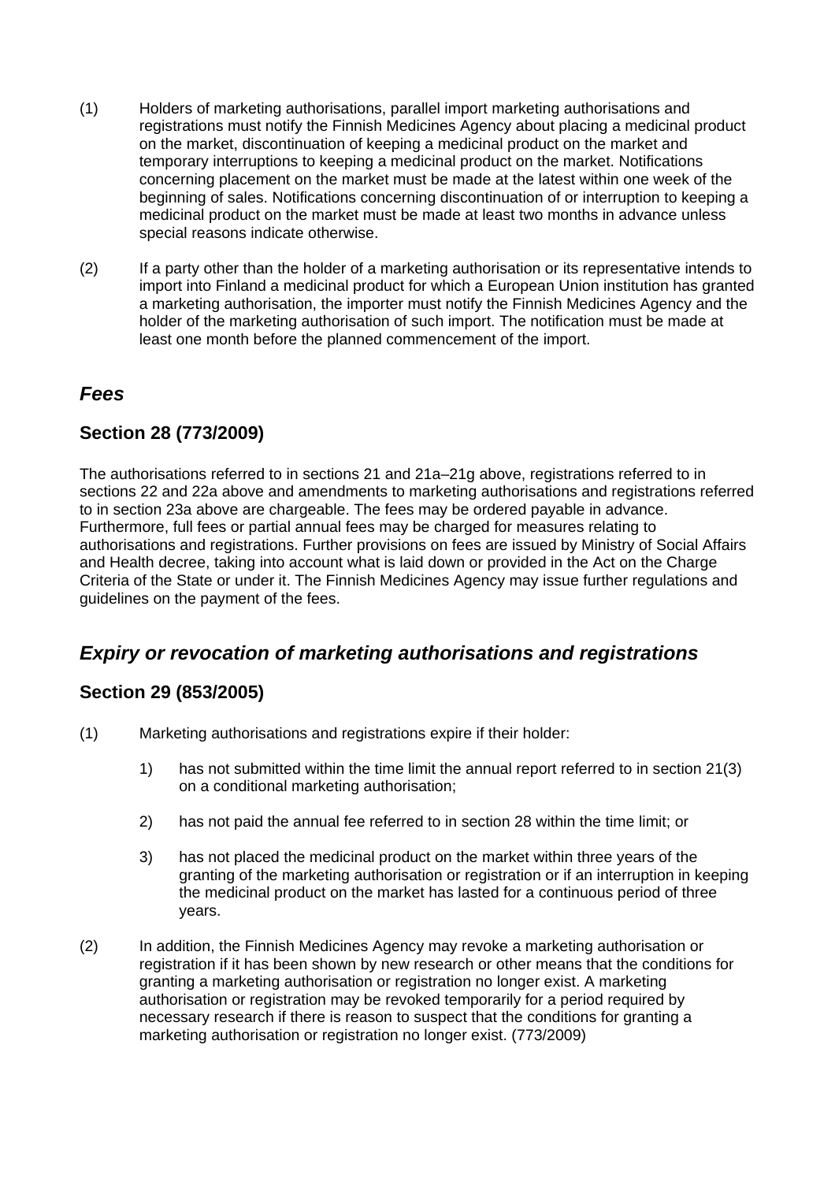(1) Holders of marketing authorisations, parallel import marketing authorisations and registrations must notify the Finnish Medicines Agency about placing a medicinal product on the market, discontinuation of keeping a medicinal product on the market and temporary interruptions to keeping a medicinal product on the market. Notifications concerning placement on the market must be made at the latest within one week of the beginning of sales. Notifications concerning discontinuation of or interruption to keeping a medicinal product on the market must be made at least two months in advance unless special reasons indicate otherwise.

(2) If a party other than the holder of a marketing authorisation or its representative intends to import into Finland a medicinal product for which a European Union institution has granted a marketing authorisation, the importer must notify the Finnish Medicines Agency and the holder of the marketing authorisation of such import. The notification must be made at least one month before the planned commencement of the import.

## *Fees*

### Section 28 (773/2009)

The authorisations referred to in sections 21 and 21a–21g above, registrations referred to in sections 22 and 22a above and amendments to marketing authorisations and registrations referred to in section 23a above are chargeable. The fees may be ordered payable in advance. Furthermore, full fees or partial annual fees may be charged for measures relating to authorisations and registrations. Further provisions on fees are issued by Ministry of Social Affairs and Health decree, taking into account what is laid down or provided in the Act on the Charge Criteria of the State or under it. The Finnish Medicines Agency may issue further regulations and guidelines on the payment of the fees.

## *Expiry or revocation of marketing authorisations and registrations*

### Section 29 (853/2005)

(1) Marketing authorisations and registrations expire if their holder:

1) has not submitted within the time limit the annual report referred to in section 21(3) on a conditional marketing authorisation;

2) has not paid the annual fee referred to in section 28 within the time limit; or

3) has not placed the medicinal product on the market within three years of the granting of the marketing authorisation or registration or if an interruption in keeping the medicinal product on the market has lasted for a continuous period of three years.

(2) In addition, the Finnish Medicines Agency may revoke a marketing authorisation or registration if it has been shown by new research or other means that the conditions for granting a marketing authorisation or registration no longer exist. A marketing authorisation or registration may be revoked temporarily for a period required by necessary research if there is reason to suspect that the conditions for granting a marketing authorisation or registration no longer exist. (773/2009)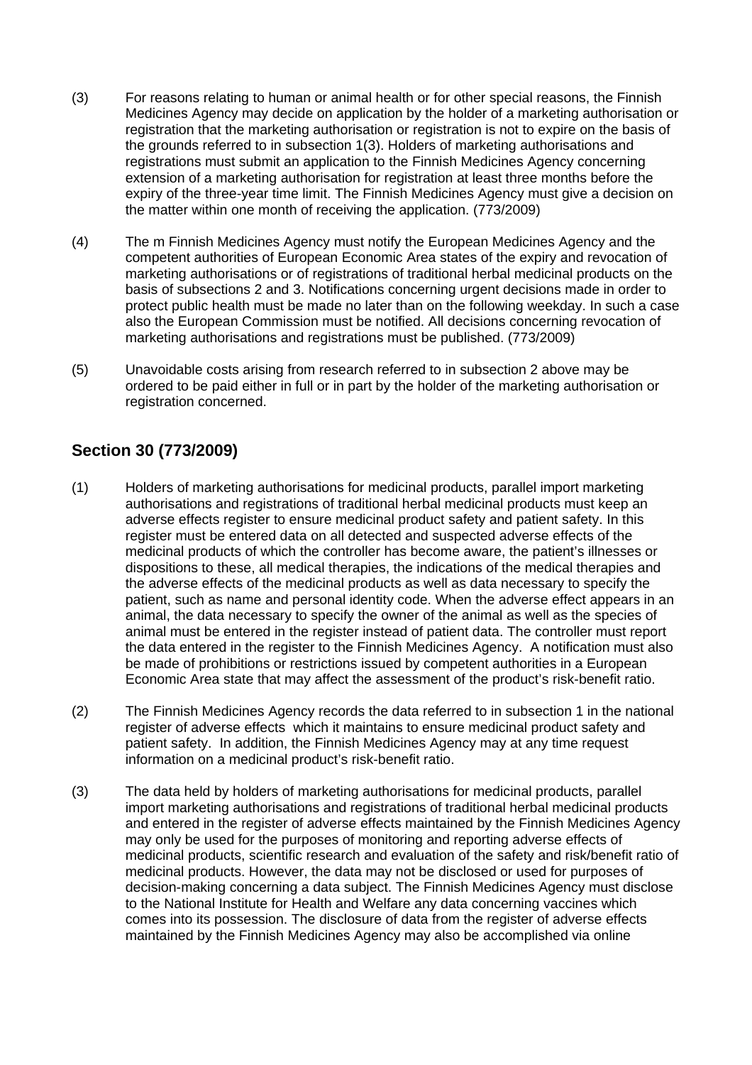(3) For reasons relating to human or animal health or for other special reasons, the Finnish Medicines Agency may decide on application by the holder of a marketing authorisation or registration that the marketing authorisation or registration is not to expire on the basis of the grounds referred to in subsection 1(3). Holders of marketing authorisations and registrations must submit an application to the Finnish Medicines Agency concerning extension of a marketing authorisation for registration at least three months before the expiry of the three-year time limit. The Finnish Medicines Agency must give a decision on the matter within one month of receiving the application. (773/2009)

(4) The m Finnish Medicines Agency must notify the European Medicines Agency and the competent authorities of European Economic Area states of the expiry and revocation of marketing authorisations or of registrations of traditional herbal medicinal products on the basis of subsections 2 and 3. Notifications concerning urgent decisions made in order to protect public health must be made no later than on the following weekday. In such a case also the European Commission must be notified. All decisions concerning revocation of marketing authorisations and registrations must be published. (773/2009)

(5) Unavoidable costs arising from research referred to in subsection 2 above may be ordered to be paid either in full or in part by the holder of the marketing authorisation or registration concerned.

## Section 30 (773/2009)

(1) Holders of marketing authorisations for medicinal products, parallel import marketing authorisations and registrations of traditional herbal medicinal products must keep an adverse effects register to ensure medicinal product safety and patient safety. In this register must be entered data on all detected and suspected adverse effects of the medicinal products of which the controller has become aware, the patient's illnesses or dispositions to these, all medical therapies, the indications of the medical therapies and the adverse effects of the medicinal products as well as data necessary to specify the patient, such as name and personal identity code. When the adverse effect appears in an animal, the data necessary to specify the owner of the animal as well as the species of animal must be entered in the register instead of patient data. The controller must report the data entered in the register to the Finnish Medicines Agency. A notification must also be made of prohibitions or restrictions issued by competent authorities in a European Economic Area state that may affect the assessment of the product's risk-benefit ratio.

(2) The Finnish Medicines Agency records the data referred to in subsection 1 in the national register of adverse effects which it maintains to ensure medicinal product safety and patient safety. In addition, the Finnish Medicines Agency may at any time request information on a medicinal product's risk-benefit ratio.

(3) The data held by holders of marketing authorisations for medicinal products, parallel import marketing authorisations and registrations of traditional herbal medicinal products and entered in the register of adverse effects maintained by the Finnish Medicines Agency may only be used for the purposes of monitoring and reporting adverse effects of medicinal products, scientific research and evaluation of the safety and risk/benefit ratio of medicinal products. However, the data may not be disclosed or used for purposes of decision-making concerning a data subject. The Finnish Medicines Agency must disclose to the National Institute for Health and Welfare any data concerning vaccines which comes into its possession. The disclosure of data from the register of adverse effects maintained by the Finnish Medicines Agency may also be accomplished via online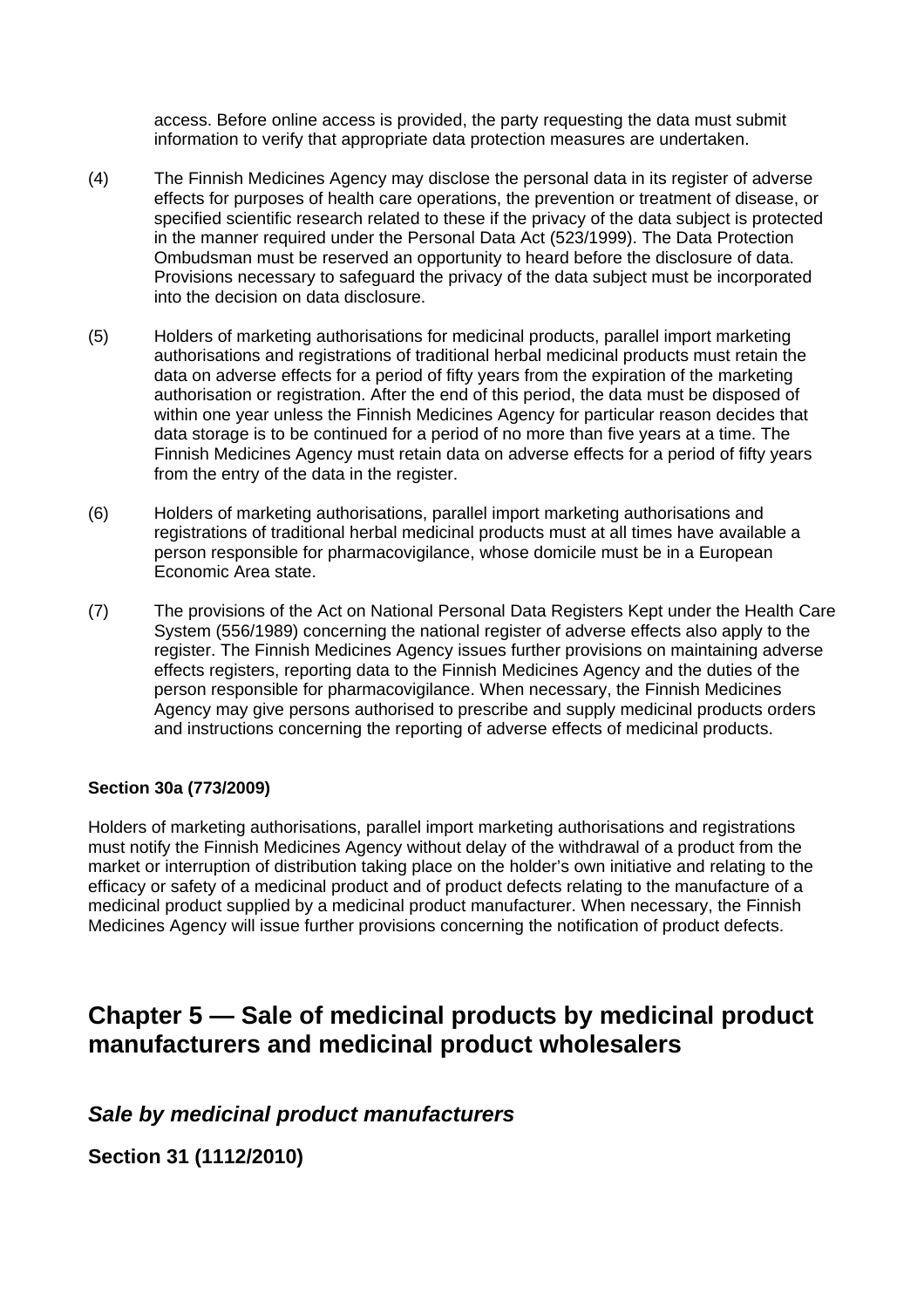access. Before online access is provided, the party requesting the data must submit information to verify that appropriate data protection measures are undertaken.

(4) The Finnish Medicines Agency may disclose the personal data in its register of adverse effects for purposes of health care operations, the prevention or treatment of disease, or specified scientific research related to these if the privacy of the data subject is protected in the manner required under the Personal Data Act (523/1999). The Data Protection Ombudsman must be reserved an opportunity to heard before the disclosure of data. Provisions necessary to safeguard the privacy of the data subject must be incorporated into the decision on data disclosure.

(5) Holders of marketing authorisations for medicinal products, parallel import marketing authorisations and registrations of traditional herbal medicinal products must retain the data on adverse effects for a period of fifty years from the expiration of the marketing authorisation or registration. After the end of this period, the data must be disposed of within one year unless the Finnish Medicines Agency for particular reason decides that data storage is to be continued for a period of no more than five years at a time. The Finnish Medicines Agency must retain data on adverse effects for a period of fifty years from the entry of the data in the register.

(6) Holders of marketing authorisations, parallel import marketing authorisations and registrations of traditional herbal medicinal products must at all times have available a person responsible for pharmacovigilance, whose domicile must be in a European Economic Area state.

(7) The provisions of the Act on National Personal Data Registers Kept under the Health Care System (556/1989) concerning the national register of adverse effects also apply to the register. The Finnish Medicines Agency issues further provisions on maintaining adverse effects registers, reporting data to the Finnish Medicines Agency and the duties of the person responsible for pharmacovigilance. When necessary, the Finnish Medicines Agency may give persons authorised to prescribe and supply medicinal products orders and instructions concerning the reporting of adverse effects of medicinal products.

**Section 30a (773/2009)**

Holders of marketing authorisations, parallel import marketing authorisations and registrations must notify the Finnish Medicines Agency without delay of the withdrawal of a product from the market or interruption of distribution taking place on the holder's own initiative and relating to the efficacy or safety of a medicinal product and of product defects relating to the manufacture of a medicinal product supplied by a medicinal product manufacturer. When necessary, the Finnish Medicines Agency will issue further provisions concerning the notification of product defects.

## Chapter 5 — Sale of medicinal products by medicinal product manufacturers and medicinal product wholesalers

### *Sale by medicinal product manufacturers*

**Section 31 (1112/2010)**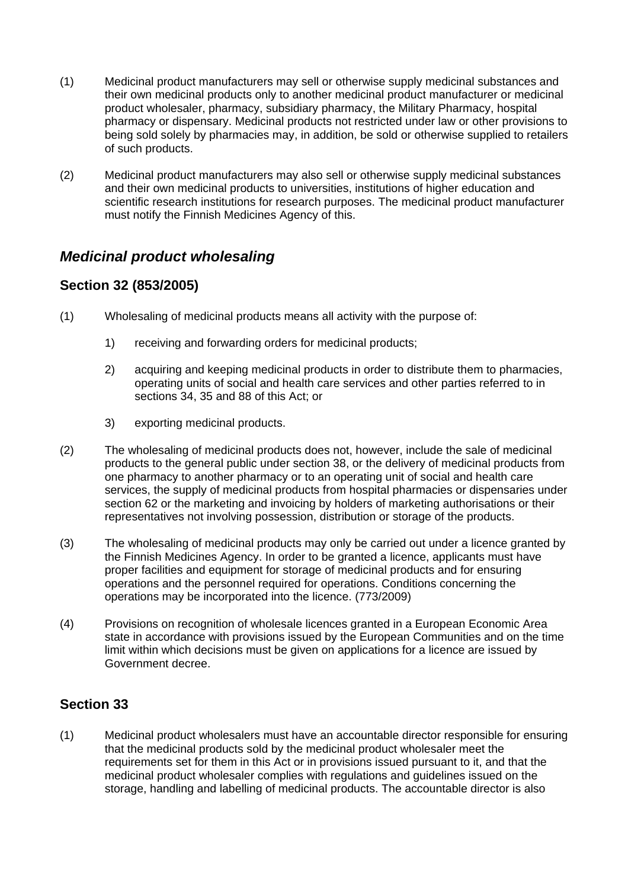(1) Medicinal product manufacturers may sell or otherwise supply medicinal substances and their own medicinal products only to another medicinal product manufacturer or medicinal product wholesaler, pharmacy, subsidiary pharmacy, the Military Pharmacy, hospital pharmacy or dispensary. Medicinal products not restricted under law or other provisions to being sold solely by pharmacies may, in addition, be sold or otherwise supplied to retailers of such products.

(2) Medicinal product manufacturers may also sell or otherwise supply medicinal substances and their own medicinal products to universities, institutions of higher education and scientific research institutions for research purposes. The medicinal product manufacturer must notify the Finnish Medicines Agency of this.

## *Medicinal product wholesaling*

### Section 32 (853/2005)

(1) Wholesaling of medicinal products means all activity with the purpose of:

1) receiving and forwarding orders for medicinal products;

2) acquiring and keeping medicinal products in order to distribute them to pharmacies, operating units of social and health care services and other parties referred to in sections 34, 35 and 88 of this Act; or

3) exporting medicinal products.

(2) The wholesaling of medicinal products does not, however, include the sale of medicinal products to the general public under section 38, or the delivery of medicinal products from one pharmacy to another pharmacy or to an operating unit of social and health care services, the supply of medicinal products from hospital pharmacies or dispensaries under section 62 or the marketing and invoicing by holders of marketing authorisations or their representatives not involving possession, distribution or storage of the products.

(3) The wholesaling of medicinal products may only be carried out under a licence granted by the Finnish Medicines Agency. In order to be granted a licence, applicants must have proper facilities and equipment for storage of medicinal products and for ensuring operations and the personnel required for operations. Conditions concerning the operations may be incorporated into the licence. (773/2009)

(4) Provisions on recognition of wholesale licences granted in a European Economic Area state in accordance with provisions issued by the European Communities and on the time limit within which decisions must be given on applications for a licence are issued by Government decree.

### Section 33

(1) Medicinal product wholesalers must have an accountable director responsible for ensuring that the medicinal products sold by the medicinal product wholesaler meet the requirements set for them in this Act or in provisions issued pursuant to it, and that the medicinal product wholesaler complies with regulations and guidelines issued on the storage, handling and labelling of medicinal products. The accountable director is also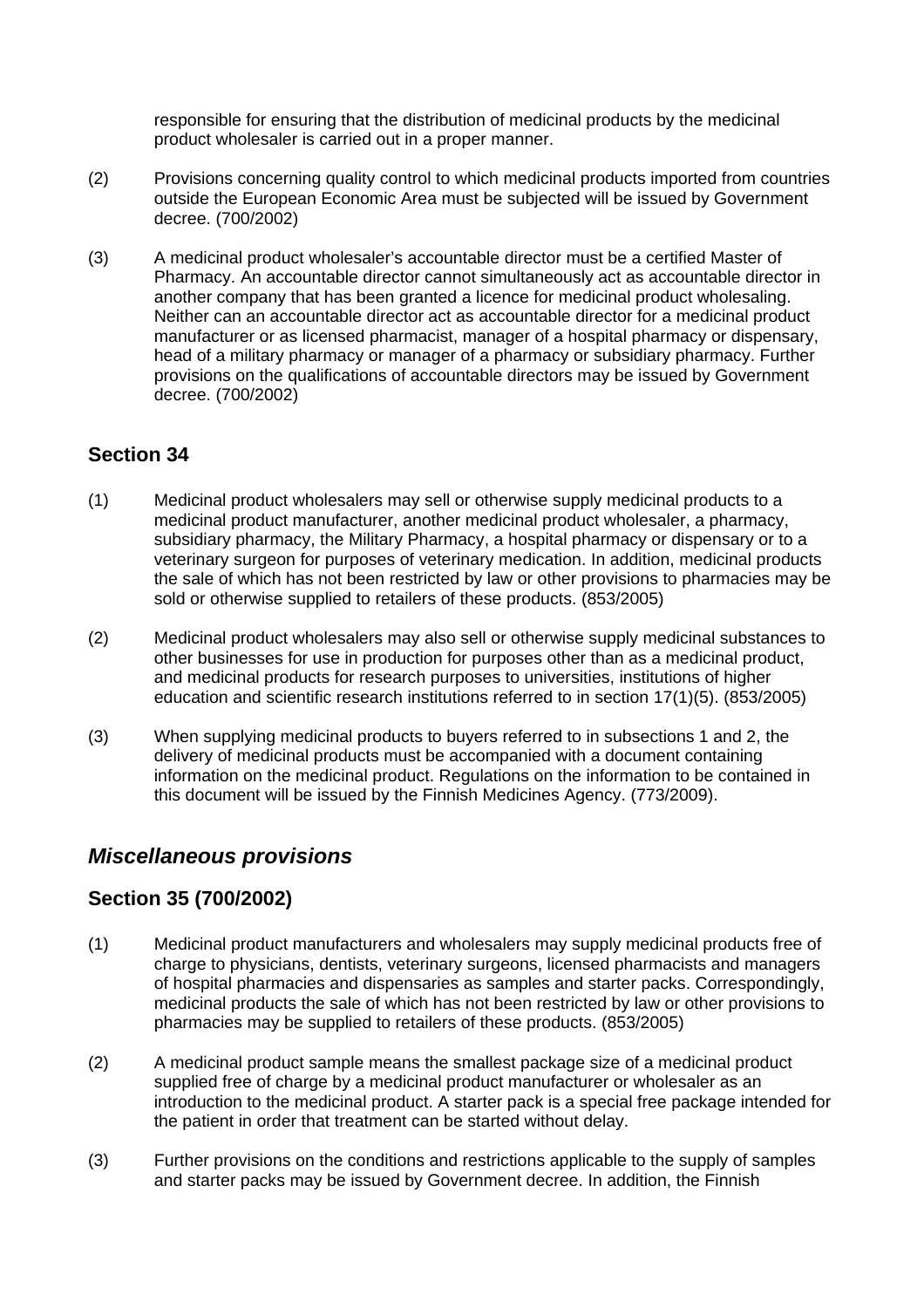responsible for ensuring that the distribution of medicinal products by the medicinal product wholesaler is carried out in a proper manner.

(2) Provisions concerning quality control to which medicinal products imported from countries outside the European Economic Area must be subjected will be issued by Government decree. (700/2002)

(3) A medicinal product wholesaler's accountable director must be a certified Master of Pharmacy. An accountable director cannot simultaneously act as accountable director in another company that has been granted a licence for medicinal product wholesaling. Neither can an accountable director act as accountable director for a medicinal product manufacturer or as licensed pharmacist, manager of a hospital pharmacy or dispensary, head of a military pharmacy or manager of a pharmacy or subsidiary pharmacy. Further provisions on the qualifications of accountable directors may be issued by Government decree. (700/2002)

### Section 34

(1) Medicinal product wholesalers may sell or otherwise supply medicinal products to a medicinal product manufacturer, another medicinal product wholesaler, a pharmacy, subsidiary pharmacy, the Military Pharmacy, a hospital pharmacy or dispensary or to a veterinary surgeon for purposes of veterinary medication. In addition, medicinal products the sale of which has not been restricted by law or other provisions to pharmacies may be sold or otherwise supplied to retailers of these products. (853/2005)

(2) Medicinal product wholesalers may also sell or otherwise supply medicinal substances to other businesses for use in production for purposes other than as a medicinal product, and medicinal products for research purposes to universities, institutions of higher education and scientific research institutions referred to in section 17(1)(5). (853/2005)

(3) When supplying medicinal products to buyers referred to in subsections 1 and 2, the delivery of medicinal products must be accompanied with a document containing information on the medicinal product. Regulations on the information to be contained in this document will be issued by the Finnish Medicines Agency. (773/2009).

## *Miscellaneous provisions*

### Section 35 (700/2002)

(1) Medicinal product manufacturers and wholesalers may supply medicinal products free of charge to physicians, dentists, veterinary surgeons, licensed pharmacists and managers of hospital pharmacies and dispensaries as samples and starter packs. Correspondingly, medicinal products the sale of which has not been restricted by law or other provisions to pharmacies may be supplied to retailers of these products. (853/2005)

(2) A medicinal product sample means the smallest package size of a medicinal product supplied free of charge by a medicinal product manufacturer or wholesaler as an introduction to the medicinal product. A starter pack is a special free package intended for the patient in order that treatment can be started without delay.

(3) Further provisions on the conditions and restrictions applicable to the supply of samples and starter packs may be issued by Government decree. In addition, the Finnish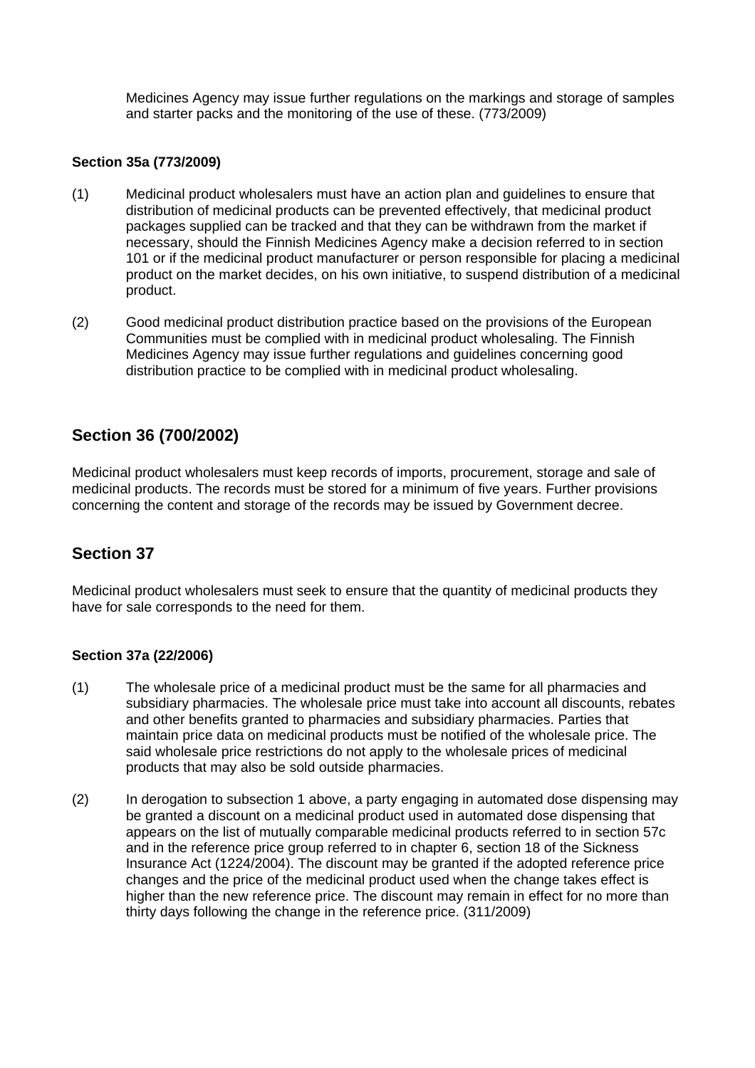Medicines Agency may issue further regulations on the markings and storage of samples and starter packs and the monitoring of the use of these. (773/2009)

#### Section 35a (773/2009)

(1) Medicinal product wholesalers must have an action plan and guidelines to ensure that distribution of medicinal products can be prevented effectively, that medicinal product packages supplied can be tracked and that they can be withdrawn from the market if necessary, should the Finnish Medicines Agency make a decision referred to in section 101 or if the medicinal product manufacturer or person responsible for placing a medicinal product on the market decides, on his own initiative, to suspend distribution of a medicinal product.

(2) Good medicinal product distribution practice based on the provisions of the European Communities must be complied with in medicinal product wholesaling. The Finnish Medicines Agency may issue further regulations and guidelines concerning good distribution practice to be complied with in medicinal product wholesaling.

## Section 36 (700/2002)

Medicinal product wholesalers must keep records of imports, procurement, storage and sale of medicinal products. The records must be stored for a minimum of five years. Further provisions concerning the content and storage of the records may be issued by Government decree.

## Section 37

Medicinal product wholesalers must seek to ensure that the quantity of medicinal products they have for sale corresponds to the need for them.

#### Section 37a (22/2006)

(1) The wholesale price of a medicinal product must be the same for all pharmacies and subsidiary pharmacies. The wholesale price must take into account all discounts, rebates and other benefits granted to pharmacies and subsidiary pharmacies. Parties that maintain price data on medicinal products must be notified of the wholesale price. The said wholesale price restrictions do not apply to the wholesale prices of medicinal products that may also be sold outside pharmacies.

(2) In derogation to subsection 1 above, a party engaging in automated dose dispensing may be granted a discount on a medicinal product used in automated dose dispensing that appears on the list of mutually comparable medicinal products referred to in section 57c and in the reference price group referred to in chapter 6, section 18 of the Sickness Insurance Act (1224/2004). The discount may be granted if the adopted reference price changes and the price of the medicinal product used when the change takes effect is higher than the new reference price. The discount may remain in effect for no more than thirty days following the change in the reference price. (311/2009)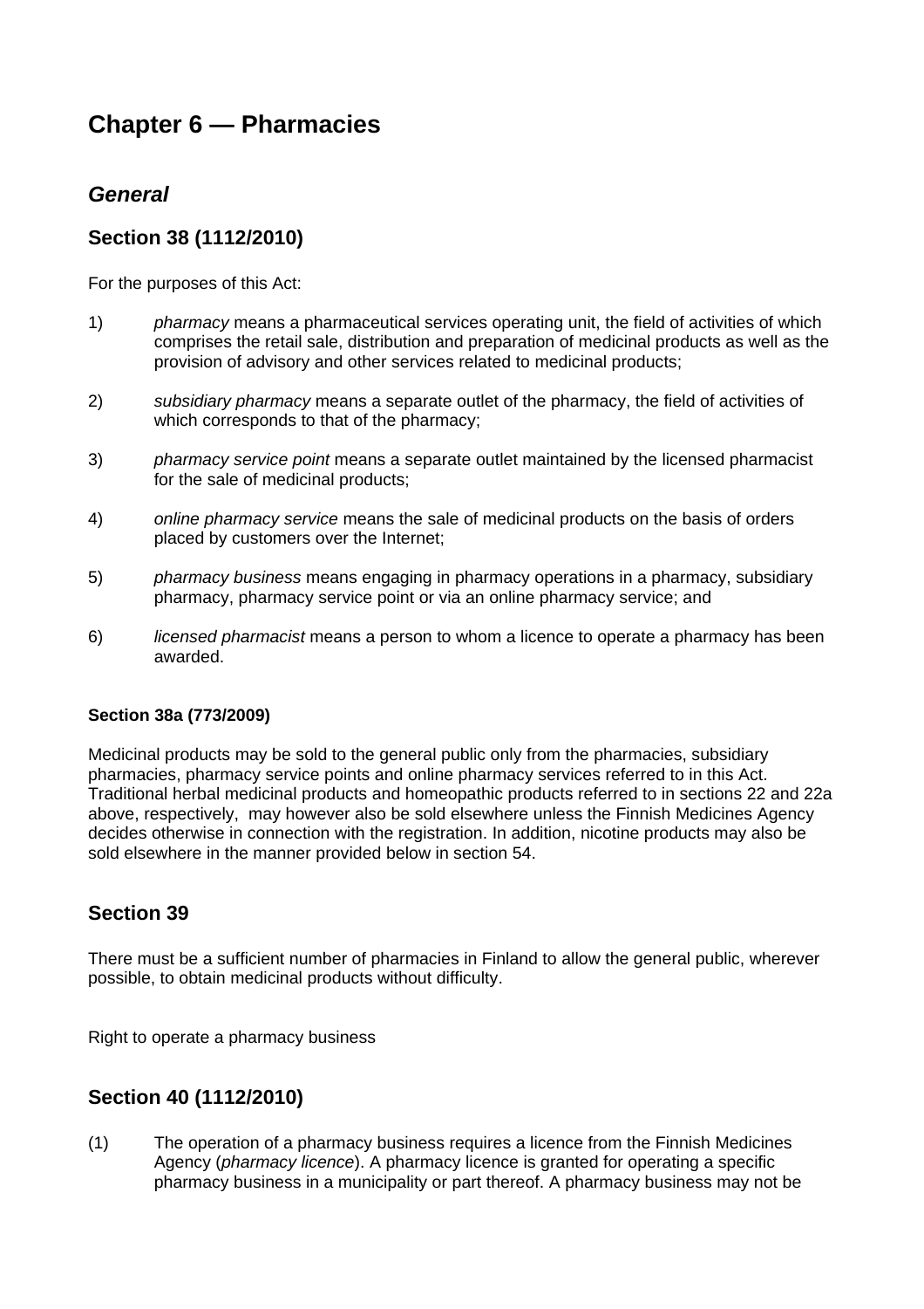# Chapter 6 — Pharmacies

## *General*

## Section 38 (1112/2010)

For the purposes of this Act:

1) *pharmacy* means a pharmaceutical services operating unit, the field of activities of which comprises the retail sale, distribution and preparation of medicinal products as well as the provision of advisory and other services related to medicinal products;

2) *subsidiary pharmacy* means a separate outlet of the pharmacy, the field of activities of which corresponds to that of the pharmacy;

3) *pharmacy service point* means a separate outlet maintained by the licensed pharmacist for the sale of medicinal products;

4) *online pharmacy service* means the sale of medicinal products on the basis of orders placed by customers over the Internet;

5) *pharmacy business* means engaging in pharmacy operations in a pharmacy, subsidiary pharmacy, pharmacy service point or via an online pharmacy service; and

6) *licensed pharmacist* means a person to whom a licence to operate a pharmacy has been awarded.

#### Section 38a (773/2009)

Medicinal products may be sold to the general public only from the pharmacies, subsidiary pharmacies, pharmacy service points and online pharmacy services referred to in this Act. Traditional herbal medicinal products and homeopathic products referred to in sections 22 and 22a above, respectively, may however also be sold elsewhere unless the Finnish Medicines Agency decides otherwise in connection with the registration. In addition, nicotine products may also be sold elsewhere in the manner provided below in section 54.

## Section 39

There must be a sufficient number of pharmacies in Finland to allow the general public, wherever possible, to obtain medicinal products without difficulty.

Right to operate a pharmacy business

## Section 40 (1112/2010)

(1) The operation of a pharmacy business requires a licence from the Finnish Medicines Agency (*pharmacy licence*). A pharmacy licence is granted for operating a specific pharmacy business in a municipality or part thereof. A pharmacy business may not be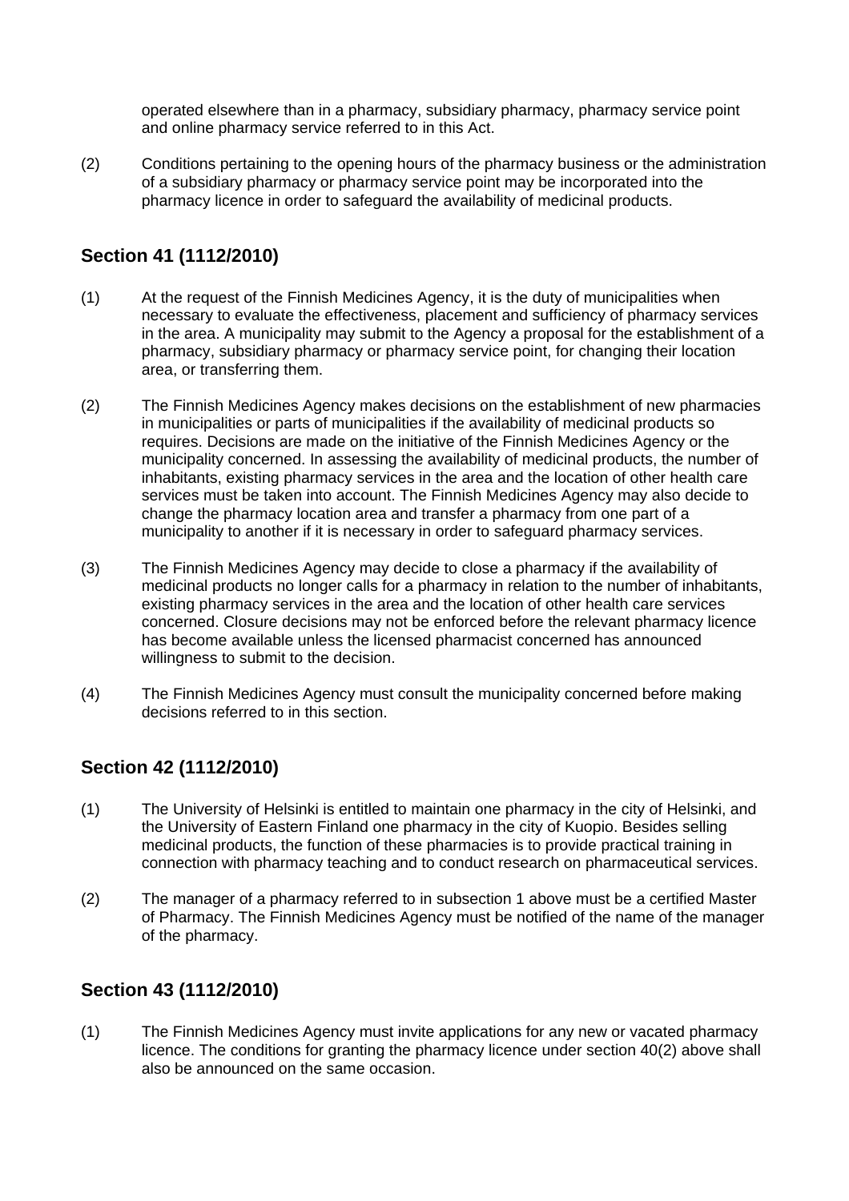operated elsewhere than in a pharmacy, subsidiary pharmacy, pharmacy service point and online pharmacy service referred to in this Act.

(2) Conditions pertaining to the opening hours of the pharmacy business or the administration of a subsidiary pharmacy or pharmacy service point may be incorporated into the pharmacy licence in order to safeguard the availability of medicinal products.

## Section 41 (1112/2010)

(1) At the request of the Finnish Medicines Agency, it is the duty of municipalities when necessary to evaluate the effectiveness, placement and sufficiency of pharmacy services in the area. A municipality may submit to the Agency a proposal for the establishment of a pharmacy, subsidiary pharmacy or pharmacy service point, for changing their location area, or transferring them.

(2) The Finnish Medicines Agency makes decisions on the establishment of new pharmacies in municipalities or parts of municipalities if the availability of medicinal products so requires. Decisions are made on the initiative of the Finnish Medicines Agency or the municipality concerned. In assessing the availability of medicinal products, the number of inhabitants, existing pharmacy services in the area and the location of other health care services must be taken into account. The Finnish Medicines Agency may also decide to change the pharmacy location area and transfer a pharmacy from one part of a municipality to another if it is necessary in order to safeguard pharmacy services.

(3) The Finnish Medicines Agency may decide to close a pharmacy if the availability of medicinal products no longer calls for a pharmacy in relation to the number of inhabitants, existing pharmacy services in the area and the location of other health care services concerned. Closure decisions may not be enforced before the relevant pharmacy licence has become available unless the licensed pharmacist concerned has announced willingness to submit to the decision.

(4) The Finnish Medicines Agency must consult the municipality concerned before making decisions referred to in this section.

## Section 42 (1112/2010)

(1) The University of Helsinki is entitled to maintain one pharmacy in the city of Helsinki, and the University of Eastern Finland one pharmacy in the city of Kuopio. Besides selling medicinal products, the function of these pharmacies is to provide practical training in connection with pharmacy teaching and to conduct research on pharmaceutical services.

(2) The manager of a pharmacy referred to in subsection 1 above must be a certified Master of Pharmacy. The Finnish Medicines Agency must be notified of the name of the manager of the pharmacy.

## Section 43 (1112/2010)

(1) The Finnish Medicines Agency must invite applications for any new or vacated pharmacy licence. The conditions for granting the pharmacy licence under section 40(2) above shall also be announced on the same occasion.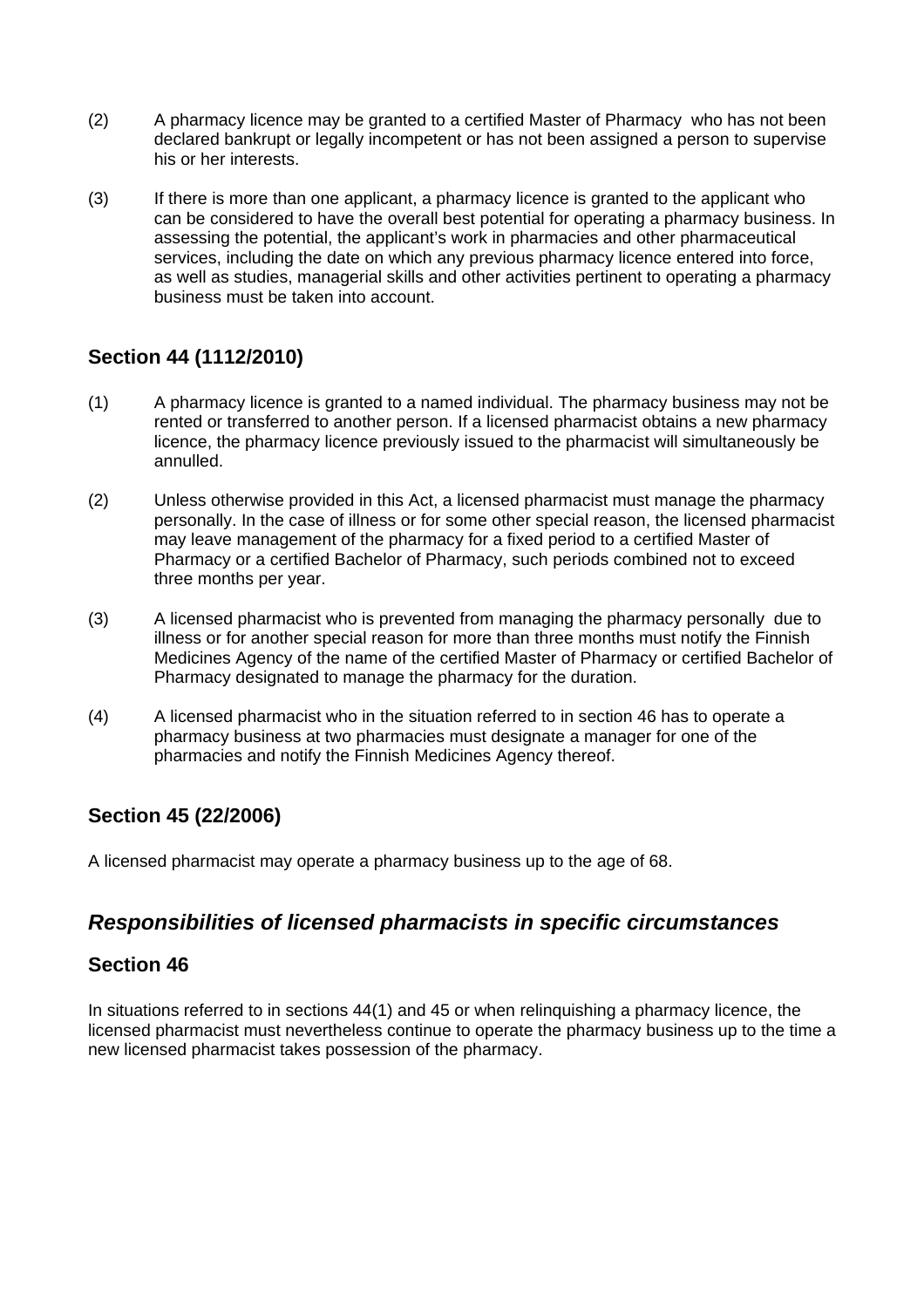(2) A pharmacy licence may be granted to a certified Master of Pharmacy who has not been declared bankrupt or legally incompetent or has not been assigned a person to supervise his or her interests.

(3) If there is more than one applicant, a pharmacy licence is granted to the applicant who can be considered to have the overall best potential for operating a pharmacy business. In assessing the potential, the applicant's work in pharmacies and other pharmaceutical services, including the date on which any previous pharmacy licence entered into force, as well as studies, managerial skills and other activities pertinent to operating a pharmacy business must be taken into account.

### Section 44 (1112/2010)

(1) A pharmacy licence is granted to a named individual. The pharmacy business may not be rented or transferred to another person. If a licensed pharmacist obtains a new pharmacy licence, the pharmacy licence previously issued to the pharmacist will simultaneously be annulled.

(2) Unless otherwise provided in this Act, a licensed pharmacist must manage the pharmacy personally. In the case of illness or for some other special reason, the licensed pharmacist may leave management of the pharmacy for a fixed period to a certified Master of Pharmacy or a certified Bachelor of Pharmacy, such periods combined not to exceed three months per year.

(3) A licensed pharmacist who is prevented from managing the pharmacy personally due to illness or for another special reason for more than three months must notify the Finnish Medicines Agency of the name of the certified Master of Pharmacy or certified Bachelor of Pharmacy designated to manage the pharmacy for the duration.

(4) A licensed pharmacist who in the situation referred to in section 46 has to operate a pharmacy business at two pharmacies must designate a manager for one of the pharmacies and notify the Finnish Medicines Agency thereof.

### Section 45 (22/2006)

A licensed pharmacist may operate a pharmacy business up to the age of 68.

## *Responsibilities of licensed pharmacists in specific circumstances*

### Section 46

In situations referred to in sections 44(1) and 45 or when relinquishing a pharmacy licence, the licensed pharmacist must nevertheless continue to operate the pharmacy business up to the time a new licensed pharmacist takes possession of the pharmacy.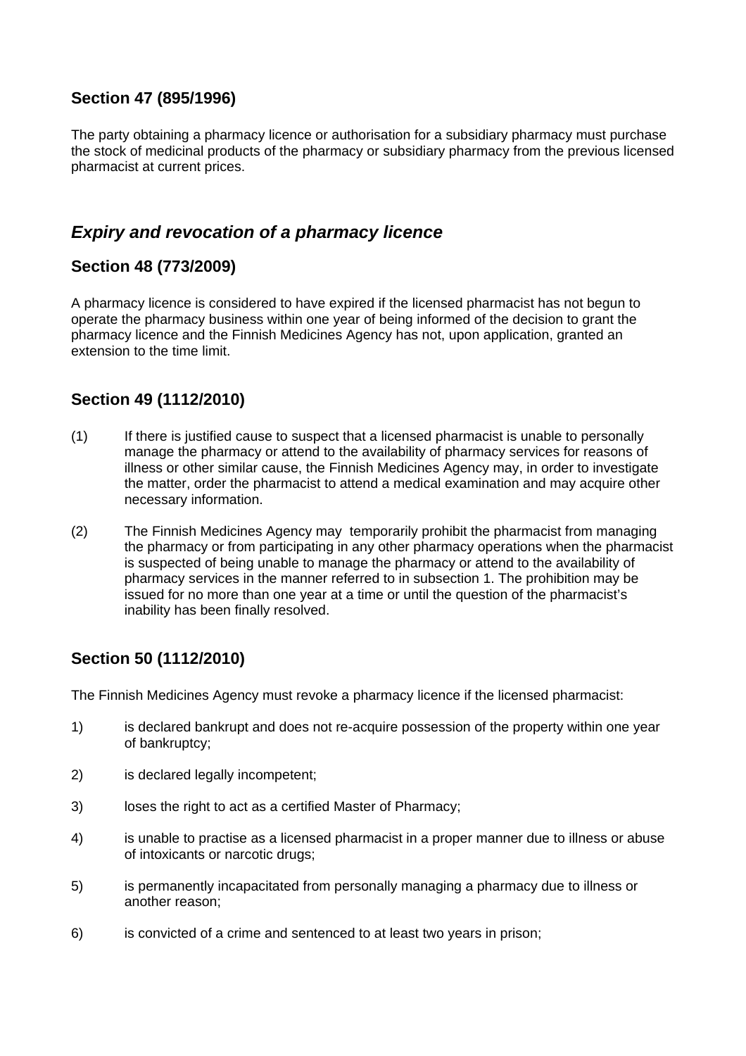### Section 47 (895/1996)

The party obtaining a pharmacy licence or authorisation for a subsidiary pharmacy must purchase the stock of medicinal products of the pharmacy or subsidiary pharmacy from the previous licensed pharmacist at current prices.

## *Expiry and revocation of a pharmacy licence*

### Section 48 (773/2009)

A pharmacy licence is considered to have expired if the licensed pharmacist has not begun to operate the pharmacy business within one year of being informed of the decision to grant the pharmacy licence and the Finnish Medicines Agency has not, upon application, granted an extension to the time limit.

### Section 49 (1112/2010)

(1) If there is justified cause to suspect that a licensed pharmacist is unable to personally manage the pharmacy or attend to the availability of pharmacy services for reasons of illness or other similar cause, the Finnish Medicines Agency may, in order to investigate the matter, order the pharmacist to attend a medical examination and may acquire other necessary information.

(2) The Finnish Medicines Agency may temporarily prohibit the pharmacist from managing the pharmacy or from participating in any other pharmacy operations when the pharmacist is suspected of being unable to manage the pharmacy or attend to the availability of pharmacy services in the manner referred to in subsection 1. The prohibition may be issued for no more than one year at a time or until the question of the pharmacist's inability has been finally resolved.

### Section 50 (1112/2010)

The Finnish Medicines Agency must revoke a pharmacy licence if the licensed pharmacist:

1) is declared bankrupt and does not re-acquire possession of the property within one year of bankruptcy;

2) is declared legally incompetent;

3) loses the right to act as a certified Master of Pharmacy;

4) is unable to practise as a licensed pharmacist in a proper manner due to illness or abuse of intoxicants or narcotic drugs;

5) is permanently incapacitated from personally managing a pharmacy due to illness or another reason;

6) is convicted of a crime and sentenced to at least two years in prison;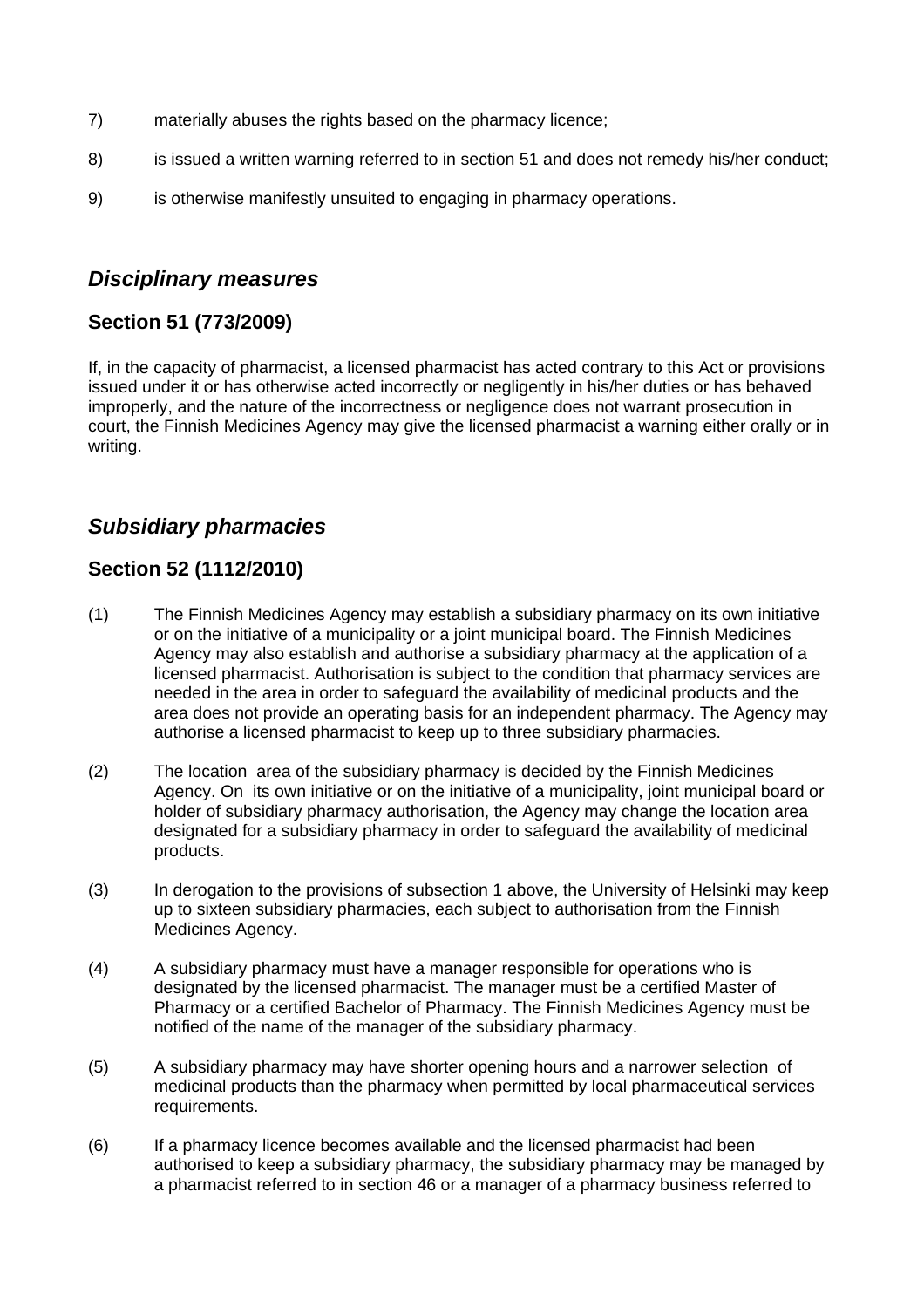7) materially abuses the rights based on the pharmacy licence;

8) is issued a written warning referred to in section 51 and does not remedy his/her conduct;

9) is otherwise manifestly unsuited to engaging in pharmacy operations.

## *Disciplinary measures*

### Section 51 (773/2009)

If, in the capacity of pharmacist, a licensed pharmacist has acted contrary to this Act or provisions issued under it or has otherwise acted incorrectly or negligently in his/her duties or has behaved improperly, and the nature of the incorrectness or negligence does not warrant prosecution in court, the Finnish Medicines Agency may give the licensed pharmacist a warning either orally or in writing.

## *Subsidiary pharmacies*

### Section 52 (1112/2010)

(1) The Finnish Medicines Agency may establish a subsidiary pharmacy on its own initiative or on the initiative of a municipality or a joint municipal board. The Finnish Medicines Agency may also establish and authorise a subsidiary pharmacy at the application of a licensed pharmacist. Authorisation is subject to the condition that pharmacy services are needed in the area in order to safeguard the availability of medicinal products and the area does not provide an operating basis for an independent pharmacy. The Agency may authorise a licensed pharmacist to keep up to three subsidiary pharmacies.

(2) The location area of the subsidiary pharmacy is decided by the Finnish Medicines Agency. On its own initiative or on the initiative of a municipality, joint municipal board or holder of subsidiary pharmacy authorisation, the Agency may change the location area designated for a subsidiary pharmacy in order to safeguard the availability of medicinal products.

(3) In derogation to the provisions of subsection 1 above, the University of Helsinki may keep up to sixteen subsidiary pharmacies, each subject to authorisation from the Finnish Medicines Agency.

(4) A subsidiary pharmacy must have a manager responsible for operations who is designated by the licensed pharmacist. The manager must be a certified Master of Pharmacy or a certified Bachelor of Pharmacy. The Finnish Medicines Agency must be notified of the name of the manager of the subsidiary pharmacy.

(5) A subsidiary pharmacy may have shorter opening hours and a narrower selection of medicinal products than the pharmacy when permitted by local pharmaceutical services requirements.

(6) If a pharmacy licence becomes available and the licensed pharmacist had been authorised to keep a subsidiary pharmacy, the subsidiary pharmacy may be managed by a pharmacist referred to in section 46 or a manager of a pharmacy business referred to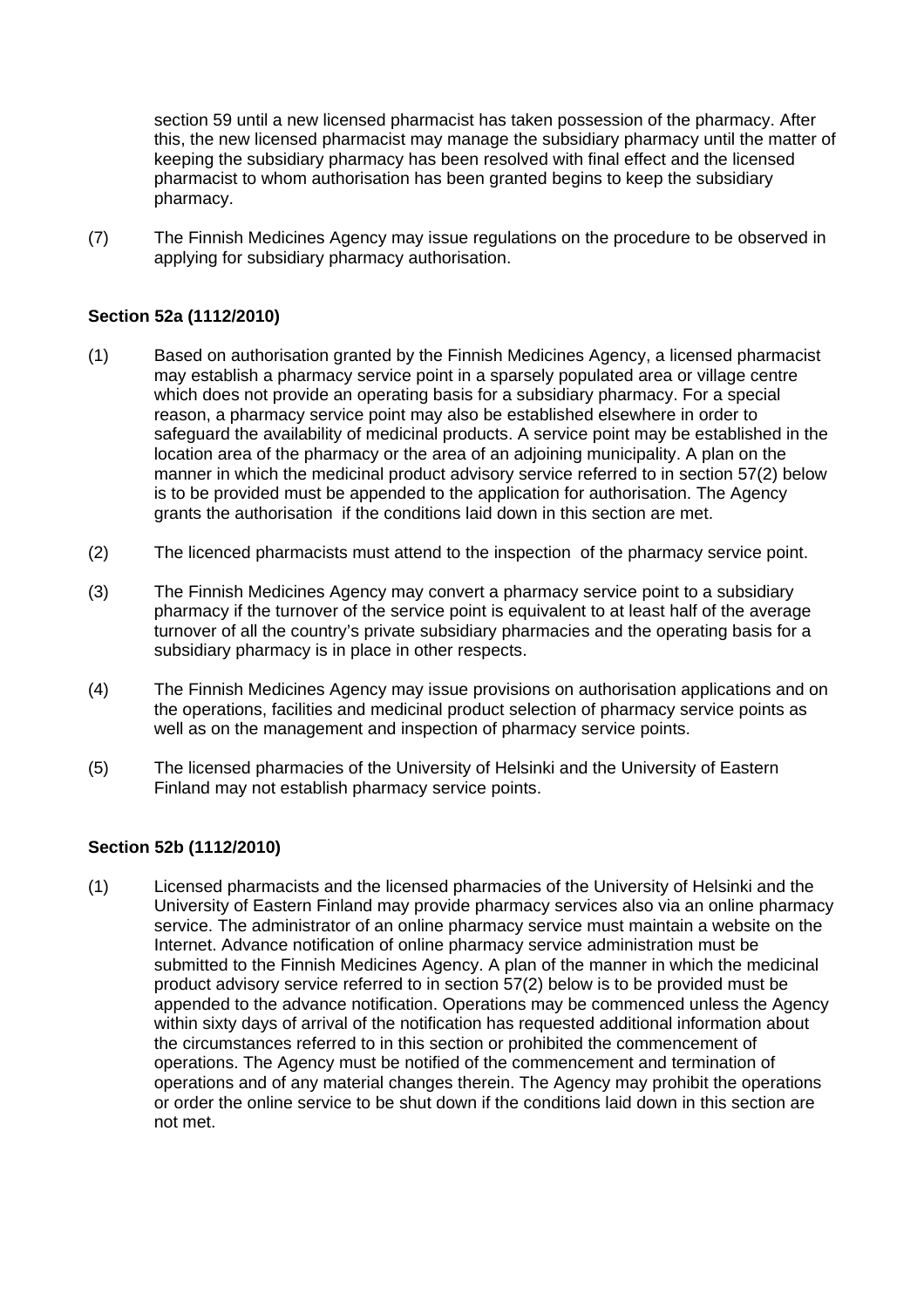section 59 until a new licensed pharmacist has taken possession of the pharmacy. After this, the new licensed pharmacist may manage the subsidiary pharmacy until the matter of keeping the subsidiary pharmacy has been resolved with final effect and the licensed pharmacist to whom authorisation has been granted begins to keep the subsidiary pharmacy.

(7) The Finnish Medicines Agency may issue regulations on the procedure to be observed in applying for subsidiary pharmacy authorisation.

**Section 52a (1112/2010)**

(1) Based on authorisation granted by the Finnish Medicines Agency, a licensed pharmacist may establish a pharmacy service point in a sparsely populated area or village centre which does not provide an operating basis for a subsidiary pharmacy. For a special reason, a pharmacy service point may also be established elsewhere in order to safeguard the availability of medicinal products. A service point may be established in the location area of the pharmacy or the area of an adjoining municipality. A plan on the manner in which the medicinal product advisory service referred to in section 57(2) below is to be provided must be appended to the application for authorisation. The Agency grants the authorisation if the conditions laid down in this section are met.

(2) The licenced pharmacists must attend to the inspection of the pharmacy service point.

(3) The Finnish Medicines Agency may convert a pharmacy service point to a subsidiary pharmacy if the turnover of the service point is equivalent to at least half of the average turnover of all the country's private subsidiary pharmacies and the operating basis for a subsidiary pharmacy is in place in other respects.

(4) The Finnish Medicines Agency may issue provisions on authorisation applications and on the operations, facilities and medicinal product selection of pharmacy service points as well as on the management and inspection of pharmacy service points.

(5) The licensed pharmacies of the University of Helsinki and the University of Eastern Finland may not establish pharmacy service points.

**Section 52b (1112/2010)**

(1) Licensed pharmacists and the licensed pharmacies of the University of Helsinki and the University of Eastern Finland may provide pharmacy services also via an online pharmacy service. The administrator of an online pharmacy service must maintain a website on the Internet. Advance notification of online pharmacy service administration must be submitted to the Finnish Medicines Agency. A plan of the manner in which the medicinal product advisory service referred to in section 57(2) below is to be provided must be appended to the advance notification. Operations may be commenced unless the Agency within sixty days of arrival of the notification has requested additional information about the circumstances referred to in this section or prohibited the commencement of operations. The Agency must be notified of the commencement and termination of operations and of any material changes therein. The Agency may prohibit the operations or order the online service to be shut down if the conditions laid down in this section are not met.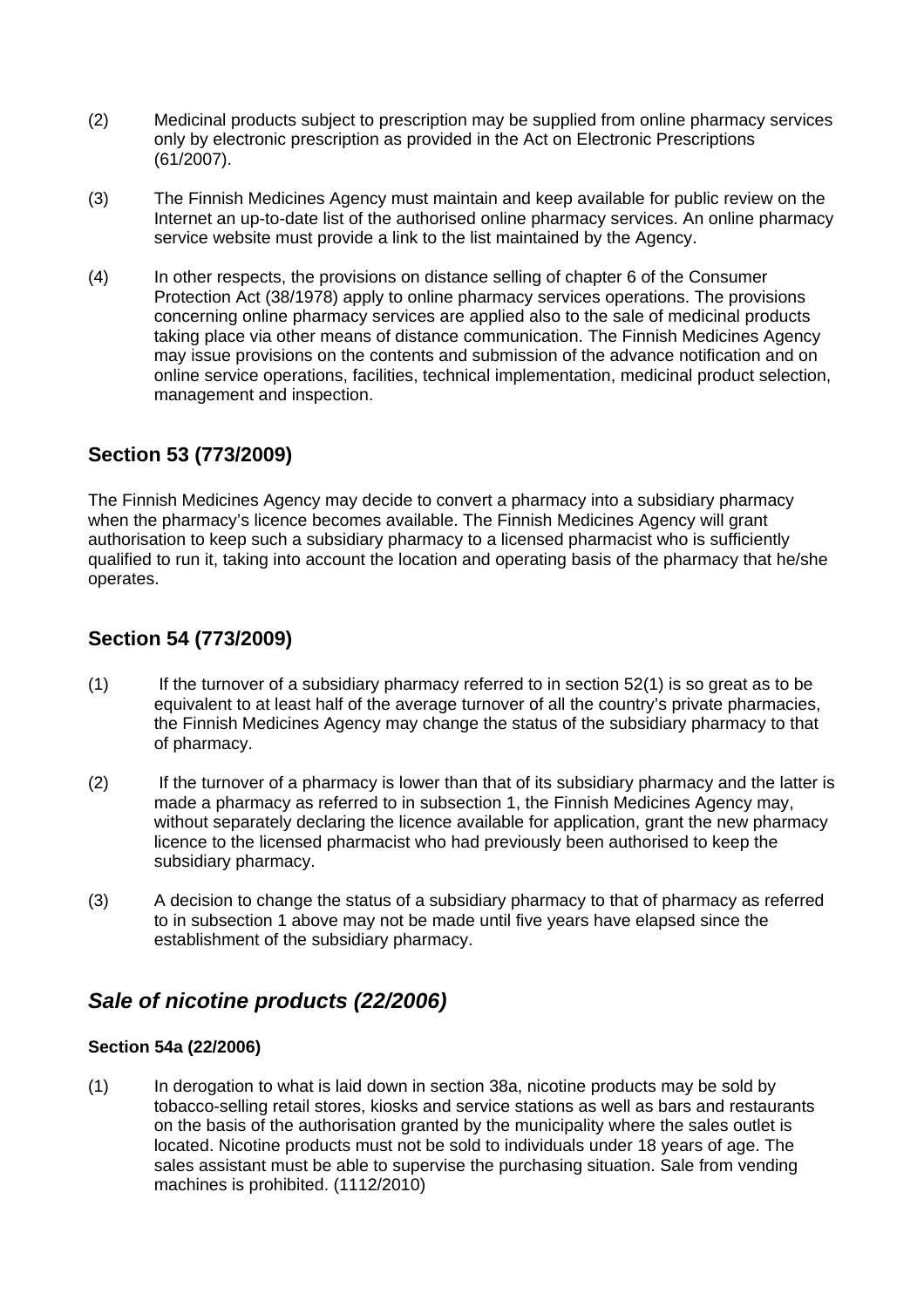(2) Medicinal products subject to prescription may be supplied from online pharmacy services only by electronic prescription as provided in the Act on Electronic Prescriptions (61/2007).

(3) The Finnish Medicines Agency must maintain and keep available for public review on the Internet an up-to-date list of the authorised online pharmacy services. An online pharmacy service website must provide a link to the list maintained by the Agency.

(4) In other respects, the provisions on distance selling of chapter 6 of the Consumer Protection Act (38/1978) apply to online pharmacy services operations. The provisions concerning online pharmacy services are applied also to the sale of medicinal products taking place via other means of distance communication. The Finnish Medicines Agency may issue provisions on the contents and submission of the advance notification and on online service operations, facilities, technical implementation, medicinal product selection, management and inspection.

## Section 53 (773/2009)

The Finnish Medicines Agency may decide to convert a pharmacy into a subsidiary pharmacy when the pharmacy's licence becomes available. The Finnish Medicines Agency will grant authorisation to keep such a subsidiary pharmacy to a licensed pharmacist who is sufficiently qualified to run it, taking into account the location and operating basis of the pharmacy that he/she operates.

## Section 54 (773/2009)

(1) If the turnover of a subsidiary pharmacy referred to in section 52(1) is so great as to be equivalent to at least half of the average turnover of all the country's private pharmacies, the Finnish Medicines Agency may change the status of the subsidiary pharmacy to that of pharmacy.

(2) If the turnover of a pharmacy is lower than that of its subsidiary pharmacy and the latter is made a pharmacy as referred to in subsection 1, the Finnish Medicines Agency may, without separately declaring the licence available for application, grant the new pharmacy licence to the licensed pharmacist who had previously been authorised to keep the subsidiary pharmacy.

(3) A decision to change the status of a subsidiary pharmacy to that of pharmacy as referred to in subsection 1 above may not be made until five years have elapsed since the establishment of the subsidiary pharmacy.

## *Sale of nicotine products (22/2006)*

### Section 54a (22/2006)

(1) In derogation to what is laid down in section 38a, nicotine products may be sold by tobacco-selling retail stores, kiosks and service stations as well as bars and restaurants on the basis of the authorisation granted by the municipality where the sales outlet is located. Nicotine products must not be sold to individuals under 18 years of age. The sales assistant must be able to supervise the purchasing situation. Sale from vending machines is prohibited. (1112/2010)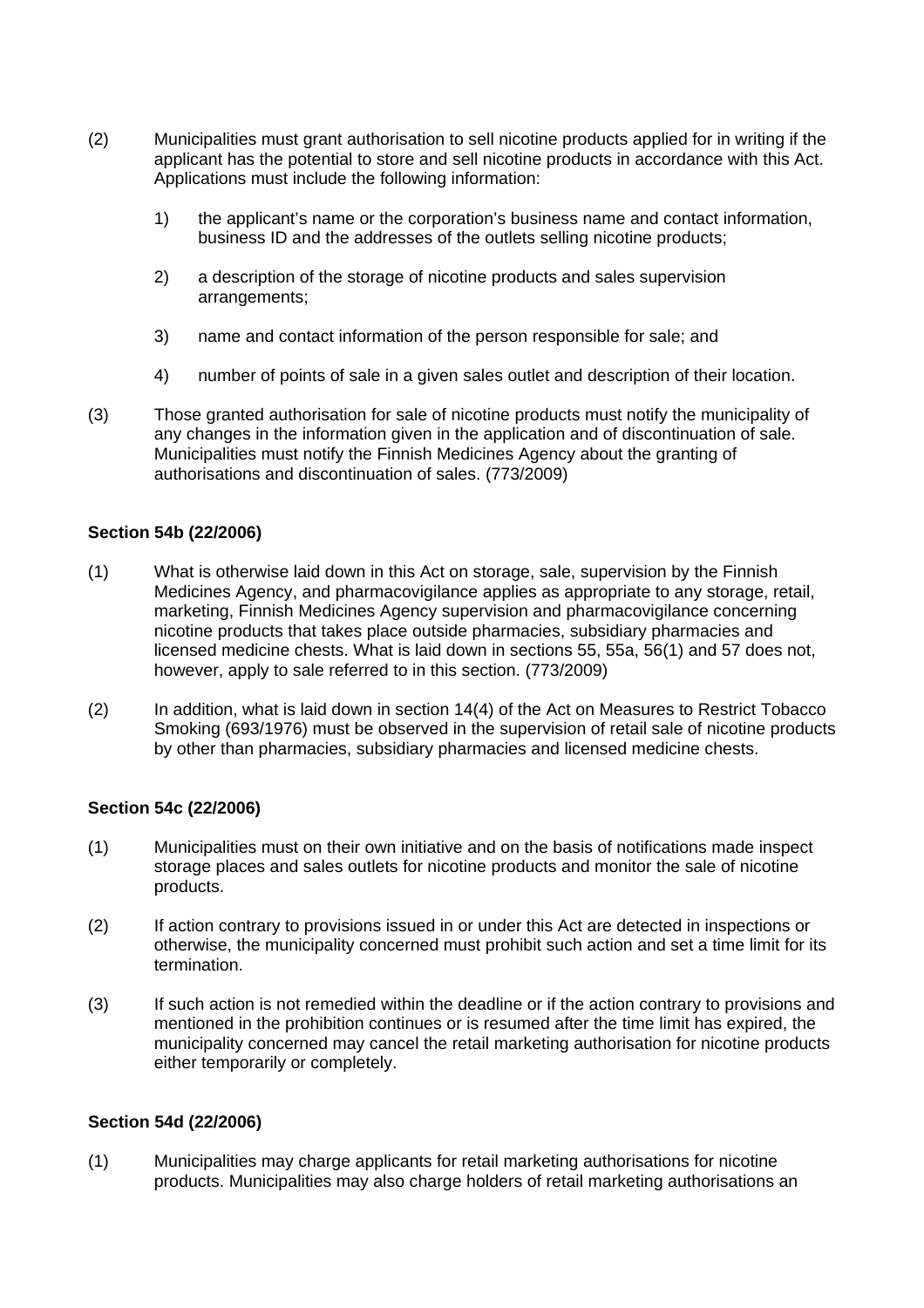(2) Municipalities must grant authorisation to sell nicotine products applied for in writing if the applicant has the potential to store and sell nicotine products in accordance with this Act. Applications must include the following information:

1) the applicant's name or the corporation's business name and contact information, business ID and the addresses of the outlets selling nicotine products;

2) a description of the storage of nicotine products and sales supervision arrangements;

3) name and contact information of the person responsible for sale; and

4) number of points of sale in a given sales outlet and description of their location.

(3) Those granted authorisation for sale of nicotine products must notify the municipality of any changes in the information given in the application and of discontinuation of sale. Municipalities must notify the Finnish Medicines Agency about the granting of authorisations and discontinuation of sales. (773/2009)

**Section 54b (22/2006)**

(1) What is otherwise laid down in this Act on storage, sale, supervision by the Finnish Medicines Agency, and pharmacovigilance applies as appropriate to any storage, retail, marketing, Finnish Medicines Agency supervision and pharmacovigilance concerning nicotine products that takes place outside pharmacies, subsidiary pharmacies and licensed medicine chests. What is laid down in sections 55, 55a, 56(1) and 57 does not, however, apply to sale referred to in this section. (773/2009)

(2) In addition, what is laid down in section 14(4) of the Act on Measures to Restrict Tobacco Smoking (693/1976) must be observed in the supervision of retail sale of nicotine products by other than pharmacies, subsidiary pharmacies and licensed medicine chests.

**Section 54c (22/2006)**

(1) Municipalities must on their own initiative and on the basis of notifications made inspect storage places and sales outlets for nicotine products and monitor the sale of nicotine products.

(2) If action contrary to provisions issued in or under this Act are detected in inspections or otherwise, the municipality concerned must prohibit such action and set a time limit for its termination.

(3) If such action is not remedied within the deadline or if the action contrary to provisions and mentioned in the prohibition continues or is resumed after the time limit has expired, the municipality concerned may cancel the retail marketing authorisation for nicotine products either temporarily or completely.

**Section 54d (22/2006)**

(1) Municipalities may charge applicants for retail marketing authorisations for nicotine products. Municipalities may also charge holders of retail marketing authorisations an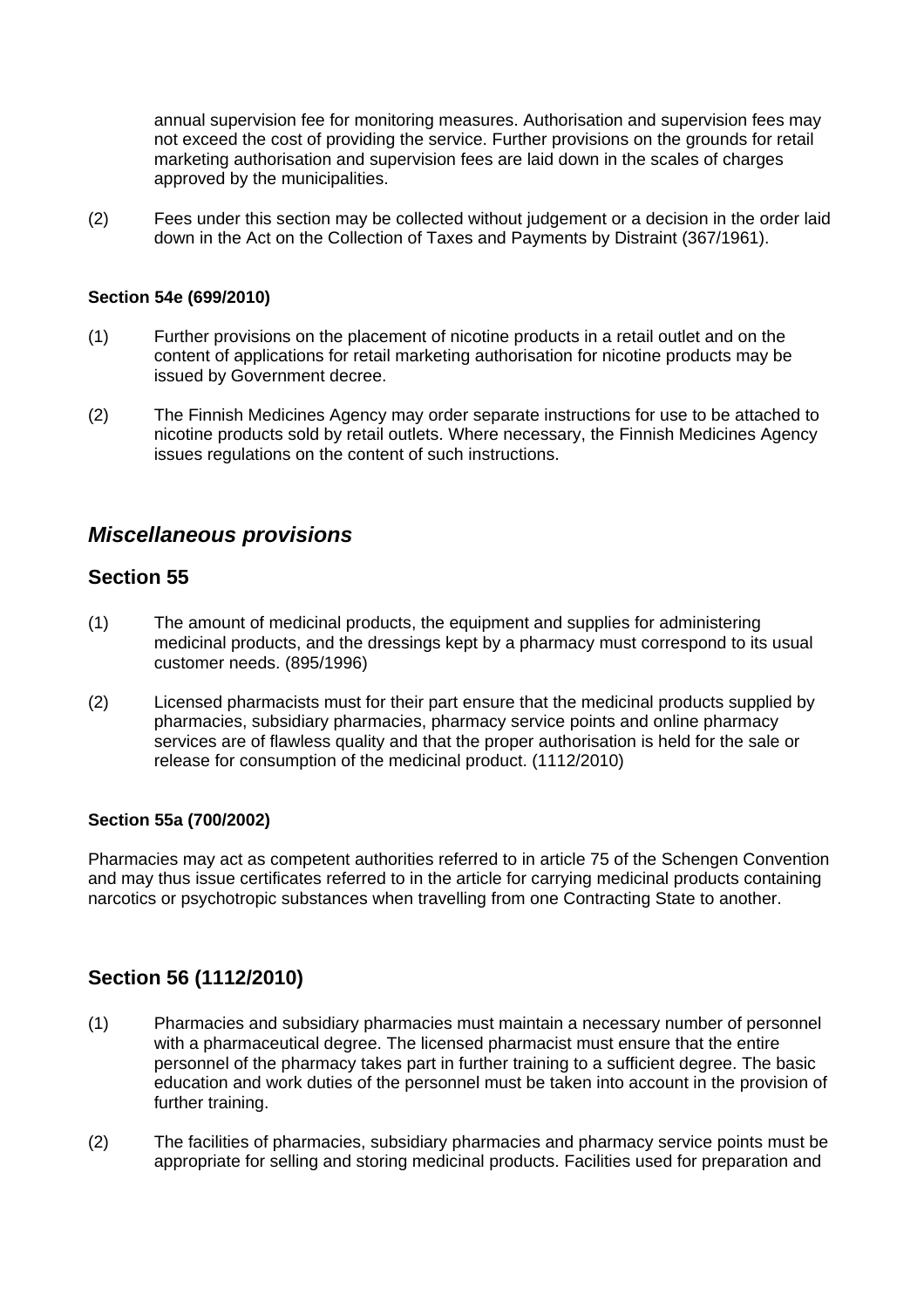annual supervision fee for monitoring measures. Authorisation and supervision fees may not exceed the cost of providing the service. Further provisions on the grounds for retail marketing authorisation and supervision fees are laid down in the scales of charges approved by the municipalities.

(2) Fees under this section may be collected without judgement or a decision in the order laid down in the Act on the Collection of Taxes and Payments by Distraint (367/1961).

**Section 54e (699/2010)**

(1) Further provisions on the placement of nicotine products in a retail outlet and on the content of applications for retail marketing authorisation for nicotine products may be issued by Government decree.

(2) The Finnish Medicines Agency may order separate instructions for use to be attached to nicotine products sold by retail outlets. Where necessary, the Finnish Medicines Agency issues regulations on the content of such instructions.

## *Miscellaneous provisions*

## Section 55

(1) The amount of medicinal products, the equipment and supplies for administering medicinal products, and the dressings kept by a pharmacy must correspond to its usual customer needs. (895/1996)

(2) Licensed pharmacists must for their part ensure that the medicinal products supplied by pharmacies, subsidiary pharmacies, pharmacy service points and online pharmacy services are of flawless quality and that the proper authorisation is held for the sale or release for consumption of the medicinal product. (1112/2010)

**Section 55a (700/2002)**

Pharmacies may act as competent authorities referred to in article 75 of the Schengen Convention and may thus issue certificates referred to in the article for carrying medicinal products containing narcotics or psychotropic substances when travelling from one Contracting State to another.

## Section 56 (1112/2010)

(1) Pharmacies and subsidiary pharmacies must maintain a necessary number of personnel with a pharmaceutical degree. The licensed pharmacist must ensure that the entire personnel of the pharmacy takes part in further training to a sufficient degree. The basic education and work duties of the personnel must be taken into account in the provision of further training.

(2) The facilities of pharmacies, subsidiary pharmacies and pharmacy service points must be appropriate for selling and storing medicinal products. Facilities used for preparation and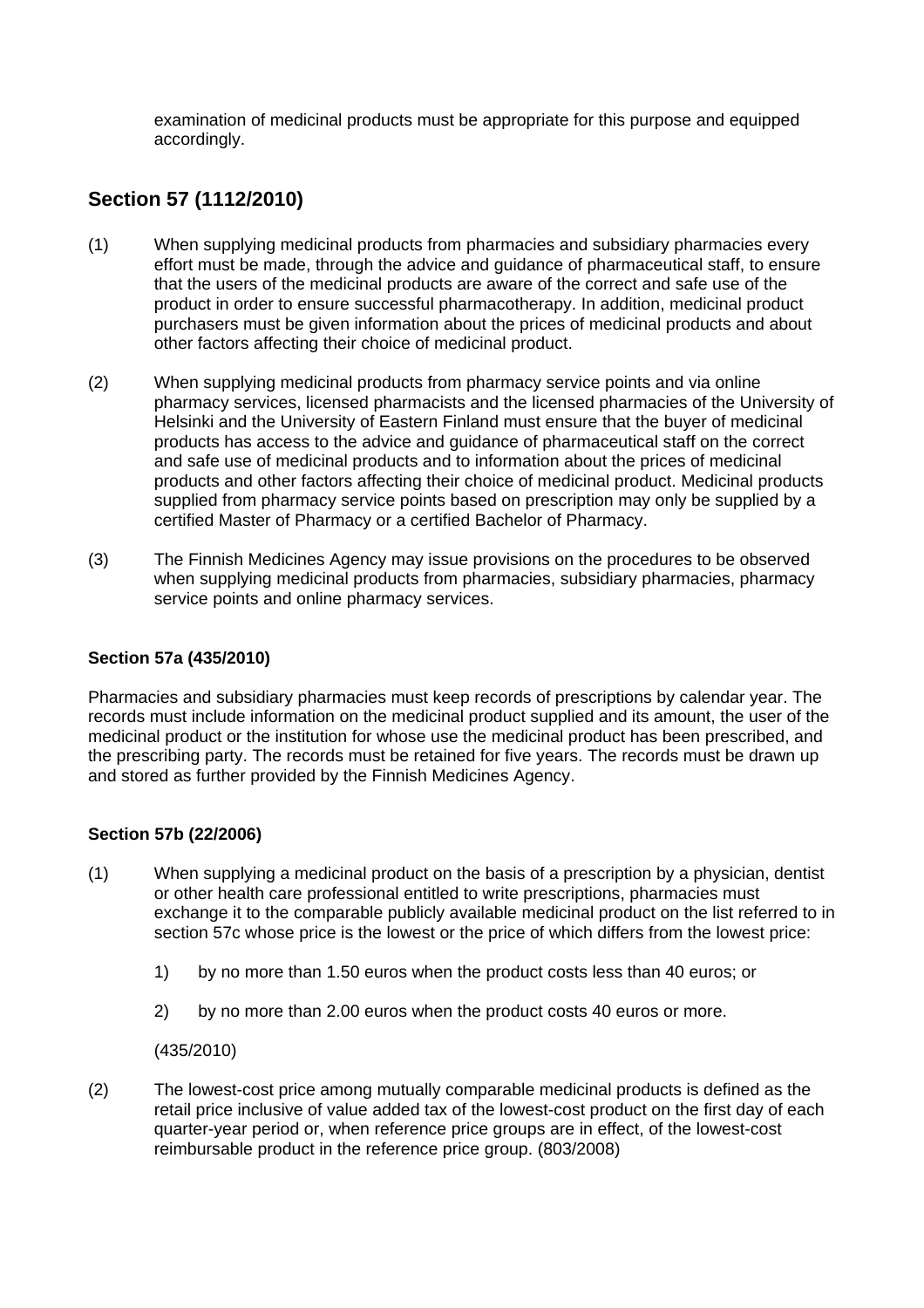examination of medicinal products must be appropriate for this purpose and equipped accordingly.

## Section 57 (1112/2010)

(1) When supplying medicinal products from pharmacies and subsidiary pharmacies every effort must be made, through the advice and guidance of pharmaceutical staff, to ensure that the users of the medicinal products are aware of the correct and safe use of the product in order to ensure successful pharmacotherapy. In addition, medicinal product purchasers must be given information about the prices of medicinal products and about other factors affecting their choice of medicinal product.

(2) When supplying medicinal products from pharmacy service points and via online pharmacy services, licensed pharmacists and the licensed pharmacies of the University of Helsinki and the University of Eastern Finland must ensure that the buyer of medicinal products has access to the advice and guidance of pharmaceutical staff on the correct and safe use of medicinal products and to information about the prices of medicinal products and other factors affecting their choice of medicinal product. Medicinal products supplied from pharmacy service points based on prescription may only be supplied by a certified Master of Pharmacy or a certified Bachelor of Pharmacy.

(3) The Finnish Medicines Agency may issue provisions on the procedures to be observed when supplying medicinal products from pharmacies, subsidiary pharmacies, pharmacy service points and online pharmacy services.

### Section 57a (435/2010)

Pharmacies and subsidiary pharmacies must keep records of prescriptions by calendar year. The records must include information on the medicinal product supplied and its amount, the user of the medicinal product or the institution for whose use the medicinal product has been prescribed, and the prescribing party. The records must be retained for five years. The records must be drawn up and stored as further provided by the Finnish Medicines Agency.

### Section 57b (22/2006)

(1) When supplying a medicinal product on the basis of a prescription by a physician, dentist or other health care professional entitled to write prescriptions, pharmacies must exchange it to the comparable publicly available medicinal product on the list referred to in section 57c whose price is the lowest or the price of which differs from the lowest price:

1) by no more than 1.50 euros when the product costs less than 40 euros; or

2) by no more than 2.00 euros when the product costs 40 euros or more.

(435/2010)

(2) The lowest-cost price among mutually comparable medicinal products is defined as the retail price inclusive of value added tax of the lowest-cost product on the first day of each quarter-year period or, when reference price groups are in effect, of the lowest-cost reimbursable product in the reference price group. (803/2008)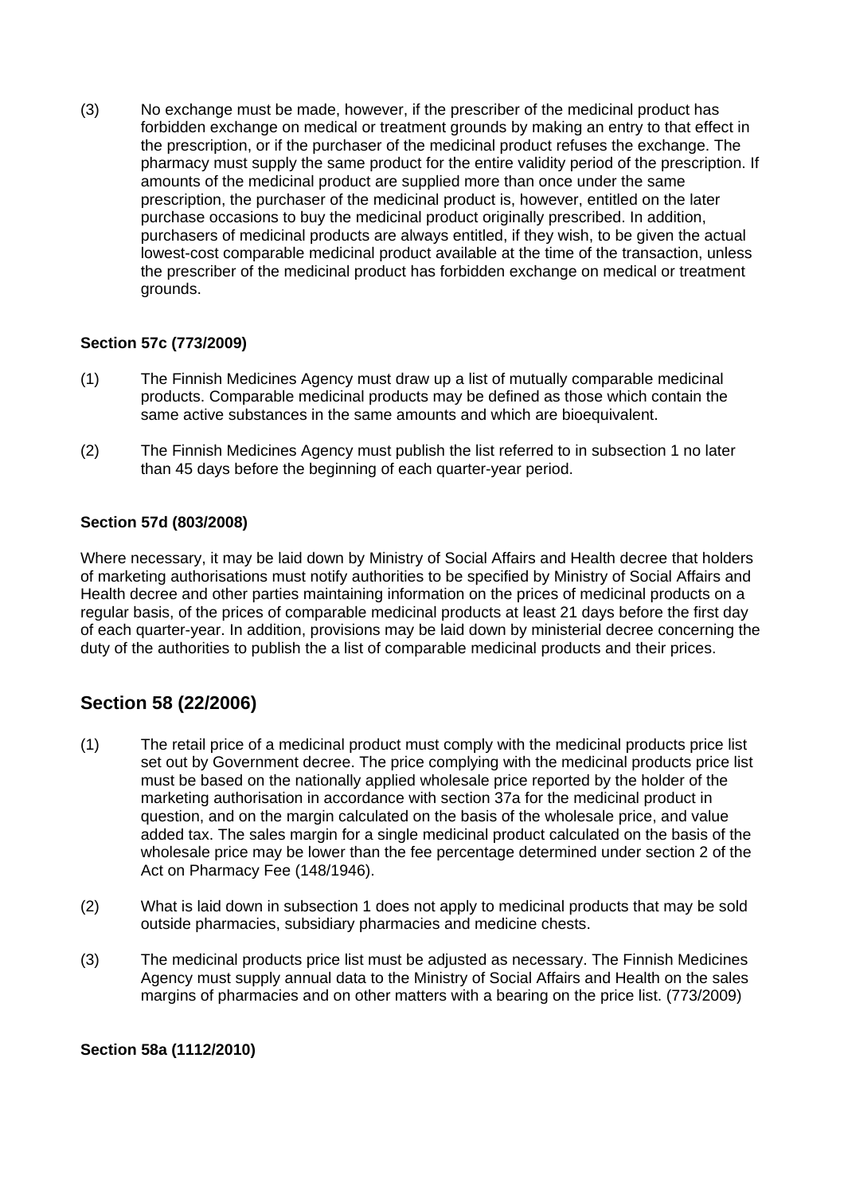(3) No exchange must be made, however, if the prescriber of the medicinal product has forbidden exchange on medical or treatment grounds by making an entry to that effect in the prescription, or if the purchaser of the medicinal product refuses the exchange. The pharmacy must supply the same product for the entire validity period of the prescription. If amounts of the medicinal product are supplied more than once under the same prescription, the purchaser of the medicinal product is, however, entitled on the later purchase occasions to buy the medicinal product originally prescribed. In addition, purchasers of medicinal products are always entitled, if they wish, to be given the actual lowest-cost comparable medicinal product available at the time of the transaction, unless the prescriber of the medicinal product has forbidden exchange on medical or treatment grounds.

**Section 57c (773/2009)**

(1) The Finnish Medicines Agency must draw up a list of mutually comparable medicinal products. Comparable medicinal products may be defined as those which contain the same active substances in the same amounts and which are bioequivalent.

(2) The Finnish Medicines Agency must publish the list referred to in subsection 1 no later than 45 days before the beginning of each quarter-year period.

**Section 57d (803/2008)**

Where necessary, it may be laid down by Ministry of Social Affairs and Health decree that holders of marketing authorisations must notify authorities to be specified by Ministry of Social Affairs and Health decree and other parties maintaining information on the prices of medicinal products on a regular basis, of the prices of comparable medicinal products at least 21 days before the first day of each quarter-year. In addition, provisions may be laid down by ministerial decree concerning the duty of the authorities to publish the a list of comparable medicinal products and their prices.

## Section 58 (22/2006)

(1) The retail price of a medicinal product must comply with the medicinal products price list set out by Government decree. The price complying with the medicinal products price list must be based on the nationally applied wholesale price reported by the holder of the marketing authorisation in accordance with section 37a for the medicinal product in question, and on the margin calculated on the basis of the wholesale price, and value added tax. The sales margin for a single medicinal product calculated on the basis of the wholesale price may be lower than the fee percentage determined under section 2 of the Act on Pharmacy Fee (148/1946).

(2) What is laid down in subsection 1 does not apply to medicinal products that may be sold outside pharmacies, subsidiary pharmacies and medicine chests.

(3) The medicinal products price list must be adjusted as necessary. The Finnish Medicines Agency must supply annual data to the Ministry of Social Affairs and Health on the sales margins of pharmacies and on other matters with a bearing on the price list. (773/2009)

**Section 58a (1112/2010)**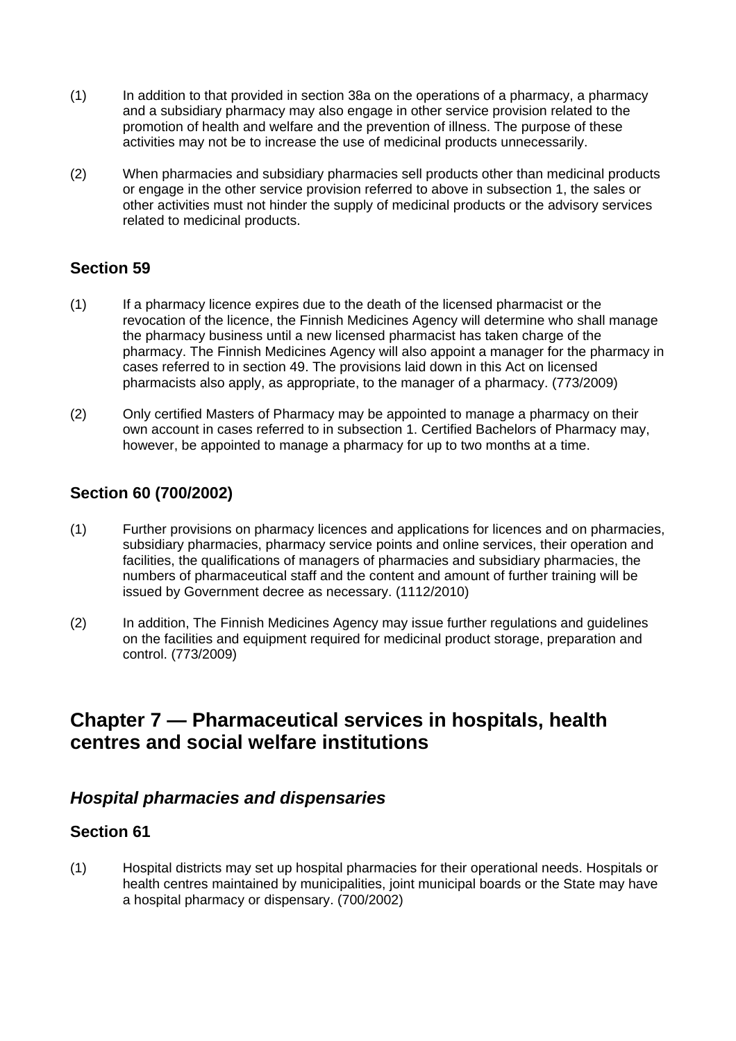(1) In addition to that provided in section 38a on the operations of a pharmacy, a pharmacy and a subsidiary pharmacy may also engage in other service provision related to the promotion of health and welfare and the prevention of illness. The purpose of these activities may not be to increase the use of medicinal products unnecessarily.

(2) When pharmacies and subsidiary pharmacies sell products other than medicinal products or engage in the other service provision referred to above in subsection 1, the sales or other activities must not hinder the supply of medicinal products or the advisory services related to medicinal products.

### Section 59

(1) If a pharmacy licence expires due to the death of the licensed pharmacist or the revocation of the licence, the Finnish Medicines Agency will determine who shall manage the pharmacy business until a new licensed pharmacist has taken charge of the pharmacy. The Finnish Medicines Agency will also appoint a manager for the pharmacy in cases referred to in section 49. The provisions laid down in this Act on licensed pharmacists also apply, as appropriate, to the manager of a pharmacy. (773/2009)

(2) Only certified Masters of Pharmacy may be appointed to manage a pharmacy on their own account in cases referred to in subsection 1. Certified Bachelors of Pharmacy may, however, be appointed to manage a pharmacy for up to two months at a time.

### Section 60 (700/2002)

(1) Further provisions on pharmacy licences and applications for licences and on pharmacies, subsidiary pharmacies, pharmacy service points and online services, their operation and facilities, the qualifications of managers of pharmacies and subsidiary pharmacies, the numbers of pharmaceutical staff and the content and amount of further training will be issued by Government decree as necessary. (1112/2010)

(2) In addition, The Finnish Medicines Agency may issue further regulations and guidelines on the facilities and equipment required for medicinal product storage, preparation and control. (773/2009)

## Chapter 7 — Pharmaceutical services in hospitals, health centres and social welfare institutions

### *Hospital pharmacies and dispensaries*

### Section 61

(1) Hospital districts may set up hospital pharmacies for their operational needs. Hospitals or health centres maintained by municipalities, joint municipal boards or the State may have a hospital pharmacy or dispensary. (700/2002)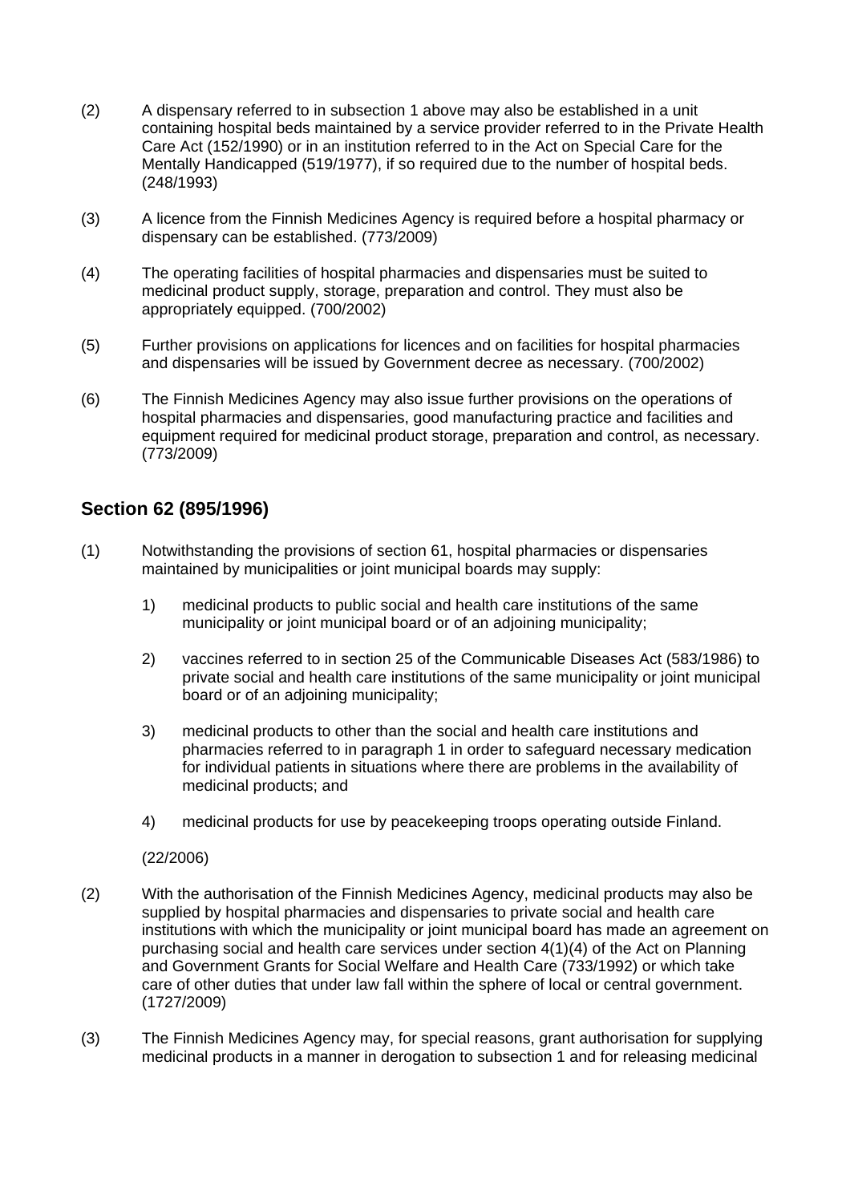(2) A dispensary referred to in subsection 1 above may also be established in a unit containing hospital beds maintained by a service provider referred to in the Private Health Care Act (152/1990) or in an institution referred to in the Act on Special Care for the Mentally Handicapped (519/1977), if so required due to the number of hospital beds. (248/1993)

(3) A licence from the Finnish Medicines Agency is required before a hospital pharmacy or dispensary can be established. (773/2009)

(4) The operating facilities of hospital pharmacies and dispensaries must be suited to medicinal product supply, storage, preparation and control. They must also be appropriately equipped. (700/2002)

(5) Further provisions on applications for licences and on facilities for hospital pharmacies and dispensaries will be issued by Government decree as necessary. (700/2002)

(6) The Finnish Medicines Agency may also issue further provisions on the operations of hospital pharmacies and dispensaries, good manufacturing practice and facilities and equipment required for medicinal product storage, preparation and control, as necessary. (773/2009)

## Section 62 (895/1996)

(1) Notwithstanding the provisions of section 61, hospital pharmacies or dispensaries maintained by municipalities or joint municipal boards may supply:

1) medicinal products to public social and health care institutions of the same municipality or joint municipal board or of an adjoining municipality;

2) vaccines referred to in section 25 of the Communicable Diseases Act (583/1986) to private social and health care institutions of the same municipality or joint municipal board or of an adjoining municipality;

3) medicinal products to other than the social and health care institutions and pharmacies referred to in paragraph 1 in order to safeguard necessary medication for individual patients in situations where there are problems in the availability of medicinal products; and

4) medicinal products for use by peacekeeping troops operating outside Finland.

(22/2006)

(2) With the authorisation of the Finnish Medicines Agency, medicinal products may also be supplied by hospital pharmacies and dispensaries to private social and health care institutions with which the municipality or joint municipal board has made an agreement on purchasing social and health care services under section 4(1)(4) of the Act on Planning and Government Grants for Social Welfare and Health Care (733/1992) or which take care of other duties that under law fall within the sphere of local or central government. (1727/2009)

(3) The Finnish Medicines Agency may, for special reasons, grant authorisation for supplying medicinal products in a manner in derogation to subsection 1 and for releasing medicinal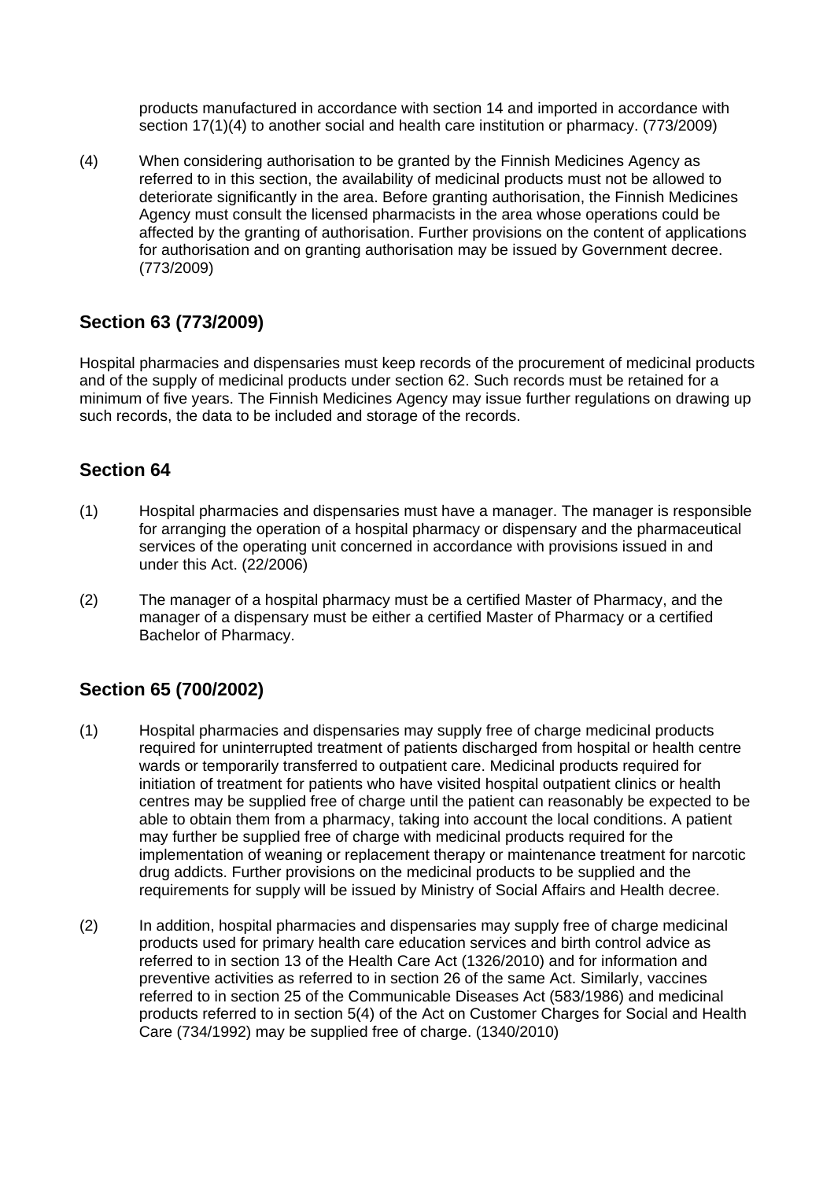products manufactured in accordance with section 14 and imported in accordance with section 17(1)(4) to another social and health care institution or pharmacy. (773/2009)

(4) When considering authorisation to be granted by the Finnish Medicines Agency as referred to in this section, the availability of medicinal products must not be allowed to deteriorate significantly in the area. Before granting authorisation, the Finnish Medicines Agency must consult the licensed pharmacists in the area whose operations could be affected by the granting of authorisation. Further provisions on the content of applications for authorisation and on granting authorisation may be issued by Government decree. (773/2009)

## Section 63 (773/2009)

Hospital pharmacies and dispensaries must keep records of the procurement of medicinal products and of the supply of medicinal products under section 62. Such records must be retained for a minimum of five years. The Finnish Medicines Agency may issue further regulations on drawing up such records, the data to be included and storage of the records.

## Section 64

(1) Hospital pharmacies and dispensaries must have a manager. The manager is responsible for arranging the operation of a hospital pharmacy or dispensary and the pharmaceutical services of the operating unit concerned in accordance with provisions issued in and under this Act. (22/2006)

(2) The manager of a hospital pharmacy must be a certified Master of Pharmacy, and the manager of a dispensary must be either a certified Master of Pharmacy or a certified Bachelor of Pharmacy.

## Section 65 (700/2002)

(1) Hospital pharmacies and dispensaries may supply free of charge medicinal products required for uninterrupted treatment of patients discharged from hospital or health centre wards or temporarily transferred to outpatient care. Medicinal products required for initiation of treatment for patients who have visited hospital outpatient clinics or health centres may be supplied free of charge until the patient can reasonably be expected to be able to obtain them from a pharmacy, taking into account the local conditions. A patient may further be supplied free of charge with medicinal products required for the implementation of weaning or replacement therapy or maintenance treatment for narcotic drug addicts. Further provisions on the medicinal products to be supplied and the requirements for supply will be issued by Ministry of Social Affairs and Health decree.

(2) In addition, hospital pharmacies and dispensaries may supply free of charge medicinal products used for primary health care education services and birth control advice as referred to in section 13 of the Health Care Act (1326/2010) and for information and preventive activities as referred to in section 26 of the same Act. Similarly, vaccines referred to in section 25 of the Communicable Diseases Act (583/1986) and medicinal products referred to in section 5(4) of the Act on Customer Charges for Social and Health Care (734/1992) may be supplied free of charge. (1340/2010)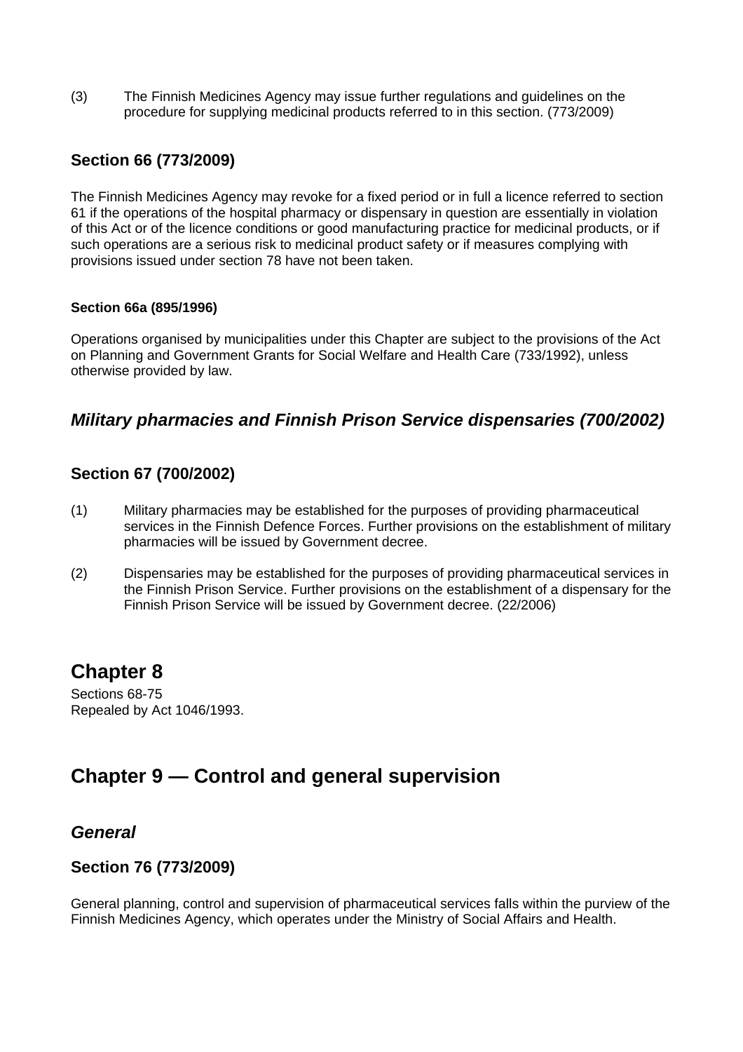(3) The Finnish Medicines Agency may issue further regulations and guidelines on the procedure for supplying medicinal products referred to in this section. (773/2009)

### Section 66 (773/2009)

The Finnish Medicines Agency may revoke for a fixed period or in full a licence referred to section 61 if the operations of the hospital pharmacy or dispensary in question are essentially in violation of this Act or of the licence conditions or good manufacturing practice for medicinal products, or if such operations are a serious risk to medicinal product safety or if measures complying with provisions issued under section 78 have not been taken.

#### Section 66a (895/1996)

Operations organised by municipalities under this Chapter are subject to the provisions of the Act on Planning and Government Grants for Social Welfare and Health Care (733/1992), unless otherwise provided by law.

## *Military pharmacies and Finnish Prison Service dispensaries (700/2002)*

### Section 67 (700/2002)

(1) Military pharmacies may be established for the purposes of providing pharmaceutical services in the Finnish Defence Forces. Further provisions on the establishment of military pharmacies will be issued by Government decree.

(2) Dispensaries may be established for the purposes of providing pharmaceutical services in the Finnish Prison Service. Further provisions on the establishment of a dispensary for the Finnish Prison Service will be issued by Government decree. (22/2006)

# Chapter 8

Sections 68-75
Repealed by Act 1046/1993.

# Chapter 9 — Control and general supervision

## *General*

### Section 76 (773/2009)

General planning, control and supervision of pharmaceutical services falls within the purview of the Finnish Medicines Agency, which operates under the Ministry of Social Affairs and Health.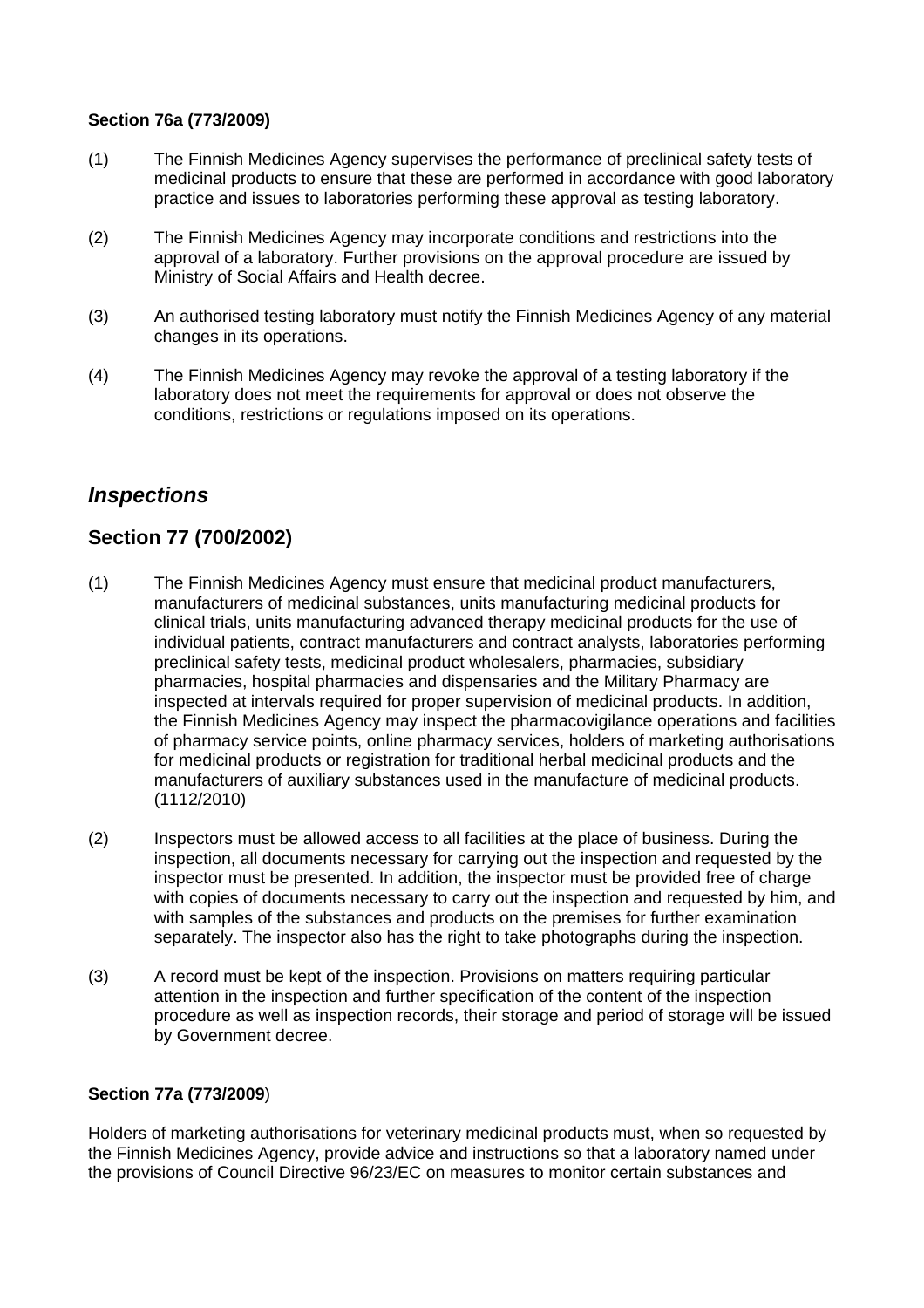**Section 76a (773/2009)**

(1) The Finnish Medicines Agency supervises the performance of preclinical safety tests of medicinal products to ensure that these are performed in accordance with good laboratory practice and issues to laboratories performing these approval as testing laboratory.

(2) The Finnish Medicines Agency may incorporate conditions and restrictions into the approval of a laboratory. Further provisions on the approval procedure are issued by Ministry of Social Affairs and Health decree.

(3) An authorised testing laboratory must notify the Finnish Medicines Agency of any material changes in its operations.

(4) The Finnish Medicines Agency may revoke the approval of a testing laboratory if the laboratory does not meet the requirements for approval or does not observe the conditions, restrictions or regulations imposed on its operations.

## *Inspections*

## Section 77 (700/2002)

(1) The Finnish Medicines Agency must ensure that medicinal product manufacturers, manufacturers of medicinal substances, units manufacturing medicinal products for clinical trials, units manufacturing advanced therapy medicinal products for the use of individual patients, contract manufacturers and contract analysts, laboratories performing preclinical safety tests, medicinal product wholesalers, pharmacies, subsidiary pharmacies, hospital pharmacies and dispensaries and the Military Pharmacy are inspected at intervals required for proper supervision of medicinal products. In addition, the Finnish Medicines Agency may inspect the pharmacovigilance operations and facilities of pharmacy service points, online pharmacy services, holders of marketing authorisations for medicinal products or registration for traditional herbal medicinal products and the manufacturers of auxiliary substances used in the manufacture of medicinal products. (1112/2010)

(2) Inspectors must be allowed access to all facilities at the place of business. During the inspection, all documents necessary for carrying out the inspection and requested by the inspector must be presented. In addition, the inspector must be provided free of charge with copies of documents necessary to carry out the inspection and requested by him, and with samples of the substances and products on the premises for further examination separately. The inspector also has the right to take photographs during the inspection.

(3) A record must be kept of the inspection. Provisions on matters requiring particular attention in the inspection and further specification of the content of the inspection procedure as well as inspection records, their storage and period of storage will be issued by Government decree.

**Section 77a (773/2009**)

Holders of marketing authorisations for veterinary medicinal products must, when so requested by the Finnish Medicines Agency, provide advice and instructions so that a laboratory named under the provisions of Council Directive 96/23/EC on measures to monitor certain substances and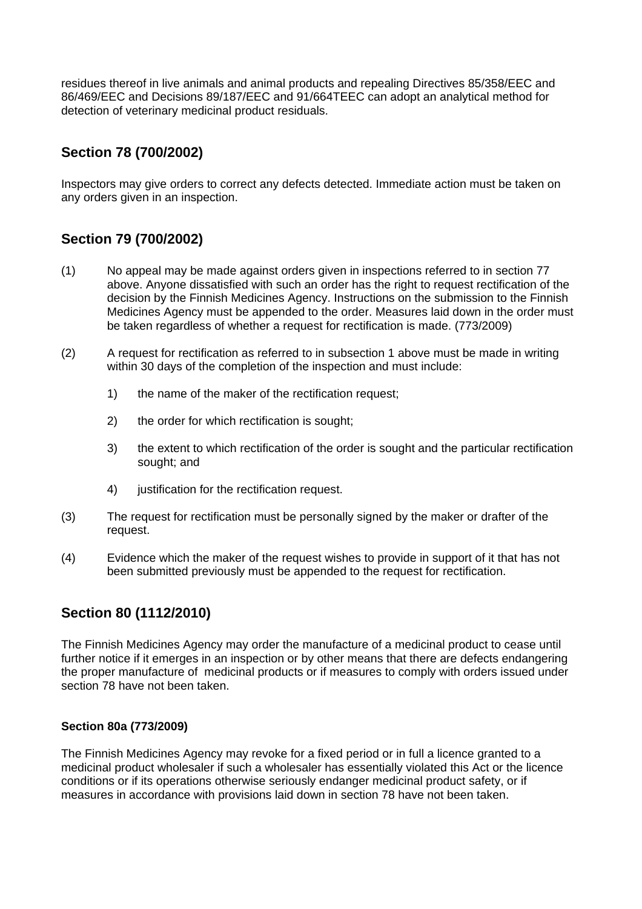residues thereof in live animals and animal products and repealing Directives 85/358/EEC and 86/469/EEC and Decisions 89/187/EEC and 91/664TEEC can adopt an analytical method for detection of veterinary medicinal product residuals.

## Section 78 (700/2002)

Inspectors may give orders to correct any defects detected. Immediate action must be taken on any orders given in an inspection.

## Section 79 (700/2002)

(1) No appeal may be made against orders given in inspections referred to in section 77 above. Anyone dissatisfied with such an order has the right to request rectification of the decision by the Finnish Medicines Agency. Instructions on the submission to the Finnish Medicines Agency must be appended to the order. Measures laid down in the order must be taken regardless of whether a request for rectification is made. (773/2009)

(2) A request for rectification as referred to in subsection 1 above must be made in writing within 30 days of the completion of the inspection and must include:

1) the name of the maker of the rectification request;

2) the order for which rectification is sought;

3) the extent to which rectification of the order is sought and the particular rectification sought; and

4) justification for the rectification request.

(3) The request for rectification must be personally signed by the maker or drafter of the request.

(4) Evidence which the maker of the request wishes to provide in support of it that has not been submitted previously must be appended to the request for rectification.

## Section 80 (1112/2010)

The Finnish Medicines Agency may order the manufacture of a medicinal product to cease until further notice if it emerges in an inspection or by other means that there are defects endangering the proper manufacture of medicinal products or if measures to comply with orders issued under section 78 have not been taken.

### Section 80a (773/2009)

The Finnish Medicines Agency may revoke for a fixed period or in full a licence granted to a medicinal product wholesaler if such a wholesaler has essentially violated this Act or the licence conditions or if its operations otherwise seriously endanger medicinal product safety, or if measures in accordance with provisions laid down in section 78 have not been taken.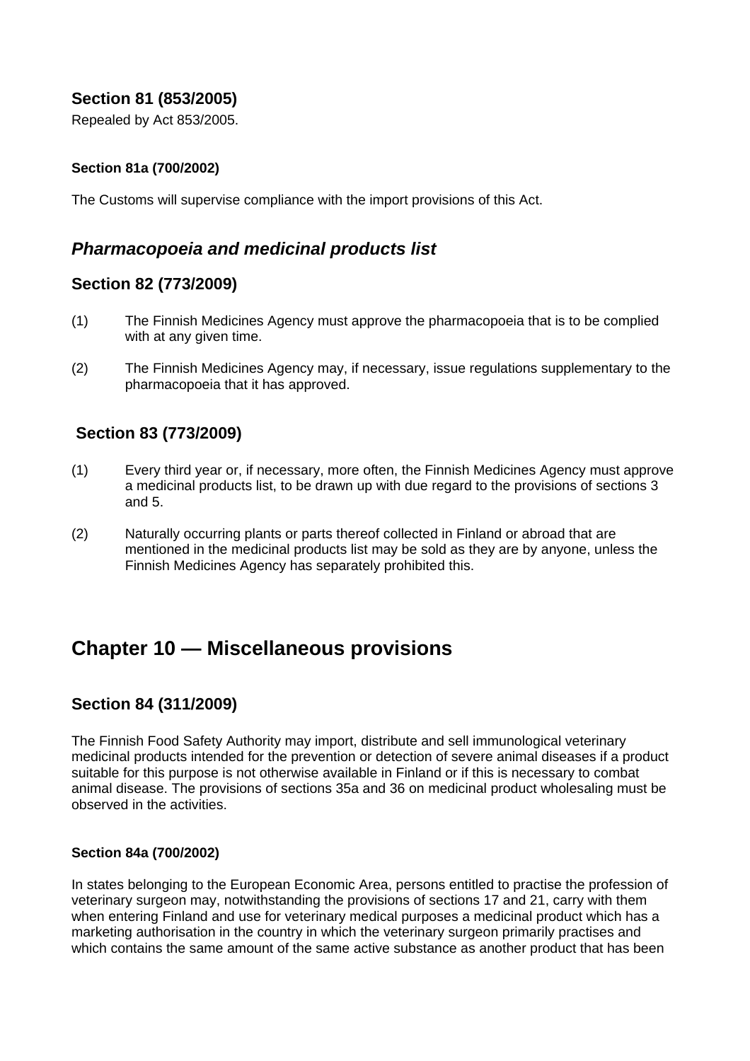### Section 81 (853/2005)

Repealed by Act 853/2005.

#### Section 81a (700/2002)

The Customs will supervise compliance with the import provisions of this Act.

## *Pharmacopoeia and medicinal products list*

### Section 82 (773/2009)

(1) The Finnish Medicines Agency must approve the pharmacopoeia that is to be complied with at any given time.

(2) The Finnish Medicines Agency may, if necessary, issue regulations supplementary to the pharmacopoeia that it has approved.

### Section 83 (773/2009)

(1) Every third year or, if necessary, more often, the Finnish Medicines Agency must approve a medicinal products list, to be drawn up with due regard to the provisions of sections 3 and 5.

(2) Naturally occurring plants or parts thereof collected in Finland or abroad that are mentioned in the medicinal products list may be sold as they are by anyone, unless the Finnish Medicines Agency has separately prohibited this.

# Chapter 10 — Miscellaneous provisions

### Section 84 (311/2009)

The Finnish Food Safety Authority may import, distribute and sell immunological veterinary medicinal products intended for the prevention or detection of severe animal diseases if a product suitable for this purpose is not otherwise available in Finland or if this is necessary to combat animal disease. The provisions of sections 35a and 36 on medicinal product wholesaling must be observed in the activities.

#### Section 84a (700/2002)

In states belonging to the European Economic Area, persons entitled to practise the profession of veterinary surgeon may, notwithstanding the provisions of sections 17 and 21, carry with them when entering Finland and use for veterinary medical purposes a medicinal product which has a marketing authorisation in the country in which the veterinary surgeon primarily practises and which contains the same amount of the same active substance as another product that has been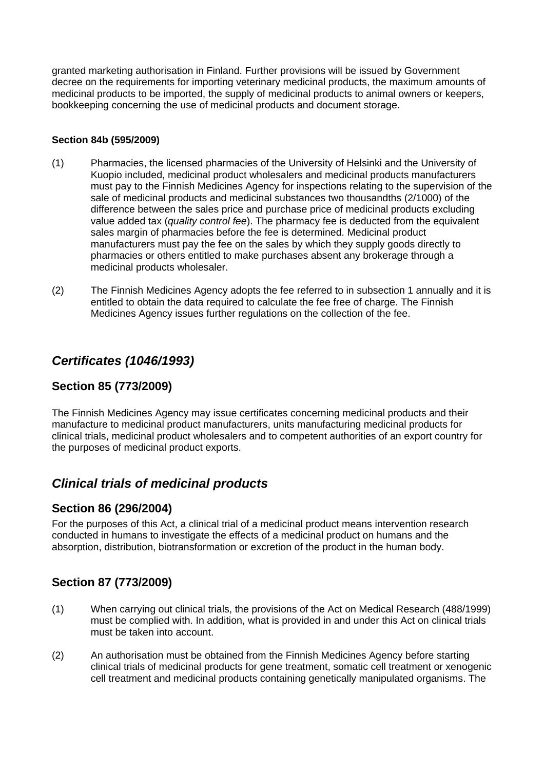granted marketing authorisation in Finland. Further provisions will be issued by Government decree on the requirements for importing veterinary medicinal products, the maximum amounts of medicinal products to be imported, the supply of medicinal products to animal owners or keepers, bookkeeping concerning the use of medicinal products and document storage.

#### Section 84b (595/2009)

(1) Pharmacies, the licensed pharmacies of the University of Helsinki and the University of Kuopio included, medicinal product wholesalers and medicinal products manufacturers must pay to the Finnish Medicines Agency for inspections relating to the supervision of the sale of medicinal products and medicinal substances two thousandths (2/1000) of the difference between the sales price and purchase price of medicinal products excluding value added tax (*quality control fee*). The pharmacy fee is deducted from the equivalent sales margin of pharmacies before the fee is determined. Medicinal product manufacturers must pay the fee on the sales by which they supply goods directly to pharmacies or others entitled to make purchases absent any brokerage through a medicinal products wholesaler.

(2) The Finnish Medicines Agency adopts the fee referred to in subsection 1 annually and it is entitled to obtain the data required to calculate the fee free of charge. The Finnish Medicines Agency issues further regulations on the collection of the fee.

## *Certificates (1046/1993)*

### Section 85 (773/2009)

The Finnish Medicines Agency may issue certificates concerning medicinal products and their manufacture to medicinal product manufacturers, units manufacturing medicinal products for clinical trials, medicinal product wholesalers and to competent authorities of an export country for the purposes of medicinal product exports.

## *Clinical trials of medicinal products*

### Section 86 (296/2004)

For the purposes of this Act, a clinical trial of a medicinal product means intervention research conducted in humans to investigate the effects of a medicinal product on humans and the absorption, distribution, biotransformation or excretion of the product in the human body.

### Section 87 (773/2009)

(1) When carrying out clinical trials, the provisions of the Act on Medical Research (488/1999) must be complied with. In addition, what is provided in and under this Act on clinical trials must be taken into account.

(2) An authorisation must be obtained from the Finnish Medicines Agency before starting clinical trials of medicinal products for gene treatment, somatic cell treatment or xenogenic cell treatment and medicinal products containing genetically manipulated organisms. The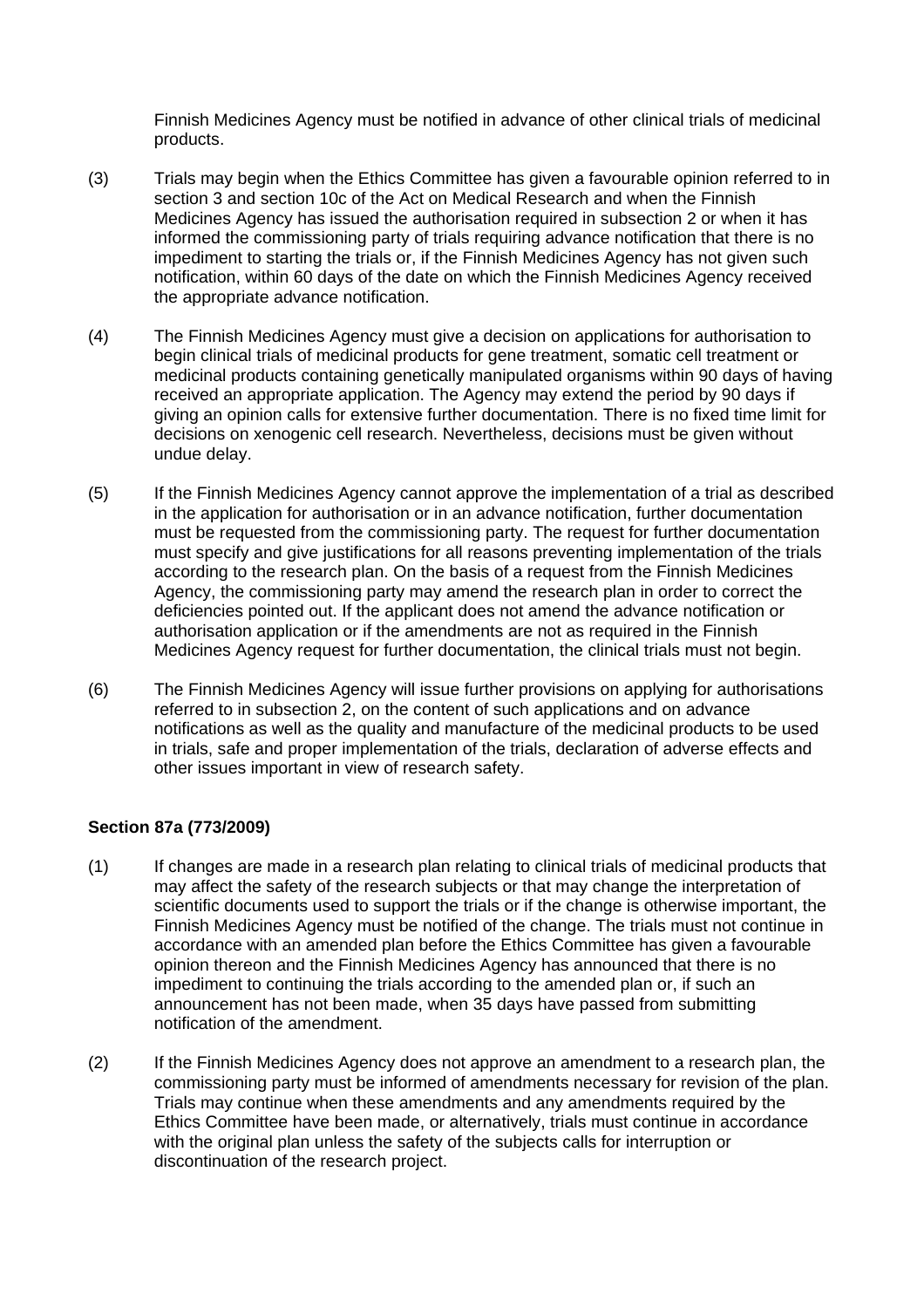Finnish Medicines Agency must be notified in advance of other clinical trials of medicinal products.

(3) Trials may begin when the Ethics Committee has given a favourable opinion referred to in section 3 and section 10c of the Act on Medical Research and when the Finnish Medicines Agency has issued the authorisation required in subsection 2 or when it has informed the commissioning party of trials requiring advance notification that there is no impediment to starting the trials or, if the Finnish Medicines Agency has not given such notification, within 60 days of the date on which the Finnish Medicines Agency received the appropriate advance notification.

(4) The Finnish Medicines Agency must give a decision on applications for authorisation to begin clinical trials of medicinal products for gene treatment, somatic cell treatment or medicinal products containing genetically manipulated organisms within 90 days of having received an appropriate application. The Agency may extend the period by 90 days if giving an opinion calls for extensive further documentation. There is no fixed time limit for decisions on xenogenic cell research. Nevertheless, decisions must be given without undue delay.

(5) If the Finnish Medicines Agency cannot approve the implementation of a trial as described in the application for authorisation or in an advance notification, further documentation must be requested from the commissioning party. The request for further documentation must specify and give justifications for all reasons preventing implementation of the trials according to the research plan. On the basis of a request from the Finnish Medicines Agency, the commissioning party may amend the research plan in order to correct the deficiencies pointed out. If the applicant does not amend the advance notification or authorisation application or if the amendments are not as required in the Finnish Medicines Agency request for further documentation, the clinical trials must not begin.

(6) The Finnish Medicines Agency will issue further provisions on applying for authorisations referred to in subsection 2, on the content of such applications and on advance notifications as well as the quality and manufacture of the medicinal products to be used in trials, safe and proper implementation of the trials, declaration of adverse effects and other issues important in view of research safety.

**Section 87a (773/2009)**

(1) If changes are made in a research plan relating to clinical trials of medicinal products that may affect the safety of the research subjects or that may change the interpretation of scientific documents used to support the trials or if the change is otherwise important, the Finnish Medicines Agency must be notified of the change. The trials must not continue in accordance with an amended plan before the Ethics Committee has given a favourable opinion thereon and the Finnish Medicines Agency has announced that there is no impediment to continuing the trials according to the amended plan or, if such an announcement has not been made, when 35 days have passed from submitting notification of the amendment.

(2) If the Finnish Medicines Agency does not approve an amendment to a research plan, the commissioning party must be informed of amendments necessary for revision of the plan. Trials may continue when these amendments and any amendments required by the Ethics Committee have been made, or alternatively, trials must continue in accordance with the original plan unless the safety of the subjects calls for interruption or discontinuation of the research project.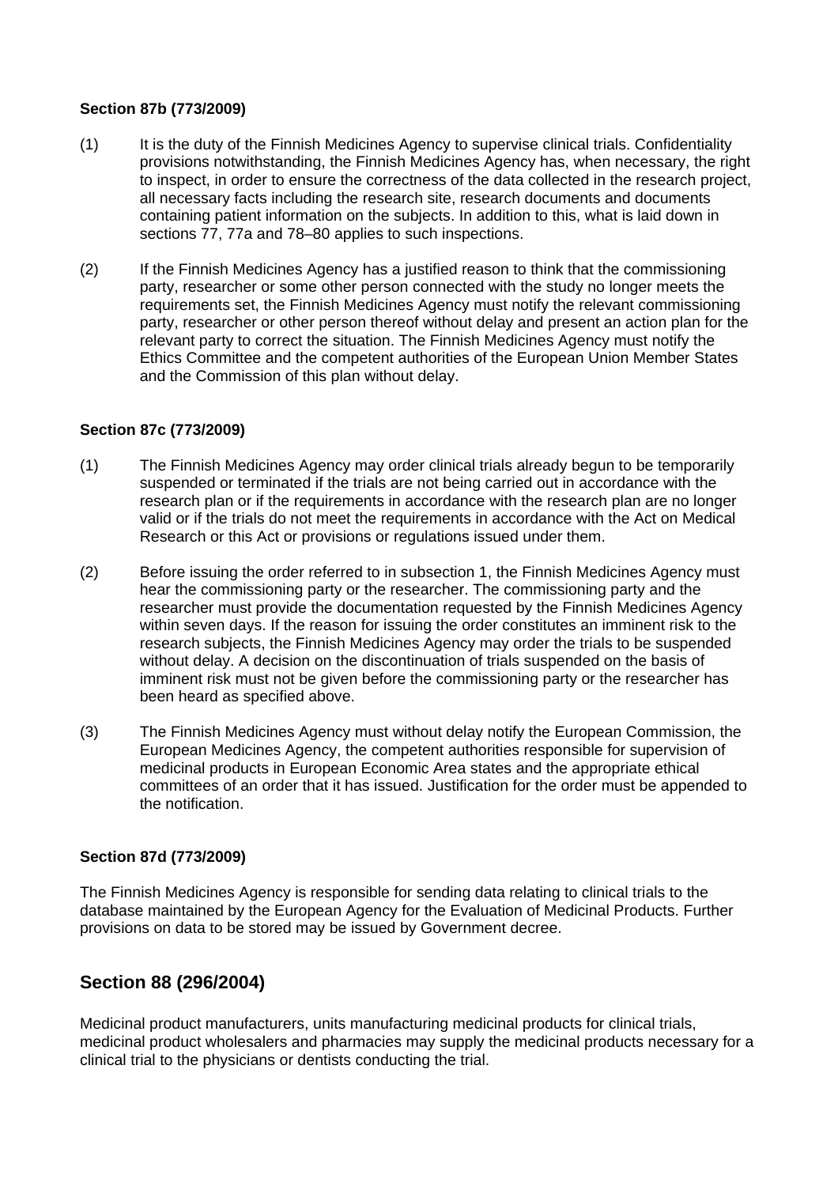**Section 87b (773/2009)**

(1) It is the duty of the Finnish Medicines Agency to supervise clinical trials. Confidentiality provisions notwithstanding, the Finnish Medicines Agency has, when necessary, the right to inspect, in order to ensure the correctness of the data collected in the research project, all necessary facts including the research site, research documents and documents containing patient information on the subjects. In addition to this, what is laid down in sections 77, 77a and 78–80 applies to such inspections.

(2) If the Finnish Medicines Agency has a justified reason to think that the commissioning party, researcher or some other person connected with the study no longer meets the requirements set, the Finnish Medicines Agency must notify the relevant commissioning party, researcher or other person thereof without delay and present an action plan for the relevant party to correct the situation. The Finnish Medicines Agency must notify the Ethics Committee and the competent authorities of the European Union Member States and the Commission of this plan without delay.

**Section 87c (773/2009)**

(1) The Finnish Medicines Agency may order clinical trials already begun to be temporarily suspended or terminated if the trials are not being carried out in accordance with the research plan or if the requirements in accordance with the research plan are no longer valid or if the trials do not meet the requirements in accordance with the Act on Medical Research or this Act or provisions or regulations issued under them.

(2) Before issuing the order referred to in subsection 1, the Finnish Medicines Agency must hear the commissioning party or the researcher. The commissioning party and the researcher must provide the documentation requested by the Finnish Medicines Agency within seven days. If the reason for issuing the order constitutes an imminent risk to the research subjects, the Finnish Medicines Agency may order the trials to be suspended without delay. A decision on the discontinuation of trials suspended on the basis of imminent risk must not be given before the commissioning party or the researcher has been heard as specified above.

(3) The Finnish Medicines Agency must without delay notify the European Commission, the European Medicines Agency, the competent authorities responsible for supervision of medicinal products in European Economic Area states and the appropriate ethical committees of an order that it has issued. Justification for the order must be appended to the notification.

**Section 87d (773/2009)**

The Finnish Medicines Agency is responsible for sending data relating to clinical trials to the database maintained by the European Agency for the Evaluation of Medicinal Products. Further provisions on data to be stored may be issued by Government decree.

## Section 88 (296/2004)

Medicinal product manufacturers, units manufacturing medicinal products for clinical trials, medicinal product wholesalers and pharmacies may supply the medicinal products necessary for a clinical trial to the physicians or dentists conducting the trial.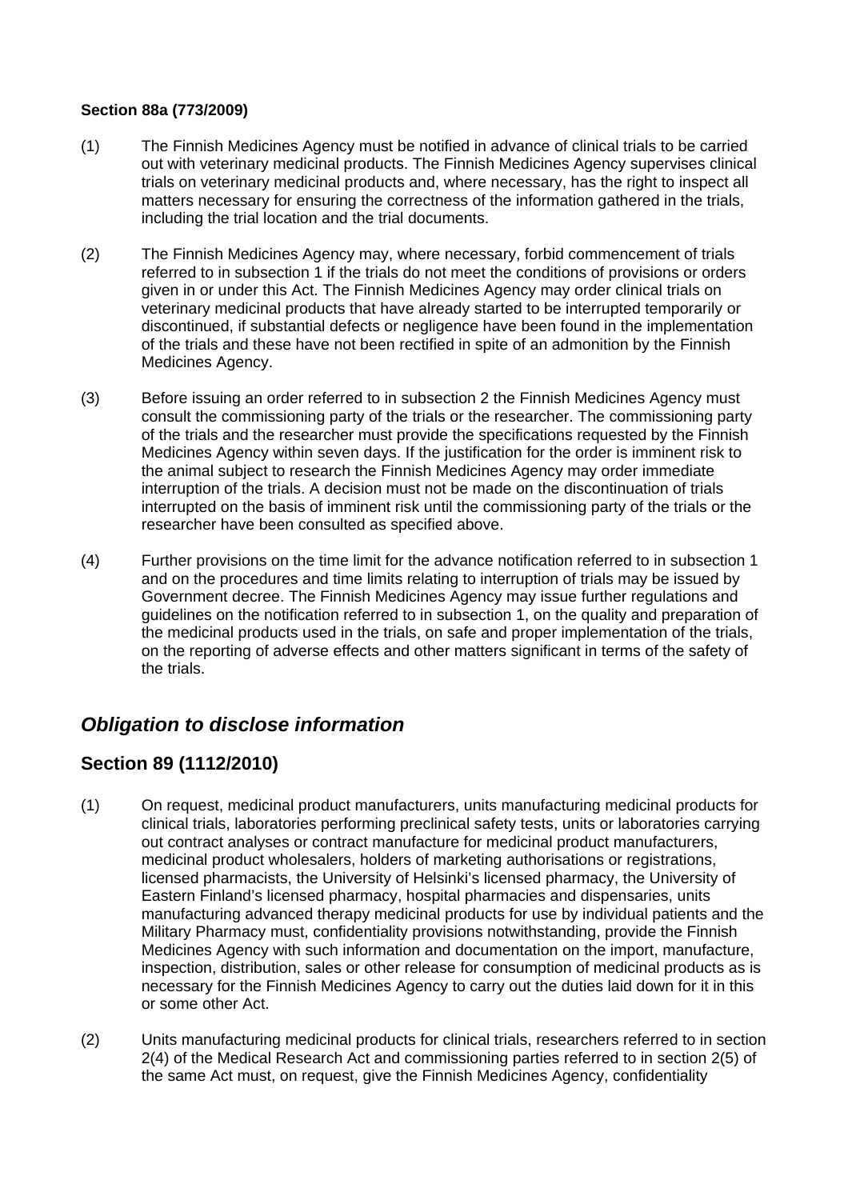**Section 88a (773/2009)**

(1) The Finnish Medicines Agency must be notified in advance of clinical trials to be carried out with veterinary medicinal products. The Finnish Medicines Agency supervises clinical trials on veterinary medicinal products and, where necessary, has the right to inspect all matters necessary for ensuring the correctness of the information gathered in the trials, including the trial location and the trial documents.

(2) The Finnish Medicines Agency may, where necessary, forbid commencement of trials referred to in subsection 1 if the trials do not meet the conditions of provisions or orders given in or under this Act. The Finnish Medicines Agency may order clinical trials on veterinary medicinal products that have already started to be interrupted temporarily or discontinued, if substantial defects or negligence have been found in the implementation of the trials and these have not been rectified in spite of an admonition by the Finnish Medicines Agency.

(3) Before issuing an order referred to in subsection 2 the Finnish Medicines Agency must consult the commissioning party of the trials or the researcher. The commissioning party of the trials and the researcher must provide the specifications requested by the Finnish Medicines Agency within seven days. If the justification for the order is imminent risk to the animal subject to research the Finnish Medicines Agency may order immediate interruption of the trials. A decision must not be made on the discontinuation of trials interrupted on the basis of imminent risk until the commissioning party of the trials or the researcher have been consulted as specified above.

(4) Further provisions on the time limit for the advance notification referred to in subsection 1 and on the procedures and time limits relating to interruption of trials may be issued by Government decree. The Finnish Medicines Agency may issue further regulations and guidelines on the notification referred to in subsection 1, on the quality and preparation of the medicinal products used in the trials, on safe and proper implementation of the trials, on the reporting of adverse effects and other matters significant in terms of the safety of the trials.

## *Obligation to disclose information*

## Section 89 (1112/2010)

(1) On request, medicinal product manufacturers, units manufacturing medicinal products for clinical trials, laboratories performing preclinical safety tests, units or laboratories carrying out contract analyses or contract manufacture for medicinal product manufacturers, medicinal product wholesalers, holders of marketing authorisations or registrations, licensed pharmacists, the University of Helsinki's licensed pharmacy, the University of Eastern Finland's licensed pharmacy, hospital pharmacies and dispensaries, units manufacturing advanced therapy medicinal products for use by individual patients and the Military Pharmacy must, confidentiality provisions notwithstanding, provide the Finnish Medicines Agency with such information and documentation on the import, manufacture, inspection, distribution, sales or other release for consumption of medicinal products as is necessary for the Finnish Medicines Agency to carry out the duties laid down for it in this or some other Act.

(2) Units manufacturing medicinal products for clinical trials, researchers referred to in section 2(4) of the Medical Research Act and commissioning parties referred to in section 2(5) of the same Act must, on request, give the Finnish Medicines Agency, confidentiality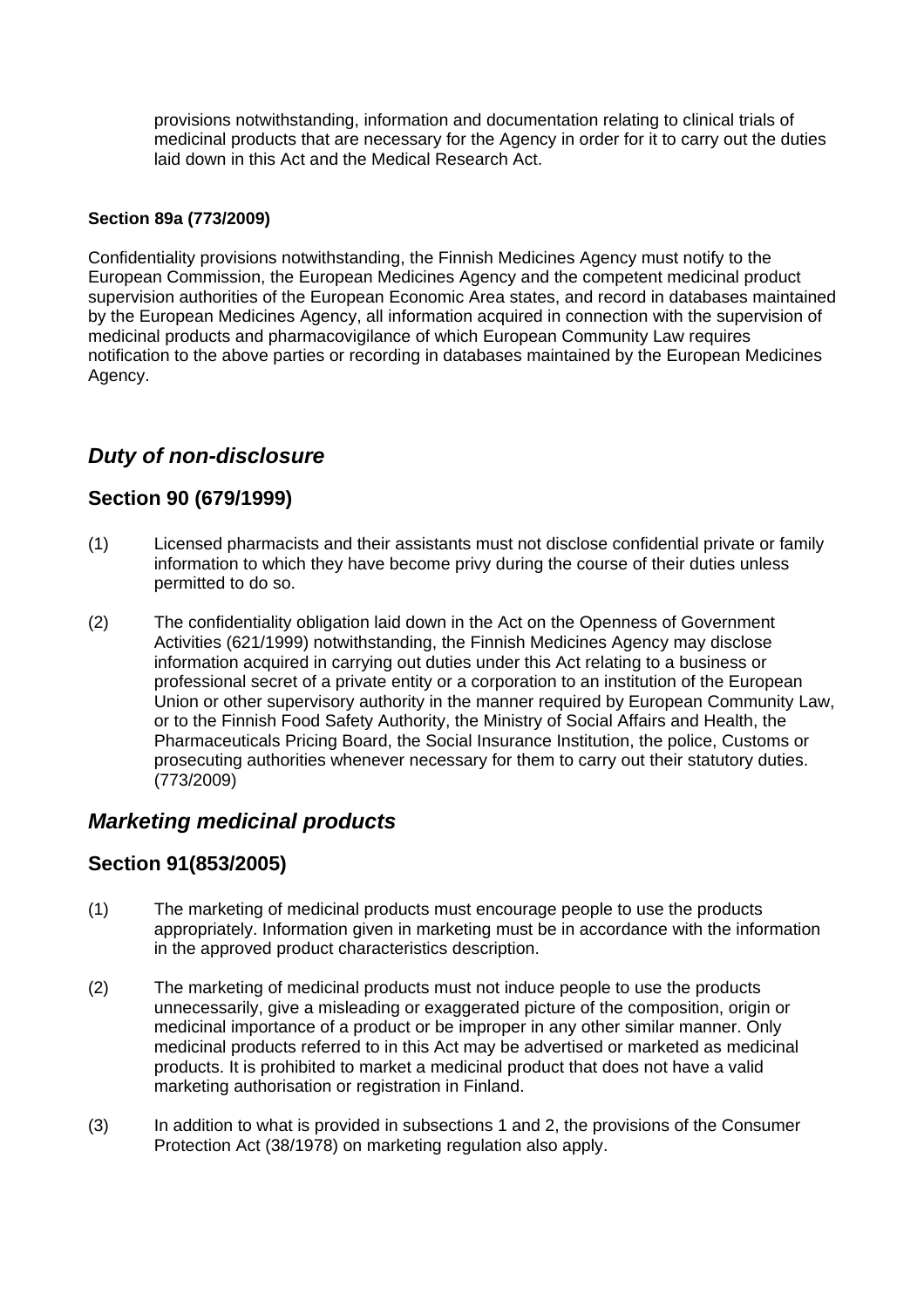provisions notwithstanding, information and documentation relating to clinical trials of medicinal products that are necessary for the Agency in order for it to carry out the duties laid down in this Act and the Medical Research Act.

**Section 89a (773/2009)**

Confidentiality provisions notwithstanding, the Finnish Medicines Agency must notify to the European Commission, the European Medicines Agency and the competent medicinal product supervision authorities of the European Economic Area states, and record in databases maintained by the European Medicines Agency, all information acquired in connection with the supervision of medicinal products and pharmacovigilance of which European Community Law requires notification to the above parties or recording in databases maintained by the European Medicines Agency.

## *Duty of non-disclosure*

## Section 90 (679/1999)

(1) Licensed pharmacists and their assistants must not disclose confidential private or family information to which they have become privy during the course of their duties unless permitted to do so.

(2) The confidentiality obligation laid down in the Act on the Openness of Government Activities (621/1999) notwithstanding, the Finnish Medicines Agency may disclose information acquired in carrying out duties under this Act relating to a business or professional secret of a private entity or a corporation to an institution of the European Union or other supervisory authority in the manner required by European Community Law, or to the Finnish Food Safety Authority, the Ministry of Social Affairs and Health, the Pharmaceuticals Pricing Board, the Social Insurance Institution, the police, Customs or prosecuting authorities whenever necessary for them to carry out their statutory duties. (773/2009)

## *Marketing medicinal products*

## Section 91(853/2005)

(1) The marketing of medicinal products must encourage people to use the products appropriately. Information given in marketing must be in accordance with the information in the approved product characteristics description.

(2) The marketing of medicinal products must not induce people to use the products unnecessarily, give a misleading or exaggerated picture of the composition, origin or medicinal importance of a product or be improper in any other similar manner. Only medicinal products referred to in this Act may be advertised or marketed as medicinal products. It is prohibited to market a medicinal product that does not have a valid marketing authorisation or registration in Finland.

(3) In addition to what is provided in subsections 1 and 2, the provisions of the Consumer Protection Act (38/1978) on marketing regulation also apply.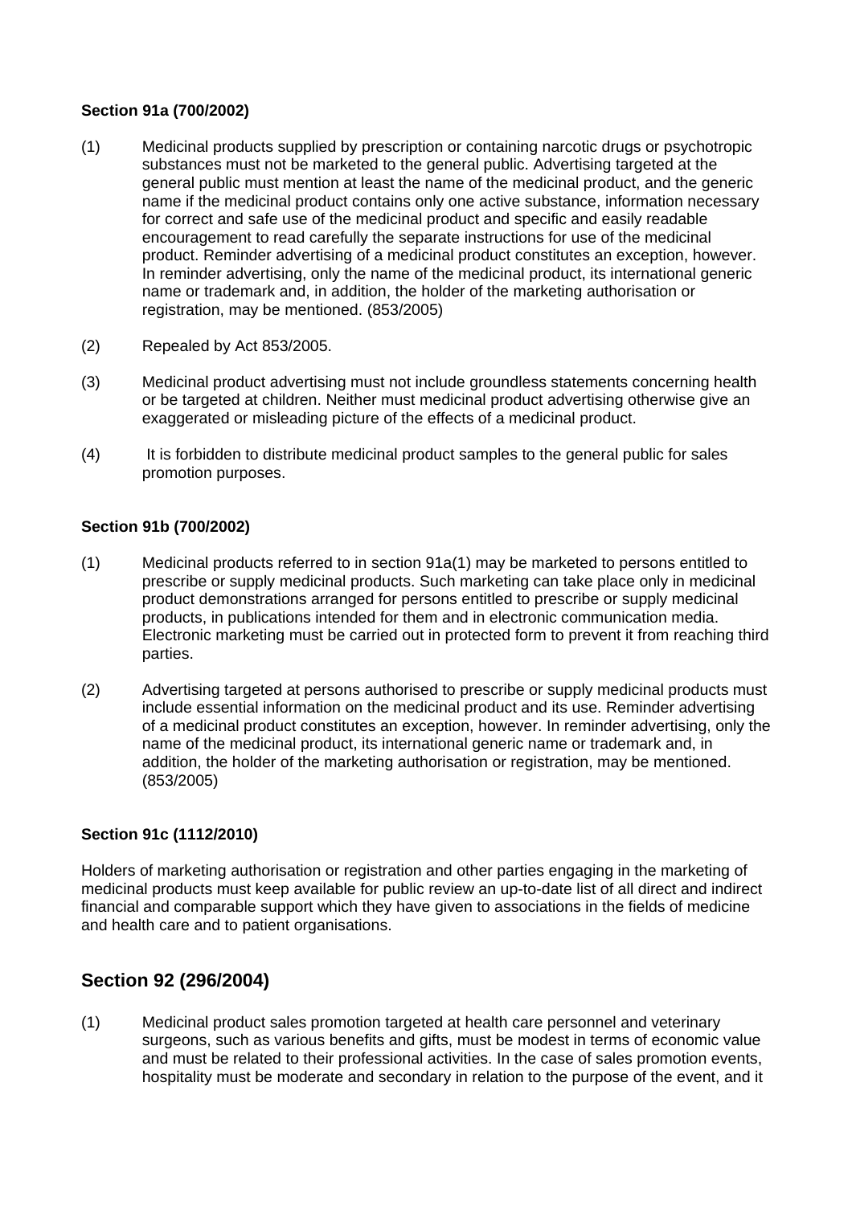**Section 91a (700/2002)**

(1) Medicinal products supplied by prescription or containing narcotic drugs or psychotropic substances must not be marketed to the general public. Advertising targeted at the general public must mention at least the name of the medicinal product, and the generic name if the medicinal product contains only one active substance, information necessary for correct and safe use of the medicinal product and specific and easily readable encouragement to read carefully the separate instructions for use of the medicinal product. Reminder advertising of a medicinal product constitutes an exception, however. In reminder advertising, only the name of the medicinal product, its international generic name or trademark and, in addition, the holder of the marketing authorisation or registration, may be mentioned. (853/2005)

(2) Repealed by Act 853/2005.

(3) Medicinal product advertising must not include groundless statements concerning health or be targeted at children. Neither must medicinal product advertising otherwise give an exaggerated or misleading picture of the effects of a medicinal product.

(4) It is forbidden to distribute medicinal product samples to the general public for sales promotion purposes.

**Section 91b (700/2002)**

(1) Medicinal products referred to in section 91a(1) may be marketed to persons entitled to prescribe or supply medicinal products. Such marketing can take place only in medicinal product demonstrations arranged for persons entitled to prescribe or supply medicinal products, in publications intended for them and in electronic communication media. Electronic marketing must be carried out in protected form to prevent it from reaching third parties.

(2) Advertising targeted at persons authorised to prescribe or supply medicinal products must include essential information on the medicinal product and its use. Reminder advertising of a medicinal product constitutes an exception, however. In reminder advertising, only the name of the medicinal product, its international generic name or trademark and, in addition, the holder of the marketing authorisation or registration, may be mentioned. (853/2005)

**Section 91c (1112/2010)**

Holders of marketing authorisation or registration and other parties engaging in the marketing of medicinal products must keep available for public review an up-to-date list of all direct and indirect financial and comparable support which they have given to associations in the fields of medicine and health care and to patient organisations.

## Section 92 (296/2004)

(1) Medicinal product sales promotion targeted at health care personnel and veterinary surgeons, such as various benefits and gifts, must be modest in terms of economic value and must be related to their professional activities. In the case of sales promotion events, hospitality must be moderate and secondary in relation to the purpose of the event, and it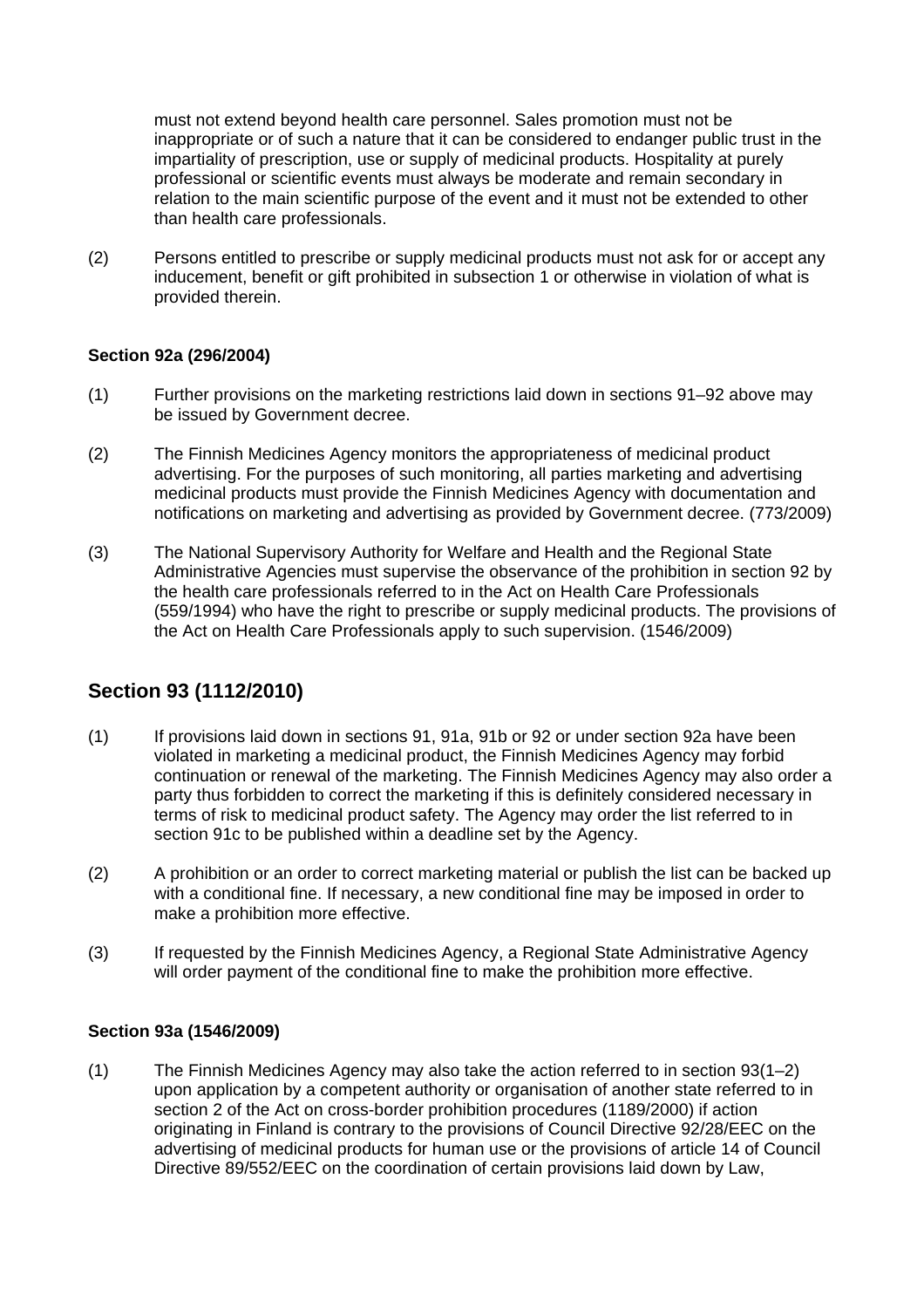must not extend beyond health care personnel. Sales promotion must not be inappropriate or of such a nature that it can be considered to endanger public trust in the impartiality of prescription, use or supply of medicinal products. Hospitality at purely professional or scientific events must always be moderate and remain secondary in relation to the main scientific purpose of the event and it must not be extended to other than health care professionals.

(2) Persons entitled to prescribe or supply medicinal products must not ask for or accept any inducement, benefit or gift prohibited in subsection 1 or otherwise in violation of what is provided therein.

#### Section 92a (296/2004)

(1) Further provisions on the marketing restrictions laid down in sections 91–92 above may be issued by Government decree.

(2) The Finnish Medicines Agency monitors the appropriateness of medicinal product advertising. For the purposes of such monitoring, all parties marketing and advertising medicinal products must provide the Finnish Medicines Agency with documentation and notifications on marketing and advertising as provided by Government decree. (773/2009)

(3) The National Supervisory Authority for Welfare and Health and the Regional State Administrative Agencies must supervise the observance of the prohibition in section 92 by the health care professionals referred to in the Act on Health Care Professionals (559/1994) who have the right to prescribe or supply medicinal products. The provisions of the Act on Health Care Professionals apply to such supervision. (1546/2009)

## Section 93 (1112/2010)

(1) If provisions laid down in sections 91, 91a, 91b or 92 or under section 92a have been violated in marketing a medicinal product, the Finnish Medicines Agency may forbid continuation or renewal of the marketing. The Finnish Medicines Agency may also order a party thus forbidden to correct the marketing if this is definitely considered necessary in terms of risk to medicinal product safety. The Agency may order the list referred to in section 91c to be published within a deadline set by the Agency.

(2) A prohibition or an order to correct marketing material or publish the list can be backed up with a conditional fine. If necessary, a new conditional fine may be imposed in order to make a prohibition more effective.

(3) If requested by the Finnish Medicines Agency, a Regional State Administrative Agency will order payment of the conditional fine to make the prohibition more effective.

#### Section 93a (1546/2009)

(1) The Finnish Medicines Agency may also take the action referred to in section 93(1–2) upon application by a competent authority or organisation of another state referred to in section 2 of the Act on cross-border prohibition procedures (1189/2000) if action originating in Finland is contrary to the provisions of Council Directive 92/28/EEC on the advertising of medicinal products for human use or the provisions of article 14 of Council Directive 89/552/EEC on the coordination of certain provisions laid down by Law,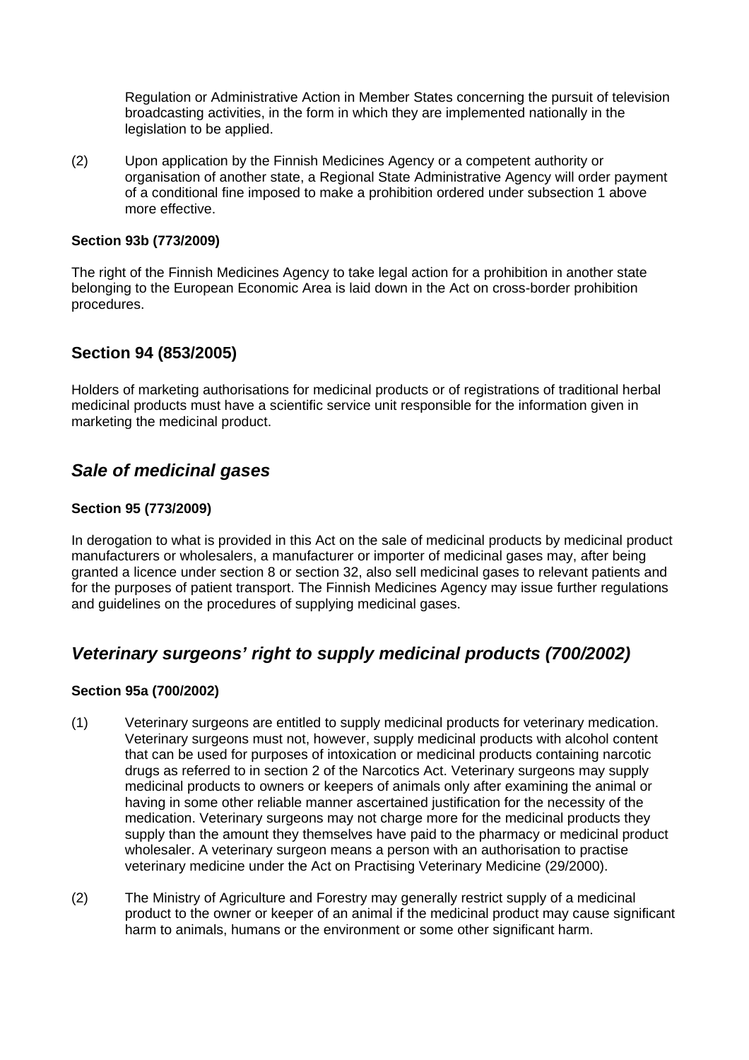Regulation or Administrative Action in Member States concerning the pursuit of television broadcasting activities, in the form in which they are implemented nationally in the legislation to be applied.

(2) Upon application by the Finnish Medicines Agency or a competent authority or organisation of another state, a Regional State Administrative Agency will order payment of a conditional fine imposed to make a prohibition ordered under subsection 1 above more effective.

**Section 93b (773/2009)**

The right of the Finnish Medicines Agency to take legal action for a prohibition in another state belonging to the European Economic Area is laid down in the Act on cross-border prohibition procedures.

## Section 94 (853/2005)

Holders of marketing authorisations for medicinal products or of registrations of traditional herbal medicinal products must have a scientific service unit responsible for the information given in marketing the medicinal product.

## *Sale of medicinal gases*

**Section 95 (773/2009)**

In derogation to what is provided in this Act on the sale of medicinal products by medicinal product manufacturers or wholesalers, a manufacturer or importer of medicinal gases may, after being granted a licence under section 8 or section 32, also sell medicinal gases to relevant patients and for the purposes of patient transport. The Finnish Medicines Agency may issue further regulations and guidelines on the procedures of supplying medicinal gases.

## *Veterinary surgeons' right to supply medicinal products (700/2002)*

**Section 95a (700/2002)**

(1) Veterinary surgeons are entitled to supply medicinal products for veterinary medication. Veterinary surgeons must not, however, supply medicinal products with alcohol content that can be used for purposes of intoxication or medicinal products containing narcotic drugs as referred to in section 2 of the Narcotics Act. Veterinary surgeons may supply medicinal products to owners or keepers of animals only after examining the animal or having in some other reliable manner ascertained justification for the necessity of the medication. Veterinary surgeons may not charge more for the medicinal products they supply than the amount they themselves have paid to the pharmacy or medicinal product wholesaler. A veterinary surgeon means a person with an authorisation to practise veterinary medicine under the Act on Practising Veterinary Medicine (29/2000).

(2) The Ministry of Agriculture and Forestry may generally restrict supply of a medicinal product to the owner or keeper of an animal if the medicinal product may cause significant harm to animals, humans or the environment or some other significant harm.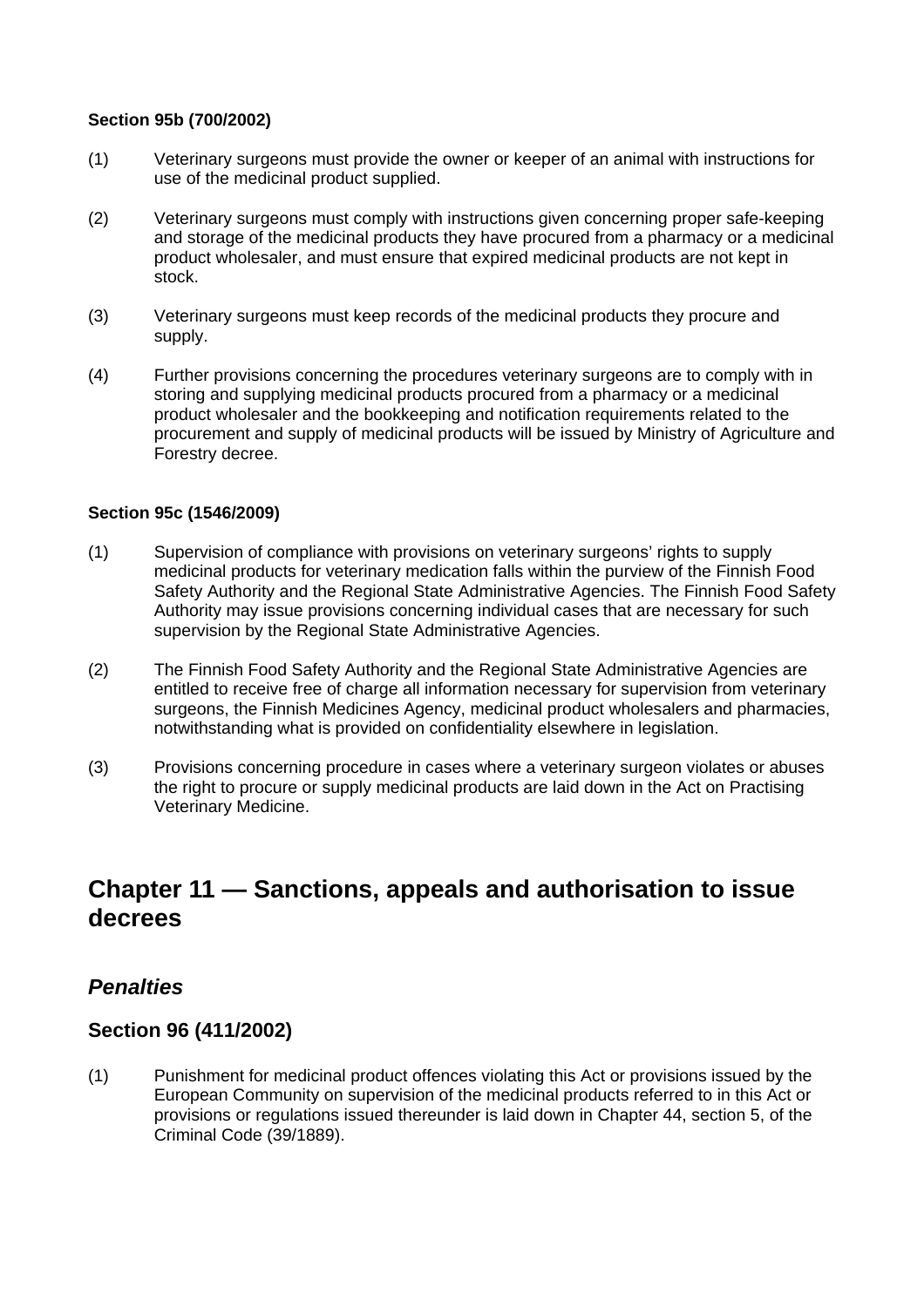**Section 95b (700/2002)**

(1) Veterinary surgeons must provide the owner or keeper of an animal with instructions for use of the medicinal product supplied.

(2) Veterinary surgeons must comply with instructions given concerning proper safe-keeping and storage of the medicinal products they have procured from a pharmacy or a medicinal product wholesaler, and must ensure that expired medicinal products are not kept in stock.

(3) Veterinary surgeons must keep records of the medicinal products they procure and supply.

(4) Further provisions concerning the procedures veterinary surgeons are to comply with in storing and supplying medicinal products procured from a pharmacy or a medicinal product wholesaler and the bookkeeping and notification requirements related to the procurement and supply of medicinal products will be issued by Ministry of Agriculture and Forestry decree.

**Section 95c (1546/2009)**

(1) Supervision of compliance with provisions on veterinary surgeons' rights to supply medicinal products for veterinary medication falls within the purview of the Finnish Food Safety Authority and the Regional State Administrative Agencies. The Finnish Food Safety Authority may issue provisions concerning individual cases that are necessary for such supervision by the Regional State Administrative Agencies.

(2) The Finnish Food Safety Authority and the Regional State Administrative Agencies are entitled to receive free of charge all information necessary for supervision from veterinary surgeons, the Finnish Medicines Agency, medicinal product wholesalers and pharmacies, notwithstanding what is provided on confidentiality elsewhere in legislation.

(3) Provisions concerning procedure in cases where a veterinary surgeon violates or abuses the right to procure or supply medicinal products are laid down in the Act on Practising Veterinary Medicine.

## Chapter 11 — Sanctions, appeals and authorisation to issue decrees

### *Penalties*

### Section 96 (411/2002)

(1) Punishment for medicinal product offences violating this Act or provisions issued by the European Community on supervision of the medicinal products referred to in this Act or provisions or regulations issued thereunder is laid down in Chapter 44, section 5, of the Criminal Code (39/1889).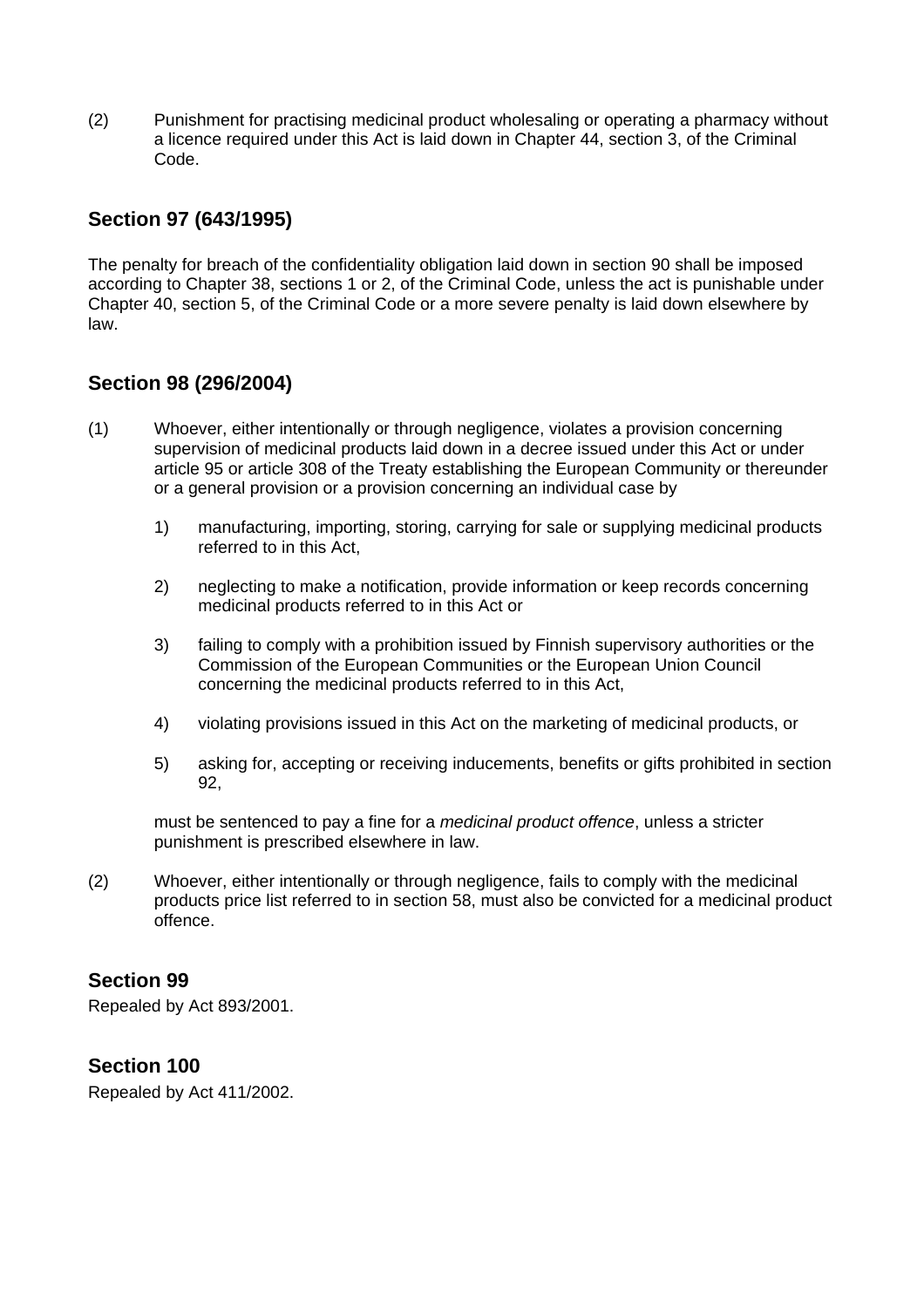(2) Punishment for practising medicinal product wholesaling or operating a pharmacy without a licence required under this Act is laid down in Chapter 44, section 3, of the Criminal Code.

## Section 97 (643/1995)

The penalty for breach of the confidentiality obligation laid down in section 90 shall be imposed according to Chapter 38, sections 1 or 2, of the Criminal Code, unless the act is punishable under Chapter 40, section 5, of the Criminal Code or a more severe penalty is laid down elsewhere by law.

## Section 98 (296/2004)

(1) Whoever, either intentionally or through negligence, violates a provision concerning supervision of medicinal products laid down in a decree issued under this Act or under article 95 or article 308 of the Treaty establishing the European Community or thereunder or a general provision or a provision concerning an individual case by

1) manufacturing, importing, storing, carrying for sale or supplying medicinal products referred to in this Act,

2) neglecting to make a notification, provide information or keep records concerning medicinal products referred to in this Act or

3) failing to comply with a prohibition issued by Finnish supervisory authorities or the Commission of the European Communities or the European Union Council concerning the medicinal products referred to in this Act,

4) violating provisions issued in this Act on the marketing of medicinal products, or

5) asking for, accepting or receiving inducements, benefits or gifts prohibited in section 92,

must be sentenced to pay a fine for a *medicinal product offence*, unless a stricter punishment is prescribed elsewhere in law.

(2) Whoever, either intentionally or through negligence, fails to comply with the medicinal products price list referred to in section 58, must also be convicted for a medicinal product offence.

## Section 99

Repealed by Act 893/2001.

## Section 100

Repealed by Act 411/2002.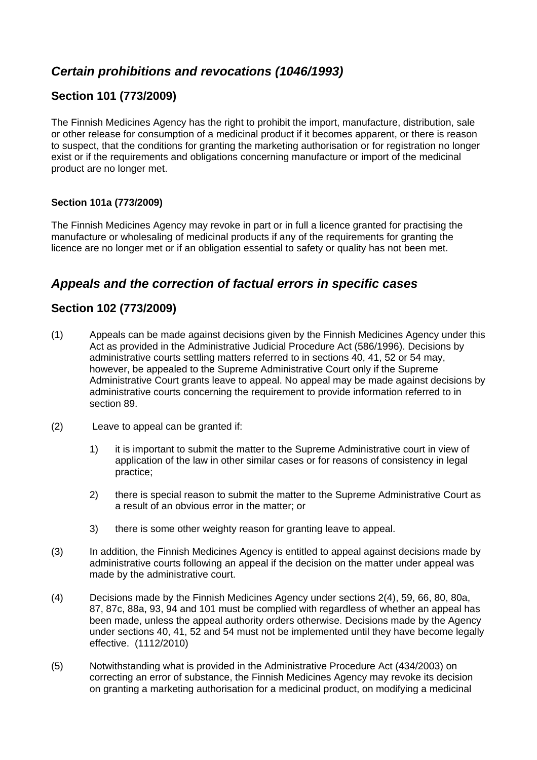## *Certain prohibitions and revocations (1046/1993)*

### Section 101 (773/2009)

The Finnish Medicines Agency has the right to prohibit the import, manufacture, distribution, sale or other release for consumption of a medicinal product if it becomes apparent, or there is reason to suspect, that the conditions for granting the marketing authorisation or for registration no longer exist or if the requirements and obligations concerning manufacture or import of the medicinal product are no longer met.

#### Section 101a (773/2009)

The Finnish Medicines Agency may revoke in part or in full a licence granted for practising the manufacture or wholesaling of medicinal products if any of the requirements for granting the licence are no longer met or if an obligation essential to safety or quality has not been met.

## *Appeals and the correction of factual errors in specific cases*

### Section 102 (773/2009)

(1) Appeals can be made against decisions given by the Finnish Medicines Agency under this Act as provided in the Administrative Judicial Procedure Act (586/1996). Decisions by administrative courts settling matters referred to in sections 40, 41, 52 or 54 may, however, be appealed to the Supreme Administrative Court only if the Supreme Administrative Court grants leave to appeal. No appeal may be made against decisions by administrative courts concerning the requirement to provide information referred to in section 89.

(2) Leave to appeal can be granted if:

1) it is important to submit the matter to the Supreme Administrative court in view of application of the law in other similar cases or for reasons of consistency in legal practice;

2) there is special reason to submit the matter to the Supreme Administrative Court as a result of an obvious error in the matter; or

3) there is some other weighty reason for granting leave to appeal.

(3) In addition, the Finnish Medicines Agency is entitled to appeal against decisions made by administrative courts following an appeal if the decision on the matter under appeal was made by the administrative court.

(4) Decisions made by the Finnish Medicines Agency under sections 2(4), 59, 66, 80, 80a, 87, 87c, 88a, 93, 94 and 101 must be complied with regardless of whether an appeal has been made, unless the appeal authority orders otherwise. Decisions made by the Agency under sections 40, 41, 52 and 54 must not be implemented until they have become legally effective. (1112/2010)

(5) Notwithstanding what is provided in the Administrative Procedure Act (434/2003) on correcting an error of substance, the Finnish Medicines Agency may revoke its decision on granting a marketing authorisation for a medicinal product, on modifying a medicinal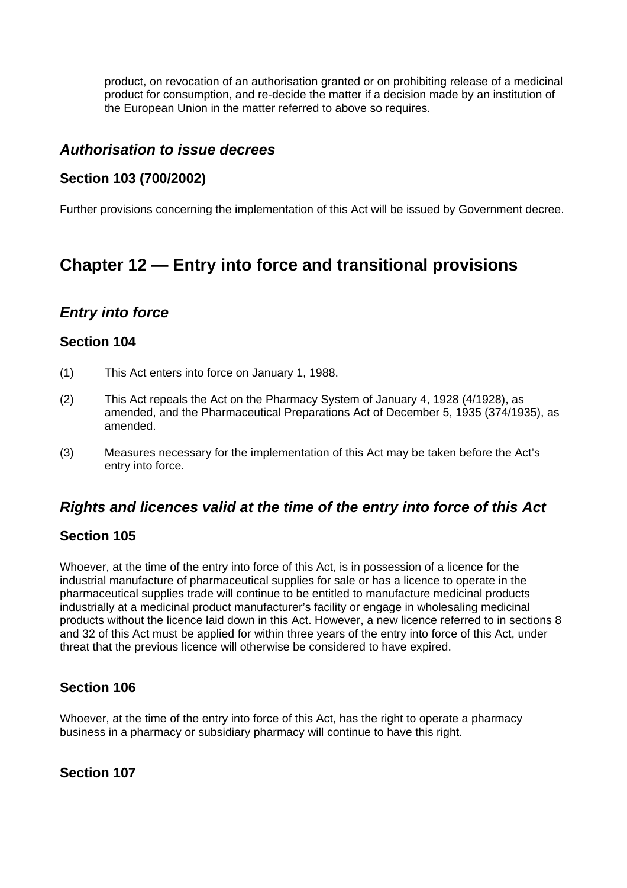product, on revocation of an authorisation granted or on prohibiting release of a medicinal product for consumption, and re-decide the matter if a decision made by an institution of the European Union in the matter referred to above so requires.

### *Authorisation to issue decrees*

#### Section 103 (700/2002)

Further provisions concerning the implementation of this Act will be issued by Government decree.

## Chapter 12 — Entry into force and transitional provisions

### *Entry into force*

#### Section 104

(1) This Act enters into force on January 1, 1988.

(2) This Act repeals the Act on the Pharmacy System of January 4, 1928 (4/1928), as amended, and the Pharmaceutical Preparations Act of December 5, 1935 (374/1935), as amended.

(3) Measures necessary for the implementation of this Act may be taken before the Act's entry into force.

### *Rights and licences valid at the time of the entry into force of this Act*

#### Section 105

Whoever, at the time of the entry into force of this Act, is in possession of a licence for the industrial manufacture of pharmaceutical supplies for sale or has a licence to operate in the pharmaceutical supplies trade will continue to be entitled to manufacture medicinal products industrially at a medicinal product manufacturer's facility or engage in wholesaling medicinal products without the licence laid down in this Act. However, a new licence referred to in sections 8 and 32 of this Act must be applied for within three years of the entry into force of this Act, under threat that the previous licence will otherwise be considered to have expired.

#### Section 106

Whoever, at the time of the entry into force of this Act, has the right to operate a pharmacy business in a pharmacy or subsidiary pharmacy will continue to have this right.

#### Section 107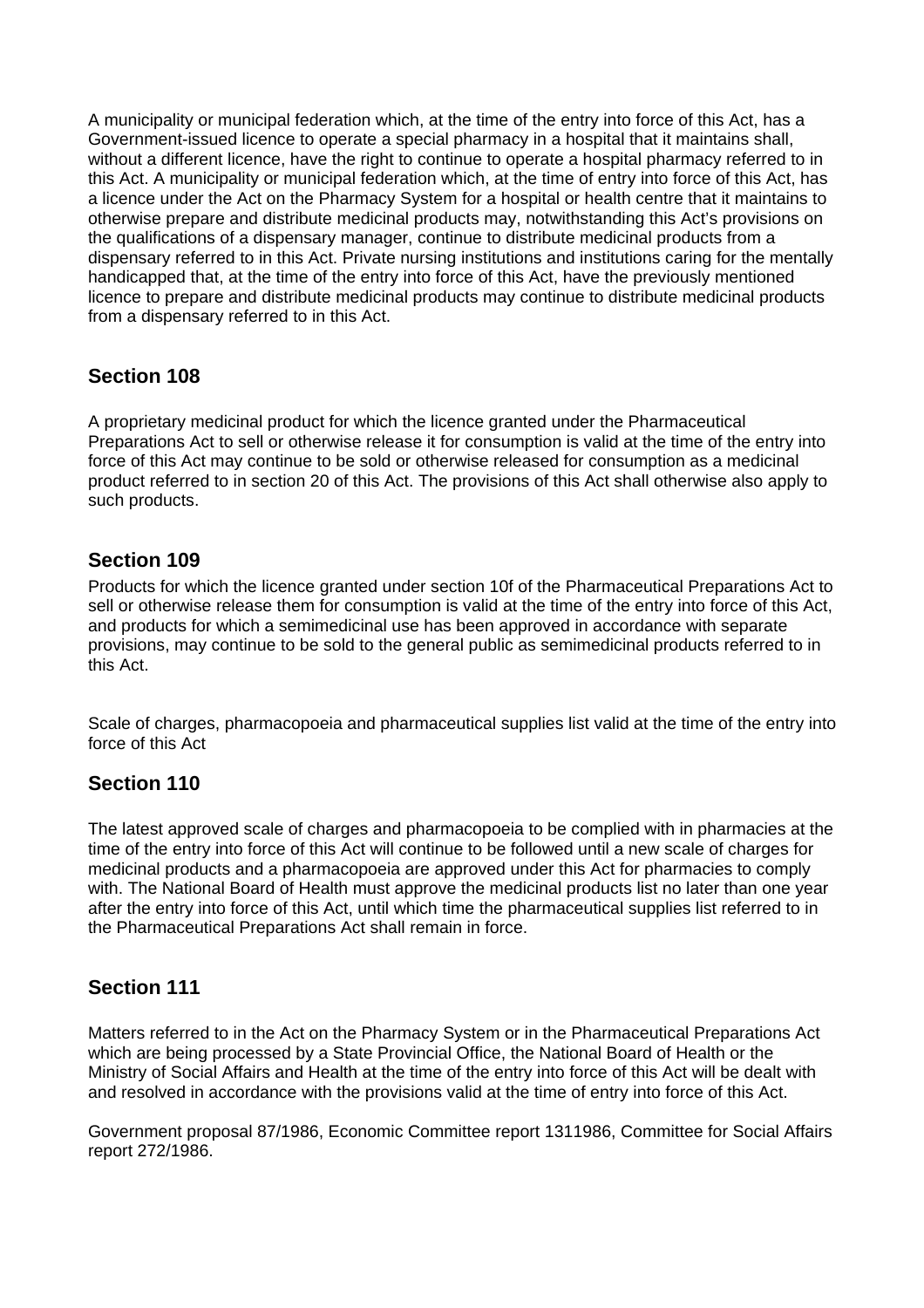A municipality or municipal federation which, at the time of the entry into force of this Act, has a Government-issued licence to operate a special pharmacy in a hospital that it maintains shall, without a different licence, have the right to continue to operate a hospital pharmacy referred to in this Act. A municipality or municipal federation which, at the time of entry into force of this Act, has a licence under the Act on the Pharmacy System for a hospital or health centre that it maintains to otherwise prepare and distribute medicinal products may, notwithstanding this Act's provisions on the qualifications of a dispensary manager, continue to distribute medicinal products from a dispensary referred to in this Act. Private nursing institutions and institutions caring for the mentally handicapped that, at the time of the entry into force of this Act, have the previously mentioned licence to prepare and distribute medicinal products may continue to distribute medicinal products from a dispensary referred to in this Act.

## Section 108

A proprietary medicinal product for which the licence granted under the Pharmaceutical Preparations Act to sell or otherwise release it for consumption is valid at the time of the entry into force of this Act may continue to be sold or otherwise released for consumption as a medicinal product referred to in section 20 of this Act. The provisions of this Act shall otherwise also apply to such products.

## Section 109

Products for which the licence granted under section 10f of the Pharmaceutical Preparations Act to sell or otherwise release them for consumption is valid at the time of the entry into force of this Act, and products for which a semimedicinal use has been approved in accordance with separate provisions, may continue to be sold to the general public as semimedicinal products referred to in this Act.

Scale of charges, pharmacopoeia and pharmaceutical supplies list valid at the time of the entry into force of this Act

## Section 110

The latest approved scale of charges and pharmacopoeia to be complied with in pharmacies at the time of the entry into force of this Act will continue to be followed until a new scale of charges for medicinal products and a pharmacopoeia are approved under this Act for pharmacies to comply with. The National Board of Health must approve the medicinal products list no later than one year after the entry into force of this Act, until which time the pharmaceutical supplies list referred to in the Pharmaceutical Preparations Act shall remain in force.

## Section 111

Matters referred to in the Act on the Pharmacy System or in the Pharmaceutical Preparations Act which are being processed by a State Provincial Office, the National Board of Health or the Ministry of Social Affairs and Health at the time of the entry into force of this Act will be dealt with and resolved in accordance with the provisions valid at the time of entry into force of this Act.

Government proposal 87/1986, Economic Committee report 1311986, Committee for Social Affairs report 272/1986.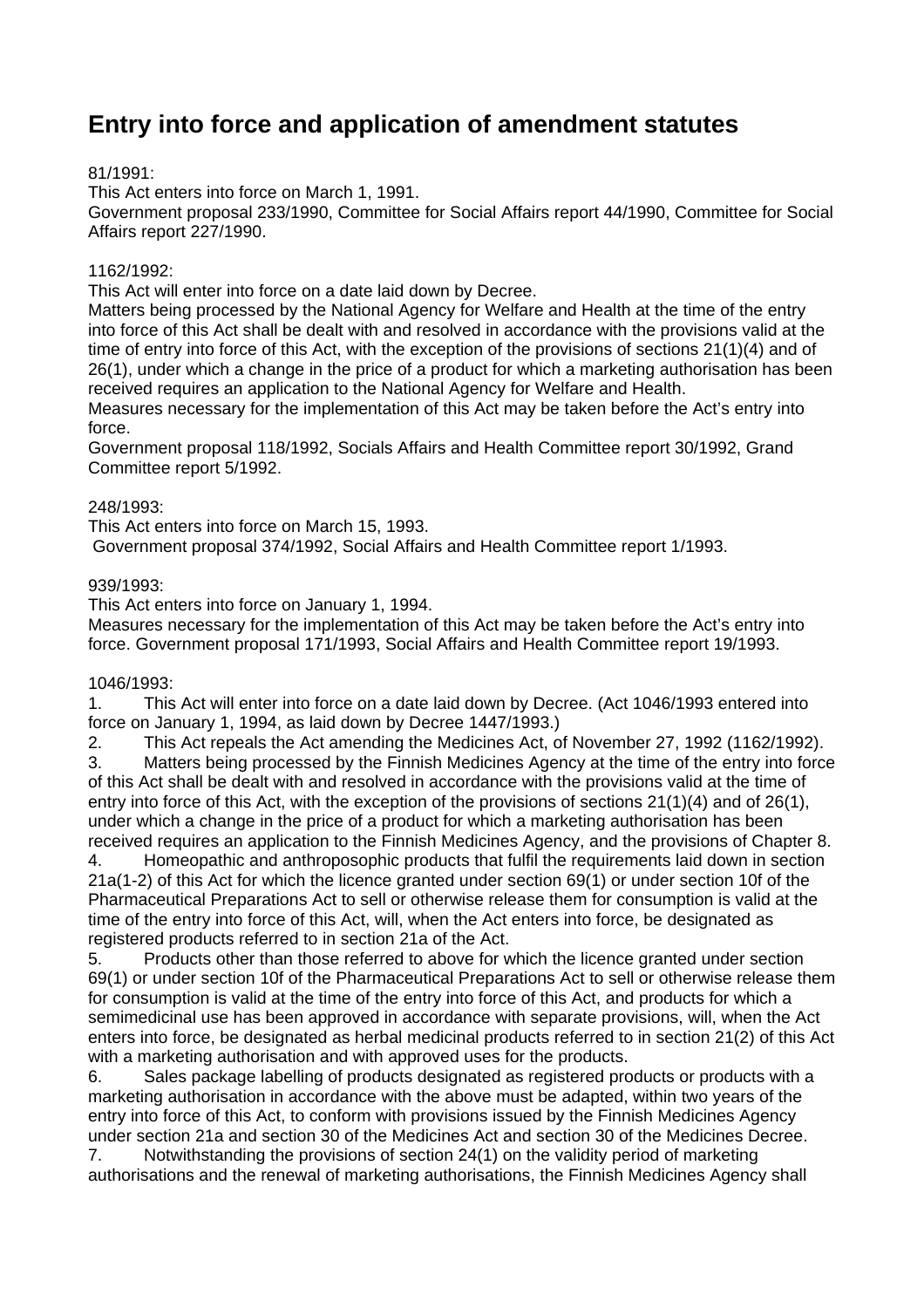# Entry into force and application of amendment statutes

81/1991:
This Act enters into force on March 1, 1991.
Government proposal 233/1990, Committee for Social Affairs report 44/1990, Committee for Social Affairs report 227/1990.

1162/1992:
This Act will enter into force on a date laid down by Decree.
Matters being processed by the National Agency for Welfare and Health at the time of the entry into force of this Act shall be dealt with and resolved in accordance with the provisions valid at the time of entry into force of this Act, with the exception of the provisions of sections 21(1)(4) and of 26(1), under which a change in the price of a product for which a marketing authorisation has been received requires an application to the National Agency for Welfare and Health.
Measures necessary for the implementation of this Act may be taken before the Act's entry into force.
Government proposal 118/1992, Socials Affairs and Health Committee report 30/1992, Grand Committee report 5/1992.

248/1993:
This Act enters into force on March 15, 1993.
Government proposal 374/1992, Social Affairs and Health Committee report 1/1993.

939/1993:
This Act enters into force on January 1, 1994.
Measures necessary for the implementation of this Act may be taken before the Act's entry into force. Government proposal 171/1993, Social Affairs and Health Committee report 19/1993.

1046/1993:

1. This Act will enter into force on a date laid down by Decree. (Act 1046/1993 entered into force on January 1, 1994, as laid down by Decree 1447/1993.)
2. This Act repeals the Act amending the Medicines Act, of November 27, 1992 (1162/1992).
3. Matters being processed by the Finnish Medicines Agency at the time of the entry into force of this Act shall be dealt with and resolved in accordance with the provisions valid at the time of entry into force of this Act, with the exception of the provisions of sections 21(1)(4) and of 26(1), under which a change in the price of a product for which a marketing authorisation has been received requires an application to the Finnish Medicines Agency, and the provisions of Chapter 8.
4. Homeopathic and anthroposophic products that fulfil the requirements laid down in section 21a(1-2) of this Act for which the licence granted under section 69(1) or under section 10f of the Pharmaceutical Preparations Act to sell or otherwise release them for consumption is valid at the time of the entry into force of this Act, will, when the Act enters into force, be designated as registered products referred to in section 21a of the Act.
5. Products other than those referred to above for which the licence granted under section 69(1) or under section 10f of the Pharmaceutical Preparations Act to sell or otherwise release them for consumption is valid at the time of the entry into force of this Act, and products for which a semimedicinal use has been approved in accordance with separate provisions, will, when the Act enters into force, be designated as herbal medicinal products referred to in section 21(2) of this Act with a marketing authorisation and with approved uses for the products.
6. Sales package labelling of products designated as registered products or products with a marketing authorisation in accordance with the above must be adapted, within two years of the entry into force of this Act, to conform with provisions issued by the Finnish Medicines Agency under section 21a and section 30 of the Medicines Act and section 30 of the Medicines Decree.
7. Notwithstanding the provisions of section 24(1) on the validity period of marketing authorisations and the renewal of marketing authorisations, the Finnish Medicines Agency shall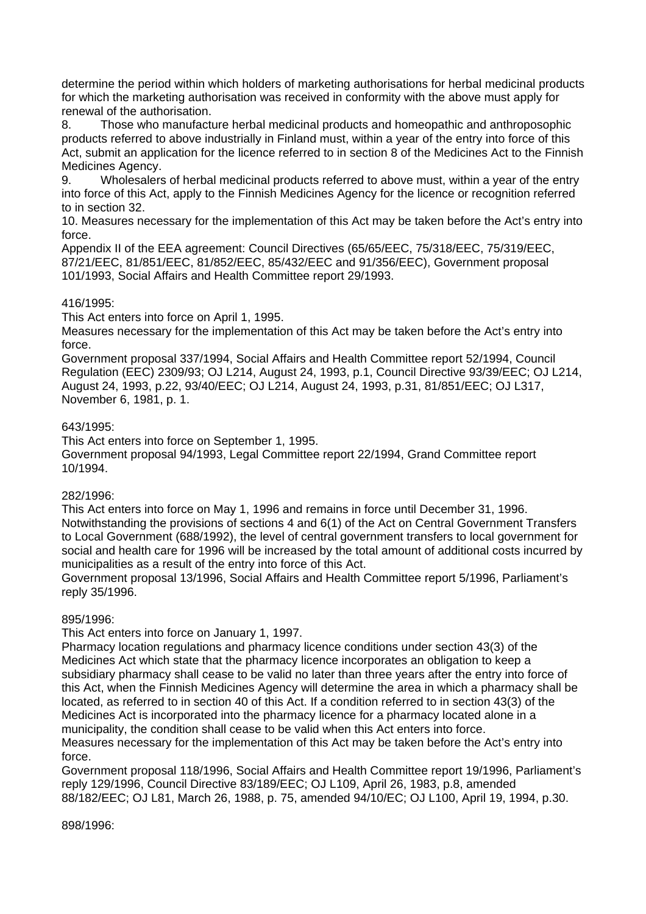determine the period within which holders of marketing authorisations for herbal medicinal products for which the marketing authorisation was received in conformity with the above must apply for renewal of the authorisation.

8. Those who manufacture herbal medicinal products and homeopathic and anthroposophic products referred to above industrially in Finland must, within a year of the entry into force of this Act, submit an application for the licence referred to in section 8 of the Medicines Act to the Finnish Medicines Agency.

9. Wholesalers of herbal medicinal products referred to above must, within a year of the entry into force of this Act, apply to the Finnish Medicines Agency for the licence or recognition referred to in section 32.

10. Measures necessary for the implementation of this Act may be taken before the Act's entry into force.

Appendix II of the EEA agreement: Council Directives (65/65/EEC, 75/318/EEC, 75/319/EEC, 87/21/EEC, 81/851/EEC, 81/852/EEC, 85/432/EEC and 91/356/EEC), Government proposal 101/1993, Social Affairs and Health Committee report 29/1993.

416/1995:

This Act enters into force on April 1, 1995.

Measures necessary for the implementation of this Act may be taken before the Act's entry into force.

Government proposal 337/1994, Social Affairs and Health Committee report 52/1994, Council Regulation (EEC) 2309/93; OJ L214, August 24, 1993, p.1, Council Directive 93/39/EEC; OJ L214, August 24, 1993, p.22, 93/40/EEC; OJ L214, August 24, 1993, p.31, 81/851/EEC; OJ L317, November 6, 1981, p. 1.

643/1995:

This Act enters into force on September 1, 1995.

Government proposal 94/1993, Legal Committee report 22/1994, Grand Committee report 10/1994.

282/1996:

This Act enters into force on May 1, 1996 and remains in force until December 31, 1996.

Notwithstanding the provisions of sections 4 and 6(1) of the Act on Central Government Transfers to Local Government (688/1992), the level of central government transfers to local government for social and health care for 1996 will be increased by the total amount of additional costs incurred by municipalities as a result of the entry into force of this Act.

Government proposal 13/1996, Social Affairs and Health Committee report 5/1996, Parliament's reply 35/1996.

895/1996:

This Act enters into force on January 1, 1997.

Pharmacy location regulations and pharmacy licence conditions under section 43(3) of the Medicines Act which state that the pharmacy licence incorporates an obligation to keep a subsidiary pharmacy shall cease to be valid no later than three years after the entry into force of this Act, when the Finnish Medicines Agency will determine the area in which a pharmacy shall be located, as referred to in section 40 of this Act. If a condition referred to in section 43(3) of the Medicines Act is incorporated into the pharmacy licence for a pharmacy located alone in a municipality, the condition shall cease to be valid when this Act enters into force.

Measures necessary for the implementation of this Act may be taken before the Act's entry into force.

Government proposal 118/1996, Social Affairs and Health Committee report 19/1996, Parliament's reply 129/1996, Council Directive 83/189/EEC; OJ L109, April 26, 1983, p.8, amended 88/182/EEC; OJ L81, March 26, 1988, p. 75, amended 94/10/EC; OJ L100, April 19, 1994, p.30.

898/1996: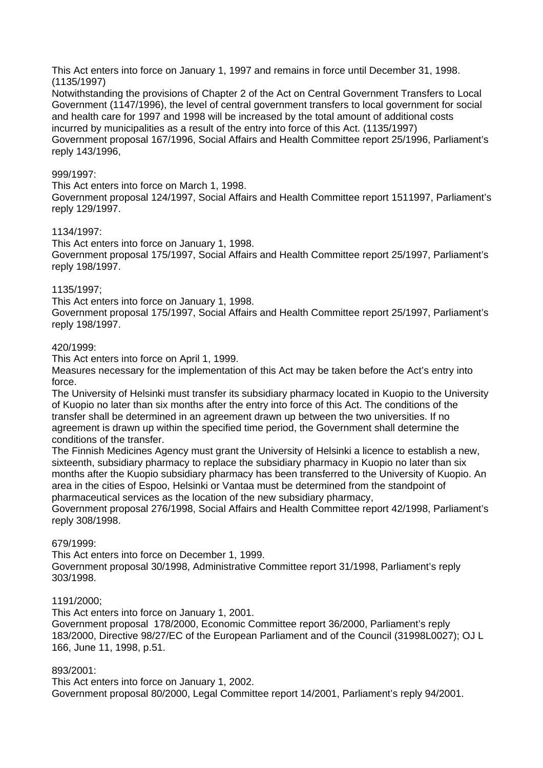This Act enters into force on January 1, 1997 and remains in force until December 31, 1998. (1135/1997)

Notwithstanding the provisions of Chapter 2 of the Act on Central Government Transfers to Local Government (1147/1996), the level of central government transfers to local government for social and health care for 1997 and 1998 will be increased by the total amount of additional costs incurred by municipalities as a result of the entry into force of this Act. (1135/1997)

Government proposal 167/1996, Social Affairs and Health Committee report 25/1996, Parliament's reply 143/1996,

999/1997:

This Act enters into force on March 1, 1998.

Government proposal 124/1997, Social Affairs and Health Committee report 1511997, Parliament's reply 129/1997.

1134/1997:

This Act enters into force on January 1, 1998.

Government proposal 175/1997, Social Affairs and Health Committee report 25/1997, Parliament's reply 198/1997.

1135/1997;

This Act enters into force on January 1, 1998.

Government proposal 175/1997, Social Affairs and Health Committee report 25/1997, Parliament's reply 198/1997.

420/1999:

This Act enters into force on April 1, 1999.

Measures necessary for the implementation of this Act may be taken before the Act's entry into force.

The University of Helsinki must transfer its subsidiary pharmacy located in Kuopio to the University of Kuopio no later than six months after the entry into force of this Act. The conditions of the transfer shall be determined in an agreement drawn up between the two universities. If no agreement is drawn up within the specified time period, the Government shall determine the conditions of the transfer.

The Finnish Medicines Agency must grant the University of Helsinki a licence to establish a new, sixteenth, subsidiary pharmacy to replace the subsidiary pharmacy in Kuopio no later than six months after the Kuopio subsidiary pharmacy has been transferred to the University of Kuopio. An area in the cities of Espoo, Helsinki or Vantaa must be determined from the standpoint of pharmaceutical services as the location of the new subsidiary pharmacy,

Government proposal 276/1998, Social Affairs and Health Committee report 42/1998, Parliament's reply 308/1998.

679/1999:

This Act enters into force on December 1, 1999.

Government proposal 30/1998, Administrative Committee report 31/1998, Parliament's reply 303/1998.

1191/2000;

This Act enters into force on January 1, 2001.

Government proposal 178/2000, Economic Committee report 36/2000, Parliament's reply 183/2000, Directive 98/27/EC of the European Parliament and of the Council (31998L0027); OJ L 166, June 11, 1998, p.51.

893/2001:

This Act enters into force on January 1, 2002.

Government proposal 80/2000, Legal Committee report 14/2001, Parliament's reply 94/2001.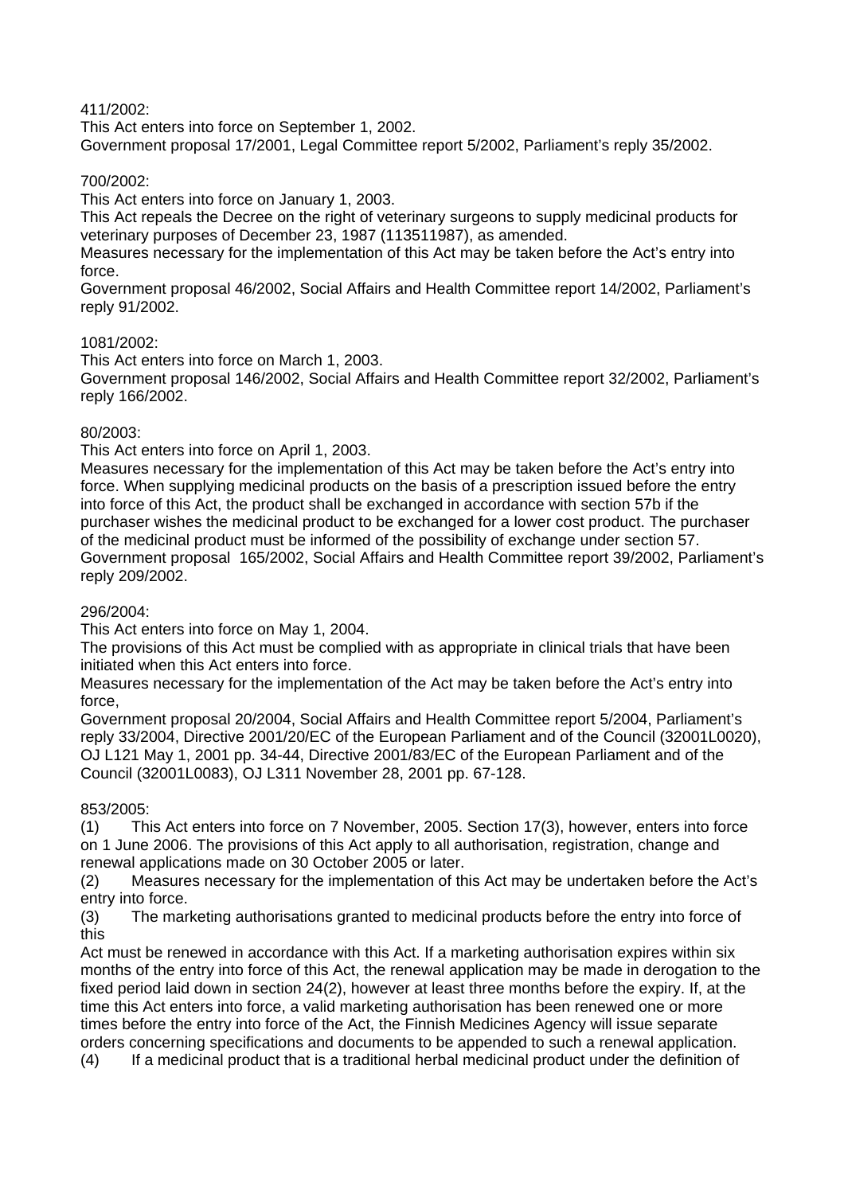411/2002:
This Act enters into force on September 1, 2002.
Government proposal 17/2001, Legal Committee report 5/2002, Parliament's reply 35/2002.

700/2002:
This Act enters into force on January 1, 2003.
This Act repeals the Decree on the right of veterinary surgeons to supply medicinal products for veterinary purposes of December 23, 1987 (113511987), as amended.
Measures necessary for the implementation of this Act may be taken before the Act's entry into force.
Government proposal 46/2002, Social Affairs and Health Committee report 14/2002, Parliament's reply 91/2002.

1081/2002:
This Act enters into force on March 1, 2003.
Government proposal 146/2002, Social Affairs and Health Committee report 32/2002, Parliament's reply 166/2002.

80/2003:
This Act enters into force on April 1, 2003.
Measures necessary for the implementation of this Act may be taken before the Act's entry into force. When supplying medicinal products on the basis of a prescription issued before the entry into force of this Act, the product shall be exchanged in accordance with section 57b if the purchaser wishes the medicinal product to be exchanged for a lower cost product. The purchaser of the medicinal product must be informed of the possibility of exchange under section 57.
Government proposal 165/2002, Social Affairs and Health Committee report 39/2002, Parliament's reply 209/2002.

296/2004:
This Act enters into force on May 1, 2004.
The provisions of this Act must be complied with as appropriate in clinical trials that have been initiated when this Act enters into force.
Measures necessary for the implementation of the Act may be taken before the Act's entry into force,
Government proposal 20/2004, Social Affairs and Health Committee report 5/2004, Parliament's reply 33/2004, Directive 2001/20/EC of the European Parliament and of the Council (32001L0020), OJ L121 May 1, 2001 pp. 34-44, Directive 2001/83/EC of the European Parliament and of the Council (32001L0083), OJ L311 November 28, 2001 pp. 67-128.

853/2005:
(1) This Act enters into force on 7 November, 2005. Section 17(3), however, enters into force on 1 June 2006. The provisions of this Act apply to all authorisation, registration, change and renewal applications made on 30 October 2005 or later.
(2) Measures necessary for the implementation of this Act may be undertaken before the Act's entry into force.
(3) The marketing authorisations granted to medicinal products before the entry into force of this
Act must be renewed in accordance with this Act. If a marketing authorisation expires within six months of the entry into force of this Act, the renewal application may be made in derogation to the fixed period laid down in section 24(2), however at least three months before the expiry. If, at the time this Act enters into force, a valid marketing authorisation has been renewed one or more times before the entry into force of the Act, the Finnish Medicines Agency will issue separate orders concerning specifications and documents to be appended to such a renewal application.
(4) If a medicinal product that is a traditional herbal medicinal product under the definition of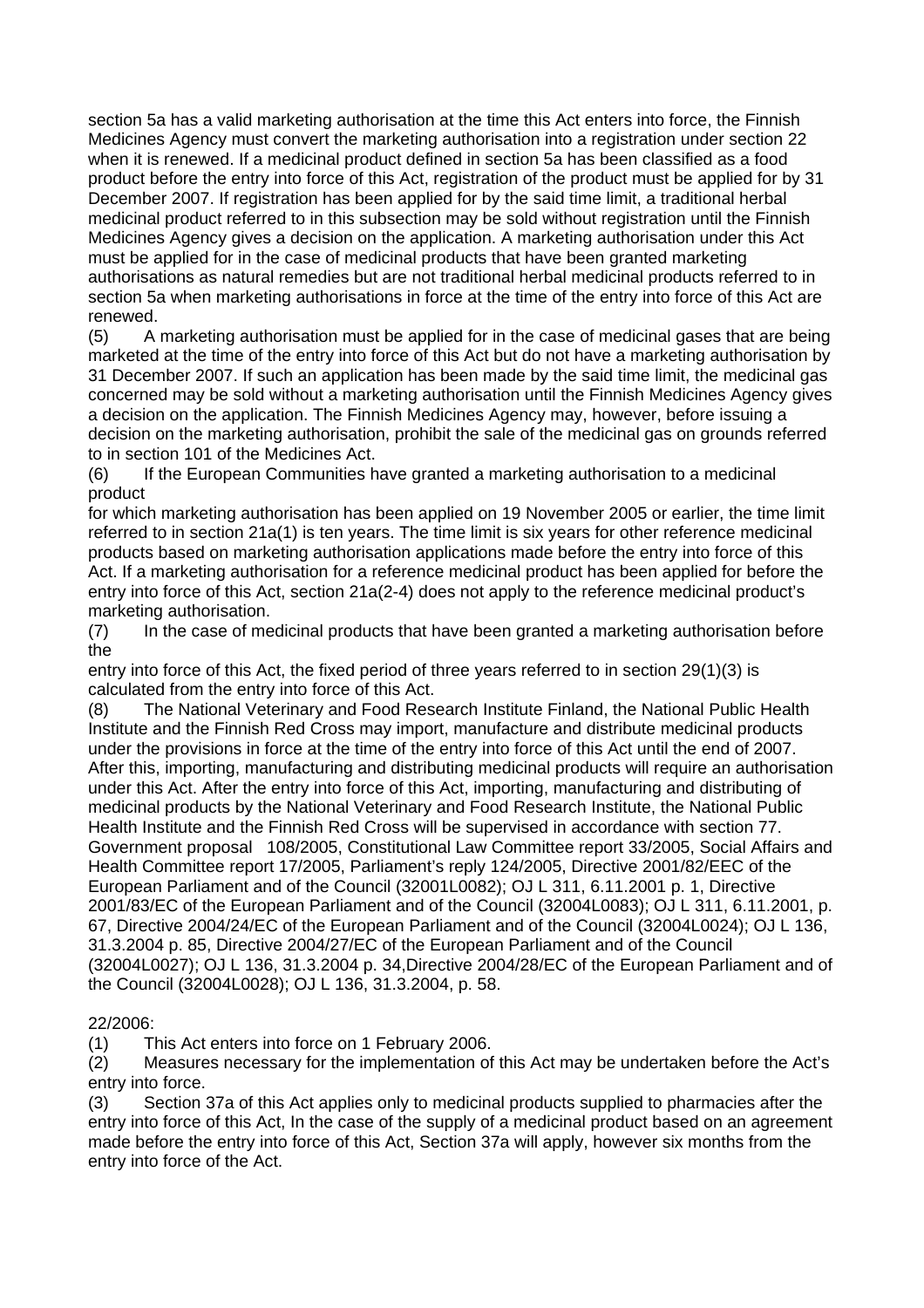section 5a has a valid marketing authorisation at the time this Act enters into force, the Finnish Medicines Agency must convert the marketing authorisation into a registration under section 22 when it is renewed. If a medicinal product defined in section 5a has been classified as a food product before the entry into force of this Act, registration of the product must be applied for by 31 December 2007. If registration has been applied for by the said time limit, a traditional herbal medicinal product referred to in this subsection may be sold without registration until the Finnish Medicines Agency gives a decision on the application. A marketing authorisation under this Act must be applied for in the case of medicinal products that have been granted marketing authorisations as natural remedies but are not traditional herbal medicinal products referred to in section 5a when marketing authorisations in force at the time of the entry into force of this Act are renewed.

(5) A marketing authorisation must be applied for in the case of medicinal gases that are being marketed at the time of the entry into force of this Act but do not have a marketing authorisation by 31 December 2007. If such an application has been made by the said time limit, the medicinal gas concerned may be sold without a marketing authorisation until the Finnish Medicines Agency gives a decision on the application. The Finnish Medicines Agency may, however, before issuing a decision on the marketing authorisation, prohibit the sale of the medicinal gas on grounds referred to in section 101 of the Medicines Act.

(6) If the European Communities have granted a marketing authorisation to a medicinal product for which marketing authorisation has been applied on 19 November 2005 or earlier, the time limit referred to in section 21a(1) is ten years. The time limit is six years for other reference medicinal products based on marketing authorisation applications made before the entry into force of this Act. If a marketing authorisation for a reference medicinal product has been applied for before the entry into force of this Act, section 21a(2-4) does not apply to the reference medicinal product's marketing authorisation.

(7) In the case of medicinal products that have been granted a marketing authorisation before the entry into force of this Act, the fixed period of three years referred to in section 29(1)(3) is calculated from the entry into force of this Act.

(8) The National Veterinary and Food Research Institute Finland, the National Public Health Institute and the Finnish Red Cross may import, manufacture and distribute medicinal products under the provisions in force at the time of the entry into force of this Act until the end of 2007. After this, importing, manufacturing and distributing medicinal products will require an authorisation under this Act. After the entry into force of this Act, importing, manufacturing and distributing of medicinal products by the National Veterinary and Food Research Institute, the National Public Health Institute and the Finnish Red Cross will be supervised in accordance with section 77.

Government proposal 108/2005, Constitutional Law Committee report 33/2005, Social Affairs and Health Committee report 17/2005, Parliament's reply 124/2005, Directive 2001/82/EEC of the European Parliament and of the Council (32001L0082); OJ L 311, 6.11.2001 p. 1, Directive 2001/83/EC of the European Parliament and of the Council (32004L0083); OJ L 311, 6.11.2001, p. 67, Directive 2004/24/EC of the European Parliament and of the Council (32004L0024); OJ L 136, 31.3.2004 p. 85, Directive 2004/27/EC of the European Parliament and of the Council (32004L0027); OJ L 136, 31.3.2004 p. 34,Directive 2004/28/EC of the European Parliament and of the Council (32004L0028); OJ L 136, 31.3.2004, p. 58.

22/2006:

(1) This Act enters into force on 1 February 2006.

(2) Measures necessary for the implementation of this Act may be undertaken before the Act's entry into force.

(3) Section 37a of this Act applies only to medicinal products supplied to pharmacies after the entry into force of this Act, In the case of the supply of a medicinal product based on an agreement made before the entry into force of this Act, Section 37a will apply, however six months from the entry into force of the Act.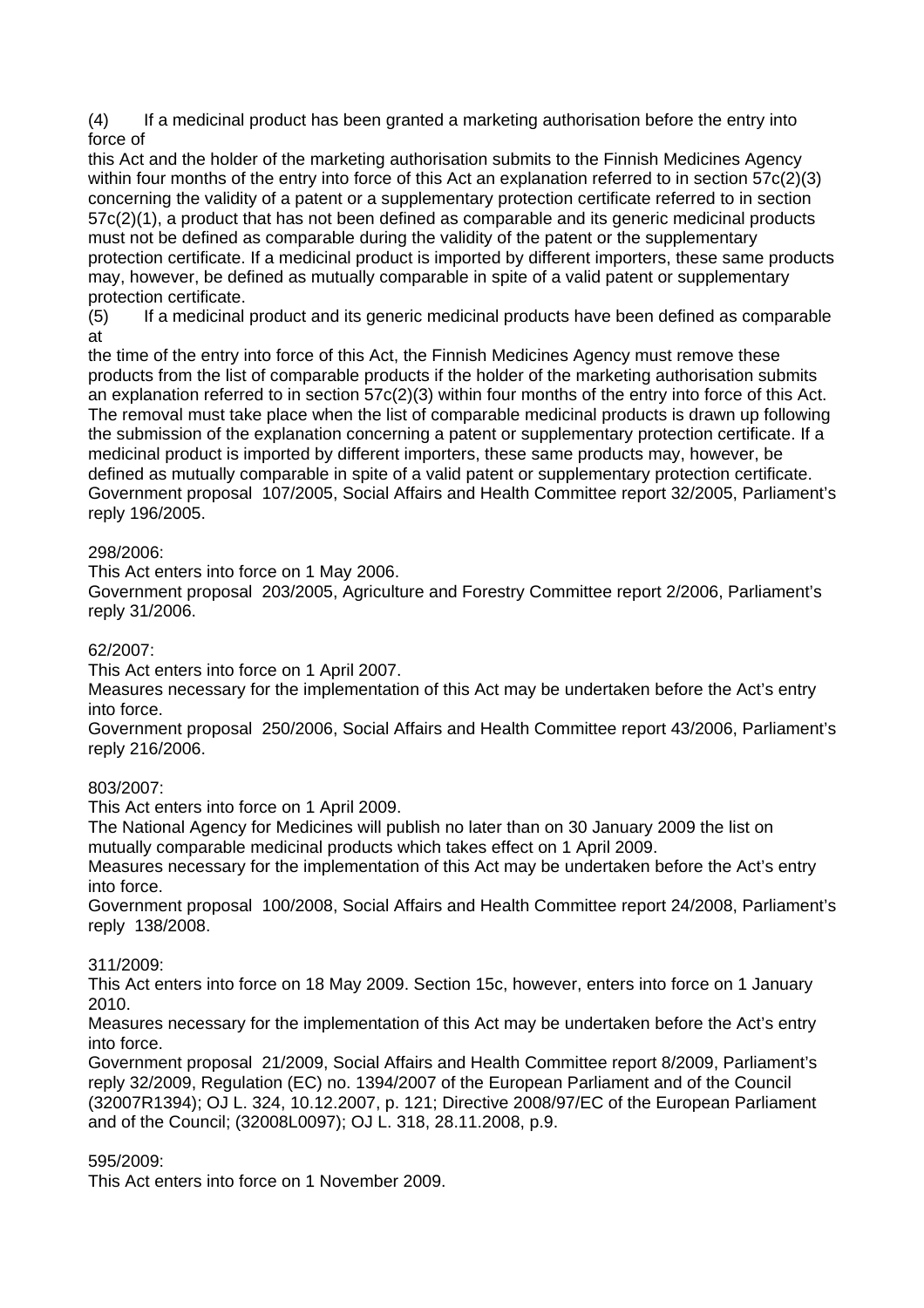(4) If a medicinal product has been granted a marketing authorisation before the entry into force of this Act and the holder of the marketing authorisation submits to the Finnish Medicines Agency within four months of the entry into force of this Act an explanation referred to in section 57c(2)(3) concerning the validity of a patent or a supplementary protection certificate referred to in section 57c(2)(1), a product that has not been defined as comparable and its generic medicinal products must not be defined as comparable during the validity of the patent or the supplementary protection certificate. If a medicinal product is imported by different importers, these same products may, however, be defined as mutually comparable in spite of a valid patent or supplementary protection certificate.

(5) If a medicinal product and its generic medicinal products have been defined as comparable at the time of the entry into force of this Act, the Finnish Medicines Agency must remove these products from the list of comparable products if the holder of the marketing authorisation submits an explanation referred to in section 57c(2)(3) within four months of the entry into force of this Act. The removal must take place when the list of comparable medicinal products is drawn up following the submission of the explanation concerning a patent or supplementary protection certificate. If a medicinal product is imported by different importers, these same products may, however, be defined as mutually comparable in spite of a valid patent or supplementary protection certificate.

Government proposal 107/2005, Social Affairs and Health Committee report 32/2005, Parliament's reply 196/2005.

298/2006:

This Act enters into force on 1 May 2006.

Government proposal 203/2005, Agriculture and Forestry Committee report 2/2006, Parliament's reply 31/2006.

62/2007:

This Act enters into force on 1 April 2007.

Measures necessary for the implementation of this Act may be undertaken before the Act's entry into force.

Government proposal 250/2006, Social Affairs and Health Committee report 43/2006, Parliament's reply 216/2006.

803/2007:

This Act enters into force on 1 April 2009.

The National Agency for Medicines will publish no later than on 30 January 2009 the list on mutually comparable medicinal products which takes effect on 1 April 2009.

Measures necessary for the implementation of this Act may be undertaken before the Act's entry into force.

Government proposal 100/2008, Social Affairs and Health Committee report 24/2008, Parliament's reply 138/2008.

311/2009:

This Act enters into force on 18 May 2009. Section 15c, however, enters into force on 1 January 2010.

Measures necessary for the implementation of this Act may be undertaken before the Act's entry into force.

Government proposal 21/2009, Social Affairs and Health Committee report 8/2009, Parliament's reply 32/2009, Regulation (EC) no. 1394/2007 of the European Parliament and of the Council (32007R1394); OJ L. 324, 10.12.2007, p. 121; Directive 2008/97/EC of the European Parliament and of the Council; (32008L0097); OJ L. 318, 28.11.2008, p.9.

595/2009:

This Act enters into force on 1 November 2009.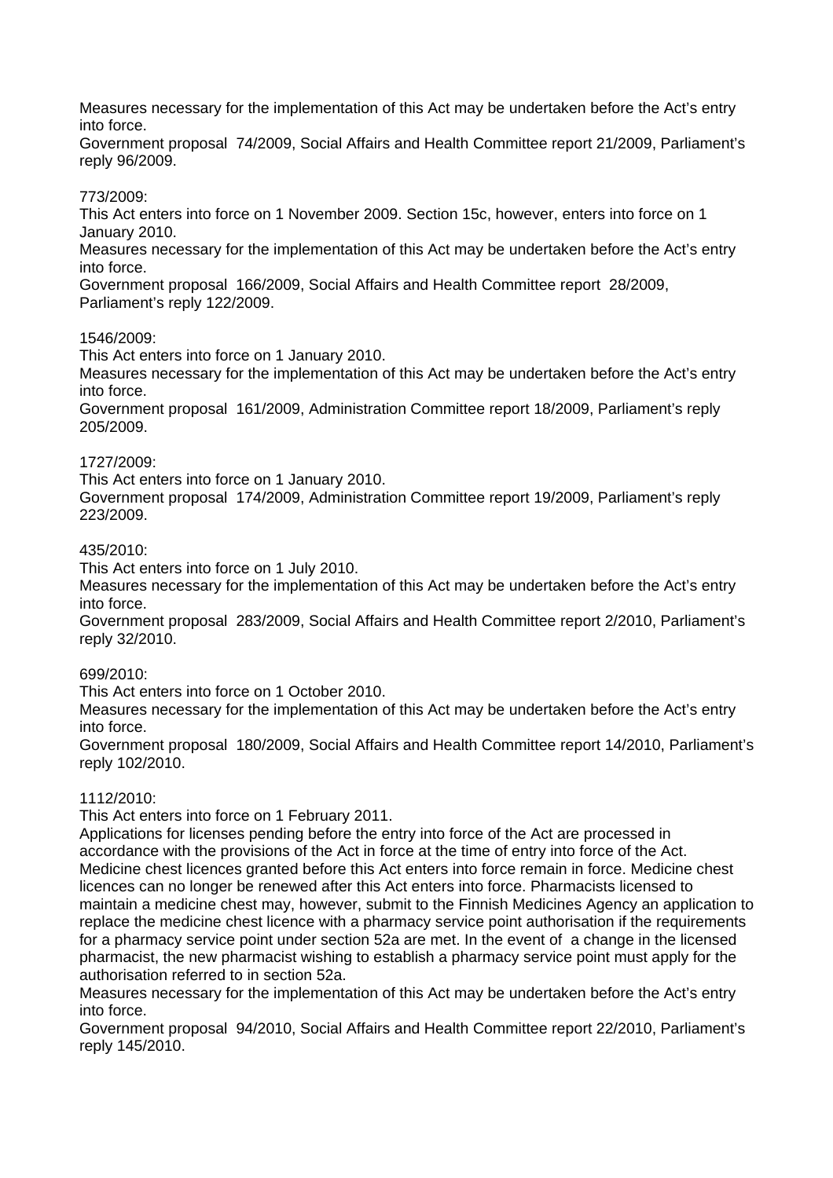Measures necessary for the implementation of this Act may be undertaken before the Act's entry into force.
Government proposal 74/2009, Social Affairs and Health Committee report 21/2009, Parliament's reply 96/2009.

773/2009:
This Act enters into force on 1 November 2009. Section 15c, however, enters into force on 1 January 2010.
Measures necessary for the implementation of this Act may be undertaken before the Act's entry into force.
Government proposal 166/2009, Social Affairs and Health Committee report 28/2009, Parliament's reply 122/2009.

1546/2009:
This Act enters into force on 1 January 2010.
Measures necessary for the implementation of this Act may be undertaken before the Act's entry into force.
Government proposal 161/2009, Administration Committee report 18/2009, Parliament's reply 205/2009.

1727/2009:
This Act enters into force on 1 January 2010.
Government proposal 174/2009, Administration Committee report 19/2009, Parliament's reply 223/2009.

435/2010:
This Act enters into force on 1 July 2010.
Measures necessary for the implementation of this Act may be undertaken before the Act's entry into force.
Government proposal 283/2009, Social Affairs and Health Committee report 2/2010, Parliament's reply 32/2010.

699/2010:
This Act enters into force on 1 October 2010.
Measures necessary for the implementation of this Act may be undertaken before the Act's entry into force.
Government proposal 180/2009, Social Affairs and Health Committee report 14/2010, Parliament's reply 102/2010.

1112/2010:
This Act enters into force on 1 February 2011.
Applications for licenses pending before the entry into force of the Act are processed in accordance with the provisions of the Act in force at the time of entry into force of the Act. Medicine chest licences granted before this Act enters into force remain in force. Medicine chest licences can no longer be renewed after this Act enters into force. Pharmacists licensed to maintain a medicine chest may, however, submit to the Finnish Medicines Agency an application to replace the medicine chest licence with a pharmacy service point authorisation if the requirements for a pharmacy service point under section 52a are met. In the event of a change in the licensed pharmacist, the new pharmacist wishing to establish a pharmacy service point must apply for the authorisation referred to in section 52a.
Measures necessary for the implementation of this Act may be undertaken before the Act's entry into force.
Government proposal 94/2010, Social Affairs and Health Committee report 22/2010, Parliament's reply 145/2010.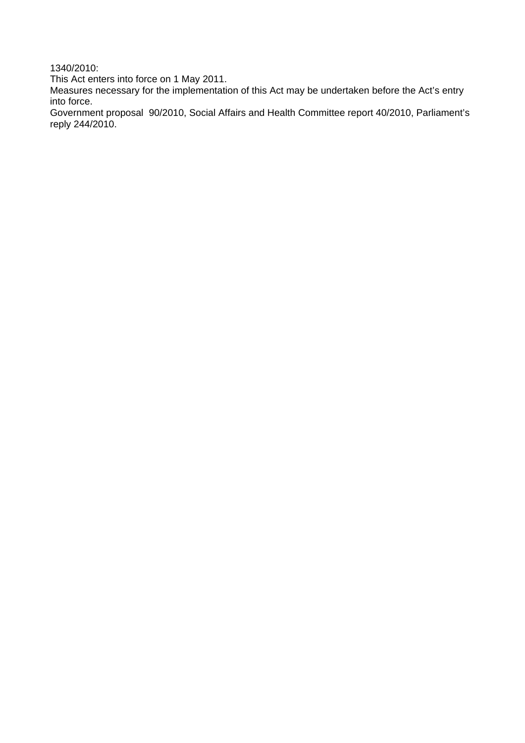1340/2010:

This Act enters into force on 1 May 2011.

Measures necessary for the implementation of this Act may be undertaken before the Act's entry into force.

Government proposal 90/2010, Social Affairs and Health Committee report 40/2010, Parliament's reply 244/2010.